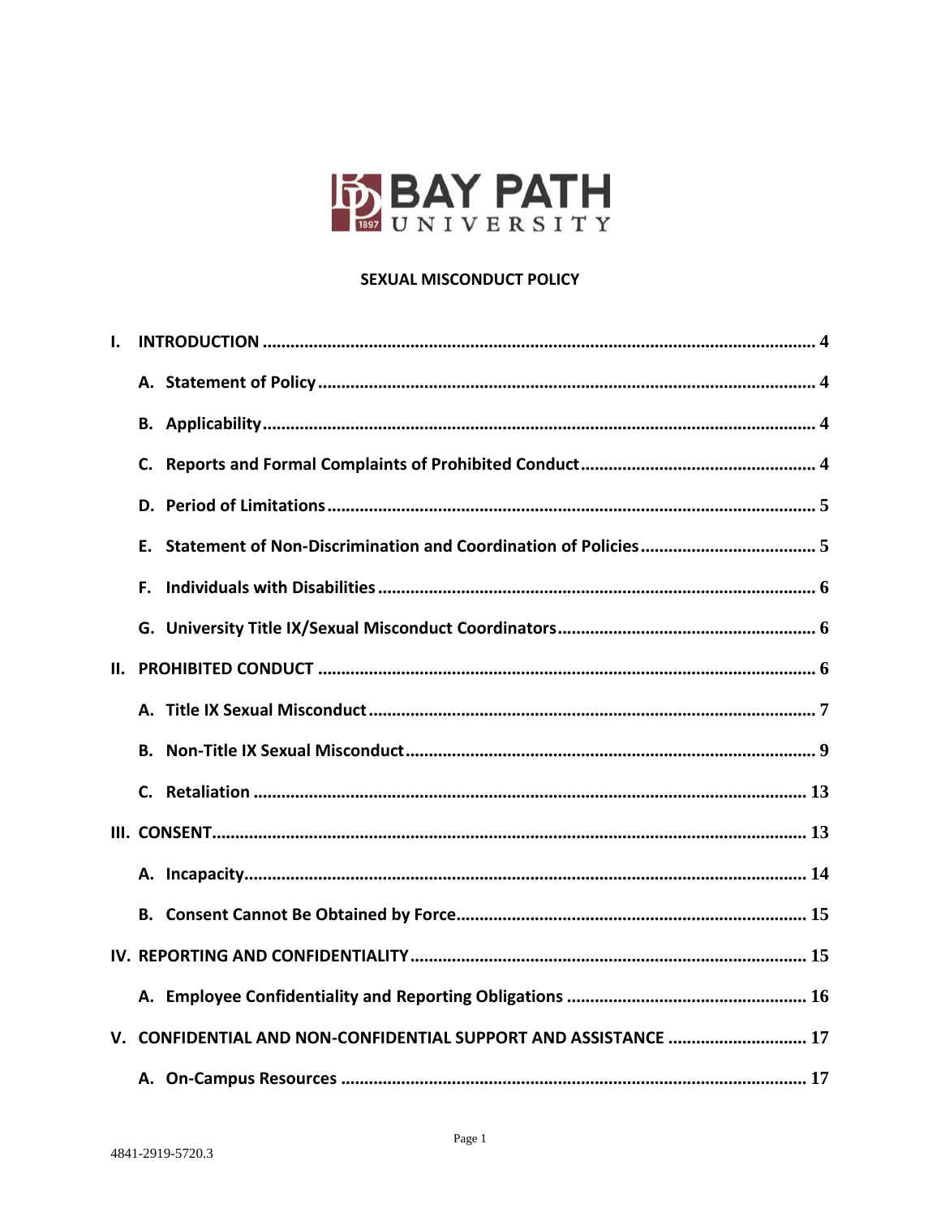BAY PATH UNIVERSITY

# SEXUAL MISCONDUCT POLICY

I. INTRODUCTION ..... 4

A. Statement of Policy ..... 4

B. Applicability ..... 4

C. Reports and Formal Complaints of Prohibited Conduct ..... 4

D. Period of Limitations ..... 5

E. Statement of Non-Discrimination and Coordination of Policies ..... 5

F. Individuals with Disabilities ..... 6

G. University Title IX/Sexual Misconduct Coordinators ..... 6

II. PROHIBITED CONDUCT ..... 6

A. Title IX Sexual Misconduct ..... 7

B. Non-Title IX Sexual Misconduct ..... 9

C. Retaliation ..... 13

III. CONSENT ..... 13

A. Incapacity ..... 14

B. Consent Cannot Be Obtained by Force ..... 15

IV. REPORTING AND CONFIDENTIALITY ..... 15

A. Employee Confidentiality and Reporting Obligations ..... 16

V. CONFIDENTIAL AND NON-CONFIDENTIAL SUPPORT AND ASSISTANCE ..... 17

A. On-Campus Resources ..... 17

4841-2919-5720.3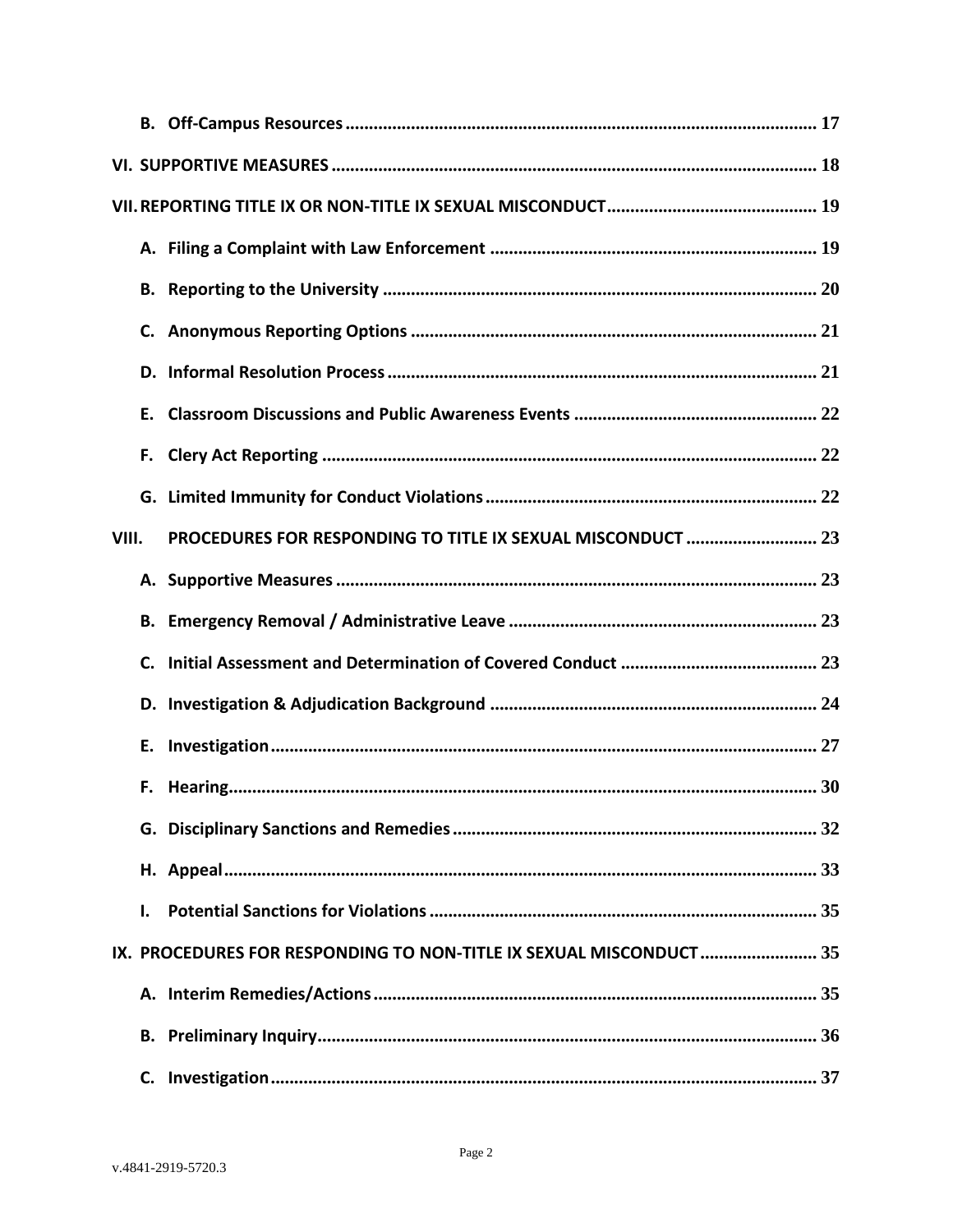- B. Off-Campus Resources ..................................................................................................... 17

VI. SUPPORTIVE MEASURES ........................................................................................................ 18

VII. REPORTING TITLE IX OR NON-TITLE IX SEXUAL MISCONDUCT ............................................ 19

- A. Filing a Complaint with Law Enforcement ...................................................................... 19
- B. Reporting to the University .............................................................................................. 20
- C. Anonymous Reporting Options ....................................................................................... 21
- D. Informal Resolution Process ............................................................................................ 21
- E. Classroom Discussions and Public Awareness Events .................................................... 22
- F. Clery Act Reporting .......................................................................................................... 22
- G. Limited Immunity for Conduct Violations ....................................................................... 22

VIII. PROCEDURES FOR RESPONDING TO TITLE IX SEXUAL MISCONDUCT ............................ 23

- A. Supportive Measures ....................................................................................................... 23
- B. Emergency Removal / Administrative Leave .................................................................. 23
- C. Initial Assessment and Determination of Covered Conduct .......................................... 23
- D. Investigation & Adjudication Background ...................................................................... 24
- E. Investigation ..................................................................................................................... 27
- F. Hearing .............................................................................................................................. 30
- G. Disciplinary Sanctions and Remedies ............................................................................. 32
- H. Appeal ............................................................................................................................... 33
- I. Potential Sanctions for Violations ................................................................................... 35

IX. PROCEDURES FOR RESPONDING TO NON-TITLE IX SEXUAL MISCONDUCT ......................... 35

- A. Interim Remedies/Actions ............................................................................................... 35
- B. Preliminary Inquiry ........................................................................................................... 36
- C. Investigation ..................................................................................................................... 37

v.4841-2919-5720.3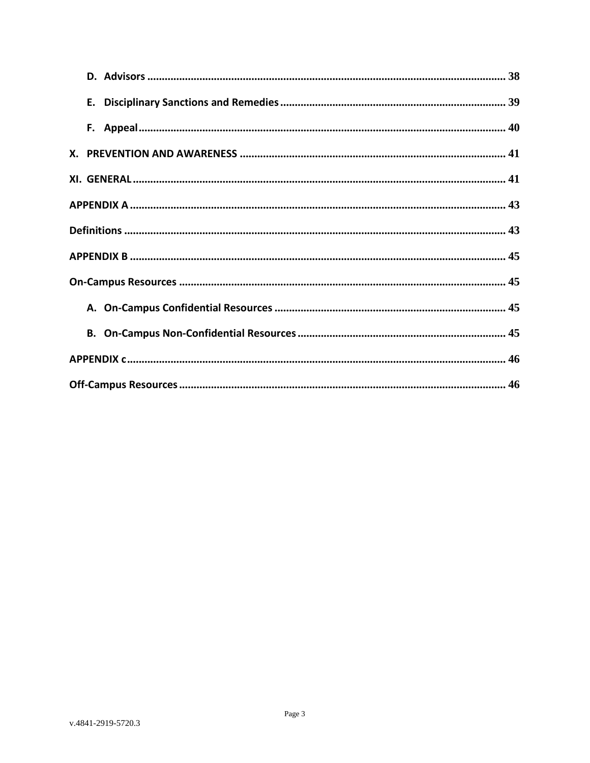D. Advisors .......... 38

E. Disciplinary Sanctions and Remedies .......... 39

F. Appeal .......... 40

X. PREVENTION AND AWARENESS .......... 41

XI. GENERAL .......... 41

APPENDIX A .......... 43

Definitions .......... 43

APPENDIX B .......... 45

On-Campus Resources .......... 45

A. On-Campus Confidential Resources .......... 45

B. On-Campus Non-Confidential Resources .......... 45

APPENDIX c .......... 46

Off-Campus Resources .......... 46

v.4841-2919-5720.3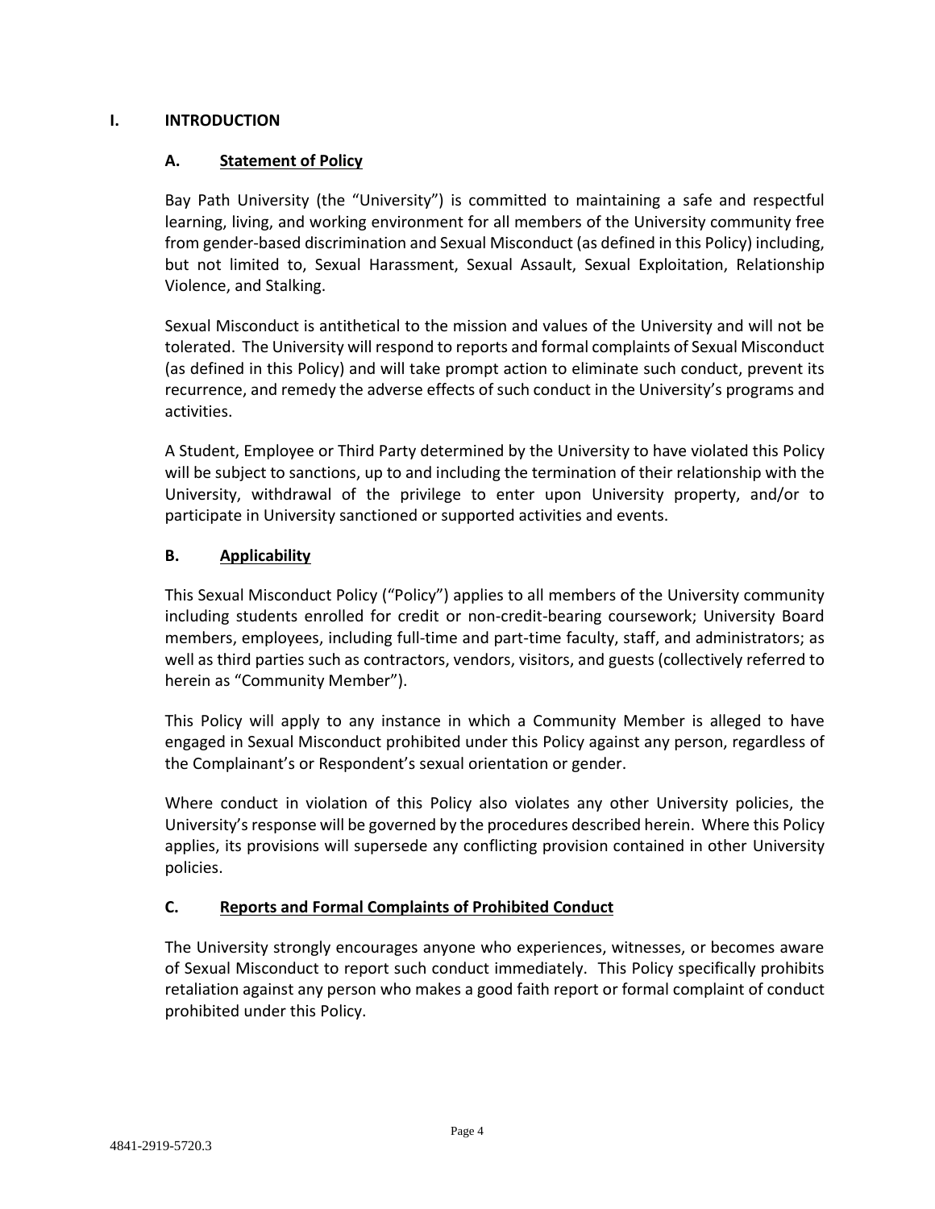# I. INTRODUCTION

## A. Statement of Policy

Bay Path University (the "University") is committed to maintaining a safe and respectful learning, living, and working environment for all members of the University community free from gender-based discrimination and Sexual Misconduct (as defined in this Policy) including, but not limited to, Sexual Harassment, Sexual Assault, Sexual Exploitation, Relationship Violence, and Stalking.

Sexual Misconduct is antithetical to the mission and values of the University and will not be tolerated. The University will respond to reports and formal complaints of Sexual Misconduct (as defined in this Policy) and will take prompt action to eliminate such conduct, prevent its recurrence, and remedy the adverse effects of such conduct in the University's programs and activities.

A Student, Employee or Third Party determined by the University to have violated this Policy will be subject to sanctions, up to and including the termination of their relationship with the University, withdrawal of the privilege to enter upon University property, and/or to participate in University sanctioned or supported activities and events.

## B. Applicability

This Sexual Misconduct Policy ("Policy") applies to all members of the University community including students enrolled for credit or non-credit-bearing coursework; University Board members, employees, including full-time and part-time faculty, staff, and administrators; as well as third parties such as contractors, vendors, visitors, and guests (collectively referred to herein as "Community Member").

This Policy will apply to any instance in which a Community Member is alleged to have engaged in Sexual Misconduct prohibited under this Policy against any person, regardless of the Complainant's or Respondent's sexual orientation or gender.

Where conduct in violation of this Policy also violates any other University policies, the University's response will be governed by the procedures described herein. Where this Policy applies, its provisions will supersede any conflicting provision contained in other University policies.

## C. Reports and Formal Complaints of Prohibited Conduct

The University strongly encourages anyone who experiences, witnesses, or becomes aware of Sexual Misconduct to report such conduct immediately. This Policy specifically prohibits retaliation against any person who makes a good faith report or formal complaint of conduct prohibited under this Policy.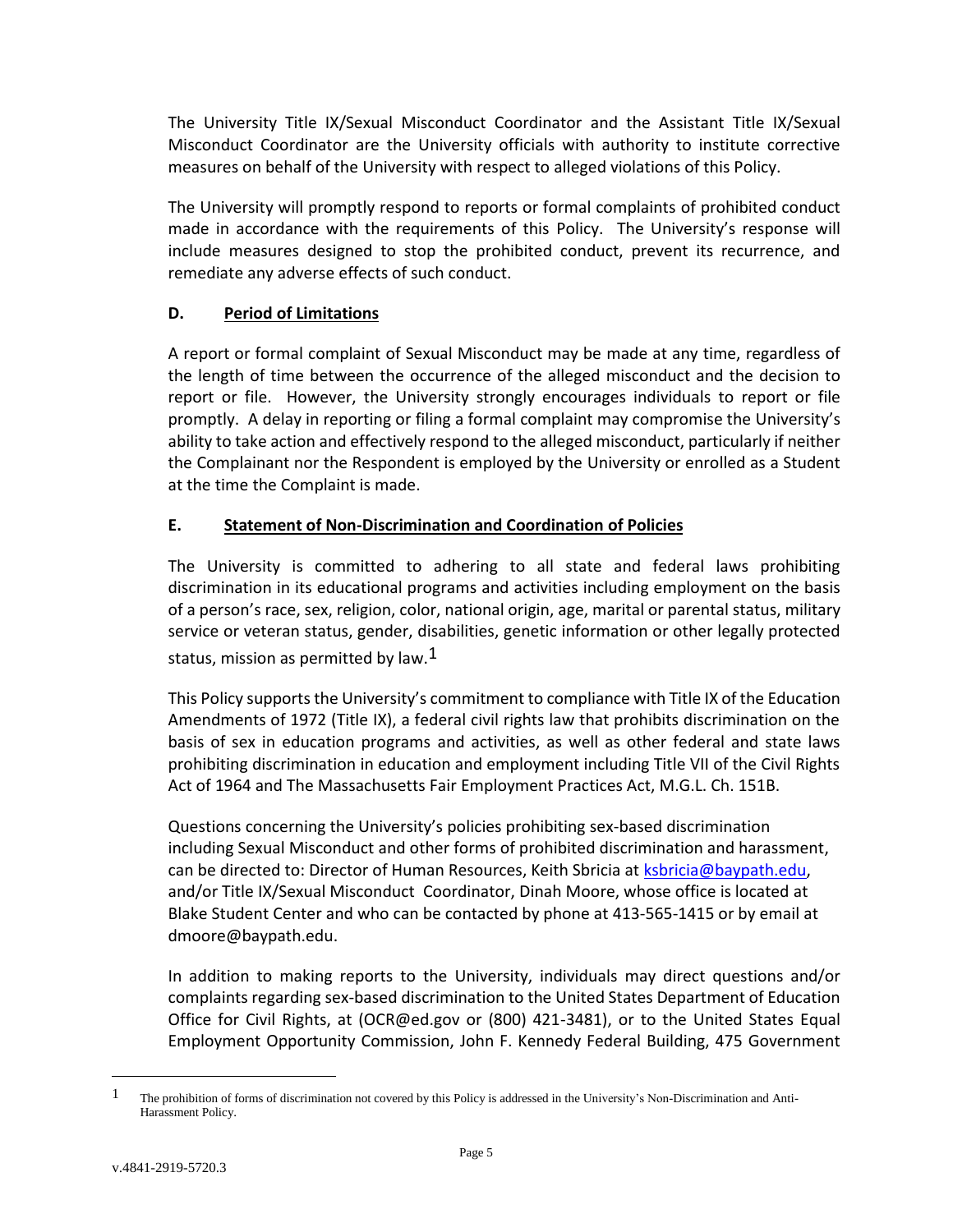The University Title IX/Sexual Misconduct Coordinator and the Assistant Title IX/Sexual Misconduct Coordinator are the University officials with authority to institute corrective measures on behalf of the University with respect to alleged violations of this Policy.

The University will promptly respond to reports or formal complaints of prohibited conduct made in accordance with the requirements of this Policy. The University's response will include measures designed to stop the prohibited conduct, prevent its recurrence, and remediate any adverse effects of such conduct.

### D. <u>Period of Limitations</u>

A report or formal complaint of Sexual Misconduct may be made at any time, regardless of the length of time between the occurrence of the alleged misconduct and the decision to report or file. However, the University strongly encourages individuals to report or file promptly. A delay in reporting or filing a formal complaint may compromise the University's ability to take action and effectively respond to the alleged misconduct, particularly if neither the Complainant nor the Respondent is employed by the University or enrolled as a Student at the time the Complaint is made.

### E. <u>Statement of Non-Discrimination and Coordination of Policies</u>

The University is committed to adhering to all state and federal laws prohibiting discrimination in its educational programs and activities including employment on the basis of a person's race, sex, religion, color, national origin, age, marital or parental status, military service or veteran status, gender, disabilities, genetic information or other legally protected status, mission as permitted by law.[1]

This Policy supports the University's commitment to compliance with Title IX of the Education Amendments of 1972 (Title IX), a federal civil rights law that prohibits discrimination on the basis of sex in education programs and activities, as well as other federal and state laws prohibiting discrimination in education and employment including Title VII of the Civil Rights Act of 1964 and The Massachusetts Fair Employment Practices Act, M.G.L. Ch. 151B.

Questions concerning the University's policies prohibiting sex-based discrimination including Sexual Misconduct and other forms of prohibited discrimination and harassment, can be directed to: Director of Human Resources, Keith Sbricia at ksbricia@baypath.edu, and/or Title IX/Sexual Misconduct Coordinator, Dinah Moore, whose office is located at Blake Student Center and who can be contacted by phone at 413-565-1415 or by email at dmoore@baypath.edu.

In addition to making reports to the University, individuals may direct questions and/or complaints regarding sex-based discrimination to the United States Department of Education Office for Civil Rights, at (OCR@ed.gov or (800) 421-3481), or to the United States Equal Employment Opportunity Commission, John F. Kennedy Federal Building, 475 Government

---

[1] The prohibition of forms of discrimination not covered by this Policy is addressed in the University's Non-Discrimination and Anti-Harassment Policy.

v.4841-2919-5720.3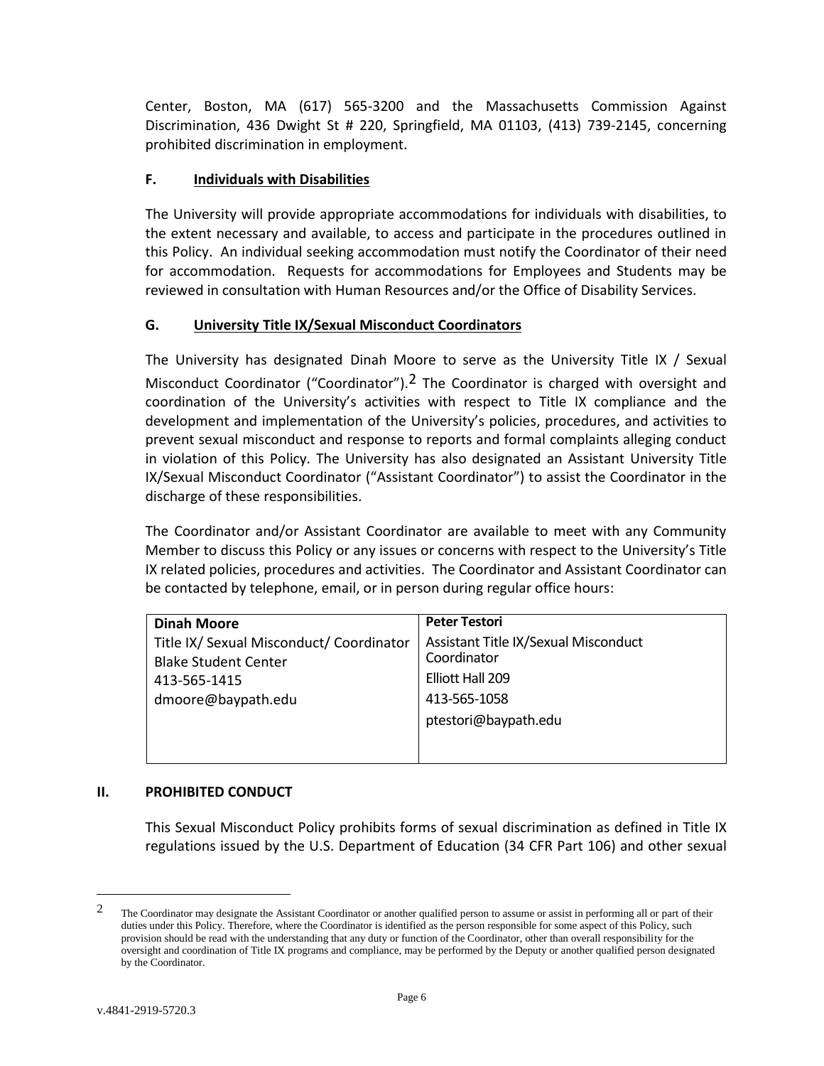Center, Boston, MA (617) 565-3200 and the Massachusetts Commission Against Discrimination, 436 Dwight St # 220, Springfield, MA 01103, (413) 739-2145, concerning prohibited discrimination in employment.

### F. Individuals with Disabilities

The University will provide appropriate accommodations for individuals with disabilities, to the extent necessary and available, to access and participate in the procedures outlined in this Policy. An individual seeking accommodation must notify the Coordinator of their need for accommodation. Requests for accommodations for Employees and Students may be reviewed in consultation with Human Resources and/or the Office of Disability Services.

### G. University Title IX/Sexual Misconduct Coordinators

The University has designated Dinah Moore to serve as the University Title IX / Sexual Misconduct Coordinator ("Coordinator").[2] The Coordinator is charged with oversight and coordination of the University's activities with respect to Title IX compliance and the development and implementation of the University's policies, procedures, and activities to prevent sexual misconduct and response to reports and formal complaints alleging conduct in violation of this Policy. The University has also designated an Assistant University Title IX/Sexual Misconduct Coordinator ("Assistant Coordinator") to assist the Coordinator in the discharge of these responsibilities.

The Coordinator and/or Assistant Coordinator are available to meet with any Community Member to discuss this Policy or any issues or concerns with respect to the University's Title IX related policies, procedures and activities. The Coordinator and Assistant Coordinator can be contacted by telephone, email, or in person during regular office hours:

| **Dinah Moore** | **Peter Testori** |
|---|---|
| Title IX/ Sexual Misconduct/ Coordinator | Assistant Title IX/Sexual Misconduct Coordinator |
| Blake Student Center | Elliott Hall 209 |
| 413-565-1415 | 413-565-1058 |
| dmoore@baypath.edu | ptestori@baypath.edu |

## II. PROHIBITED CONDUCT

This Sexual Misconduct Policy prohibits forms of sexual discrimination as defined in Title IX regulations issued by the U.S. Department of Education (34 CFR Part 106) and other sexual

---

[2] The Coordinator may designate the Assistant Coordinator or another qualified person to assume or assist in performing all or part of their duties under this Policy. Therefore, where the Coordinator is identified as the person responsible for some aspect of this Policy, such provision should be read with the understanding that any duty or function of the Coordinator, other than overall responsibility for the oversight and coordination of Title IX programs and compliance, may be performed by the Deputy or another qualified person designated by the Coordinator.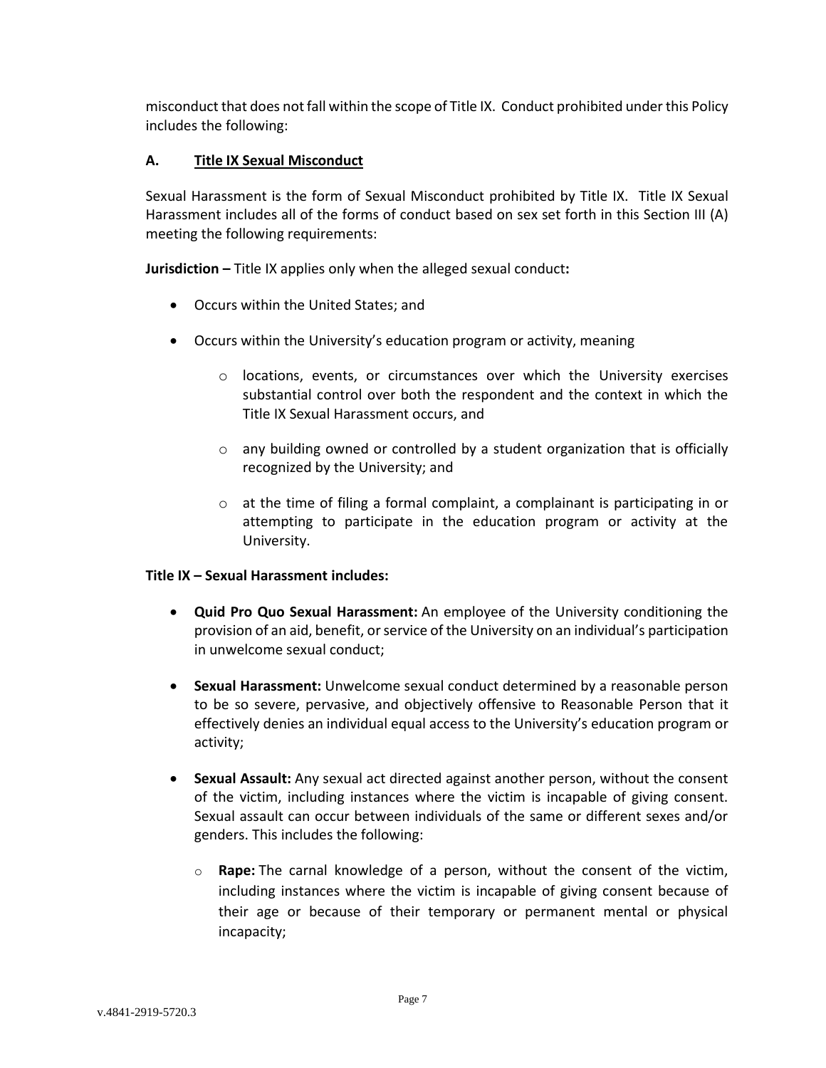misconduct that does not fall within the scope of Title IX. Conduct prohibited under this Policy includes the following:

### A. Title IX Sexual Misconduct

Sexual Harassment is the form of Sexual Misconduct prohibited by Title IX. Title IX Sexual Harassment includes all of the forms of conduct based on sex set forth in this Section III (A) meeting the following requirements:

**Jurisdiction –** Title IX applies only when the alleged sexual conduct**:**

- Occurs within the United States; and
- Occurs within the University's education program or activity, meaning
  - locations, events, or circumstances over which the University exercises substantial control over both the respondent and the context in which the Title IX Sexual Harassment occurs, and
  - any building owned or controlled by a student organization that is officially recognized by the University; and
  - at the time of filing a formal complaint, a complainant is participating in or attempting to participate in the education program or activity at the University.

**Title IX – Sexual Harassment includes:**

- **Quid Pro Quo Sexual Harassment:** An employee of the University conditioning the provision of an aid, benefit, or service of the University on an individual's participation in unwelcome sexual conduct;
- **Sexual Harassment:** Unwelcome sexual conduct determined by a reasonable person to be so severe, pervasive, and objectively offensive to Reasonable Person that it effectively denies an individual equal access to the University's education program or activity;
- **Sexual Assault:** Any sexual act directed against another person, without the consent of the victim, including instances where the victim is incapable of giving consent. Sexual assault can occur between individuals of the same or different sexes and/or genders. This includes the following:
  - **Rape:** The carnal knowledge of a person, without the consent of the victim, including instances where the victim is incapable of giving consent because of their age or because of their temporary or permanent mental or physical incapacity;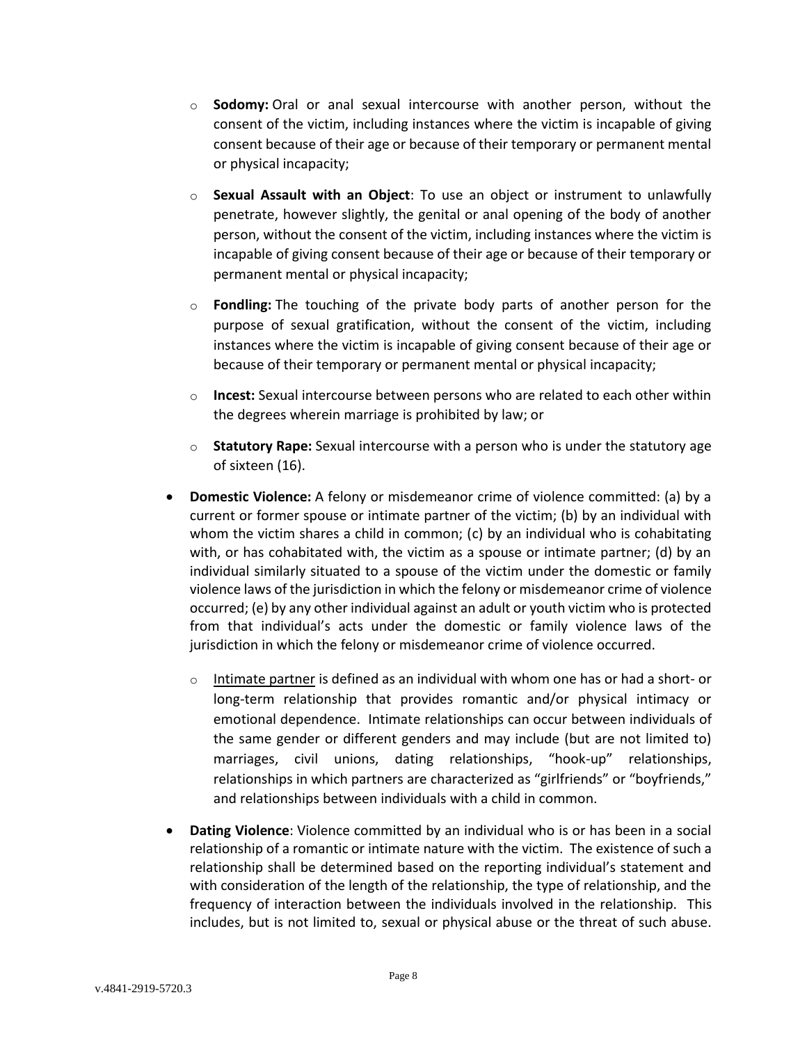- **Sodomy:** Oral or anal sexual intercourse with another person, without the consent of the victim, including instances where the victim is incapable of giving consent because of their age or because of their temporary or permanent mental or physical incapacity;

  - **Sexual Assault with an Object**: To use an object or instrument to unlawfully penetrate, however slightly, the genital or anal opening of the body of another person, without the consent of the victim, including instances where the victim is incapable of giving consent because of their age or because of their temporary or permanent mental or physical incapacity;

  - **Fondling:** The touching of the private body parts of another person for the purpose of sexual gratification, without the consent of the victim, including instances where the victim is incapable of giving consent because of their age or because of their temporary or permanent mental or physical incapacity;

  - **Incest:** Sexual intercourse between persons who are related to each other within the degrees wherein marriage is prohibited by law; or

  - **Statutory Rape:** Sexual intercourse with a person who is under the statutory age of sixteen (16).

- **Domestic Violence:** A felony or misdemeanor crime of violence committed: (a) by a current or former spouse or intimate partner of the victim; (b) by an individual with whom the victim shares a child in common; (c) by an individual who is cohabitating with, or has cohabitated with, the victim as a spouse or intimate partner; (d) by an individual similarly situated to a spouse of the victim under the domestic or family violence laws of the jurisdiction in which the felony or misdemeanor crime of violence occurred; (e) by any other individual against an adult or youth victim who is protected from that individual's acts under the domestic or family violence laws of the jurisdiction in which the felony or misdemeanor crime of violence occurred.

  - <u>Intimate partner</u> is defined as an individual with whom one has or had a short- or long-term relationship that provides romantic and/or physical intimacy or emotional dependence. Intimate relationships can occur between individuals of the same gender or different genders and may include (but are not limited to) marriages, civil unions, dating relationships, "hook-up" relationships, relationships in which partners are characterized as "girlfriends" or "boyfriends," and relationships between individuals with a child in common.

- **Dating Violence**: Violence committed by an individual who is or has been in a social relationship of a romantic or intimate nature with the victim. The existence of such a relationship shall be determined based on the reporting individual's statement and with consideration of the length of the relationship, the type of relationship, and the frequency of interaction between the individuals involved in the relationship. This includes, but is not limited to, sexual or physical abuse or the threat of such abuse.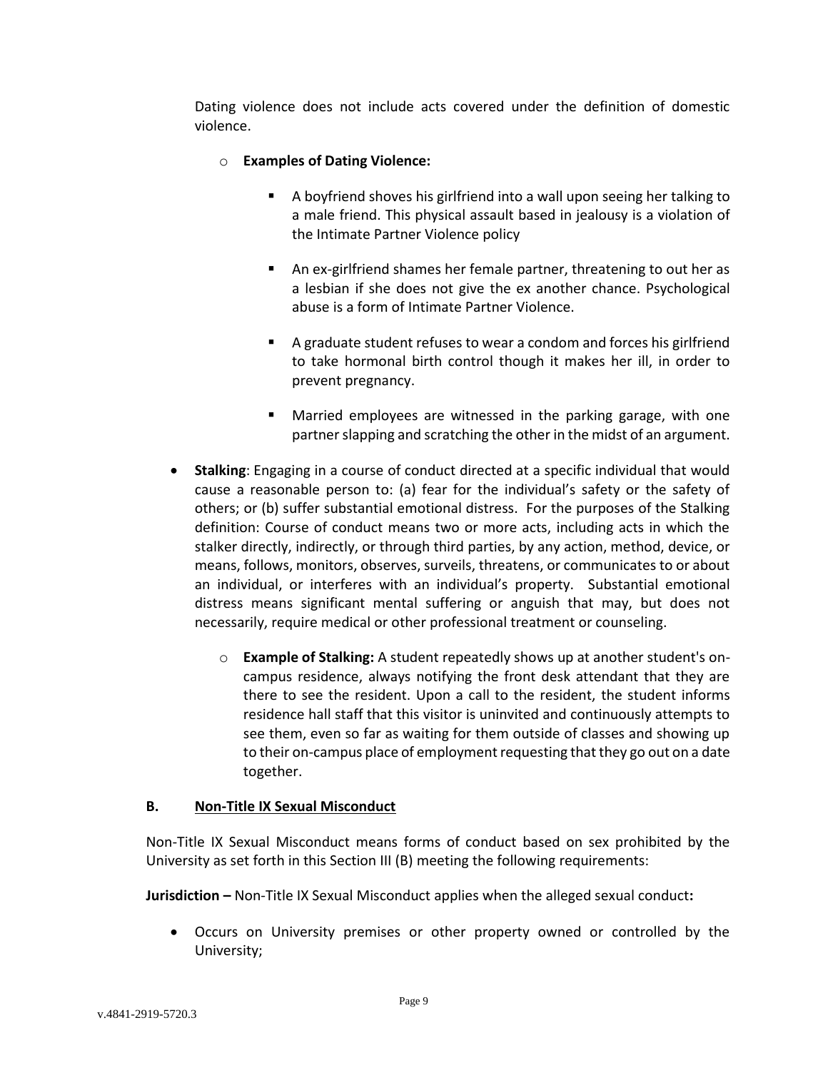Dating violence does not include acts covered under the definition of domestic violence.

- **Examples of Dating Violence:**
  - A boyfriend shoves his girlfriend into a wall upon seeing her talking to a male friend. This physical assault based in jealousy is a violation of the Intimate Partner Violence policy
  - An ex-girlfriend shames her female partner, threatening to out her as a lesbian if she does not give the ex another chance. Psychological abuse is a form of Intimate Partner Violence.
  - A graduate student refuses to wear a condom and forces his girlfriend to take hormonal birth control though it makes her ill, in order to prevent pregnancy.
  - Married employees are witnessed in the parking garage, with one partner slapping and scratching the other in the midst of an argument.

- **Stalking**: Engaging in a course of conduct directed at a specific individual that would cause a reasonable person to: (a) fear for the individual's safety or the safety of others; or (b) suffer substantial emotional distress. For the purposes of the Stalking definition: Course of conduct means two or more acts, including acts in which the stalker directly, indirectly, or through third parties, by any action, method, device, or means, follows, monitors, observes, surveils, threatens, or communicates to or about an individual, or interferes with an individual's property. Substantial emotional distress means significant mental suffering or anguish that may, but does not necessarily, require medical or other professional treatment or counseling.
  - **Example of Stalking:** A student repeatedly shows up at another student's on-campus residence, always notifying the front desk attendant that they are there to see the resident. Upon a call to the resident, the student informs residence hall staff that this visitor is uninvited and continuously attempts to see them, even so far as waiting for them outside of classes and showing up to their on-campus place of employment requesting that they go out on a date together.

### B. Non-Title IX Sexual Misconduct

Non-Title IX Sexual Misconduct means forms of conduct based on sex prohibited by the University as set forth in this Section III (B) meeting the following requirements:

**Jurisdiction –** Non-Title IX Sexual Misconduct applies when the alleged sexual conduct**:**

- Occurs on University premises or other property owned or controlled by the University;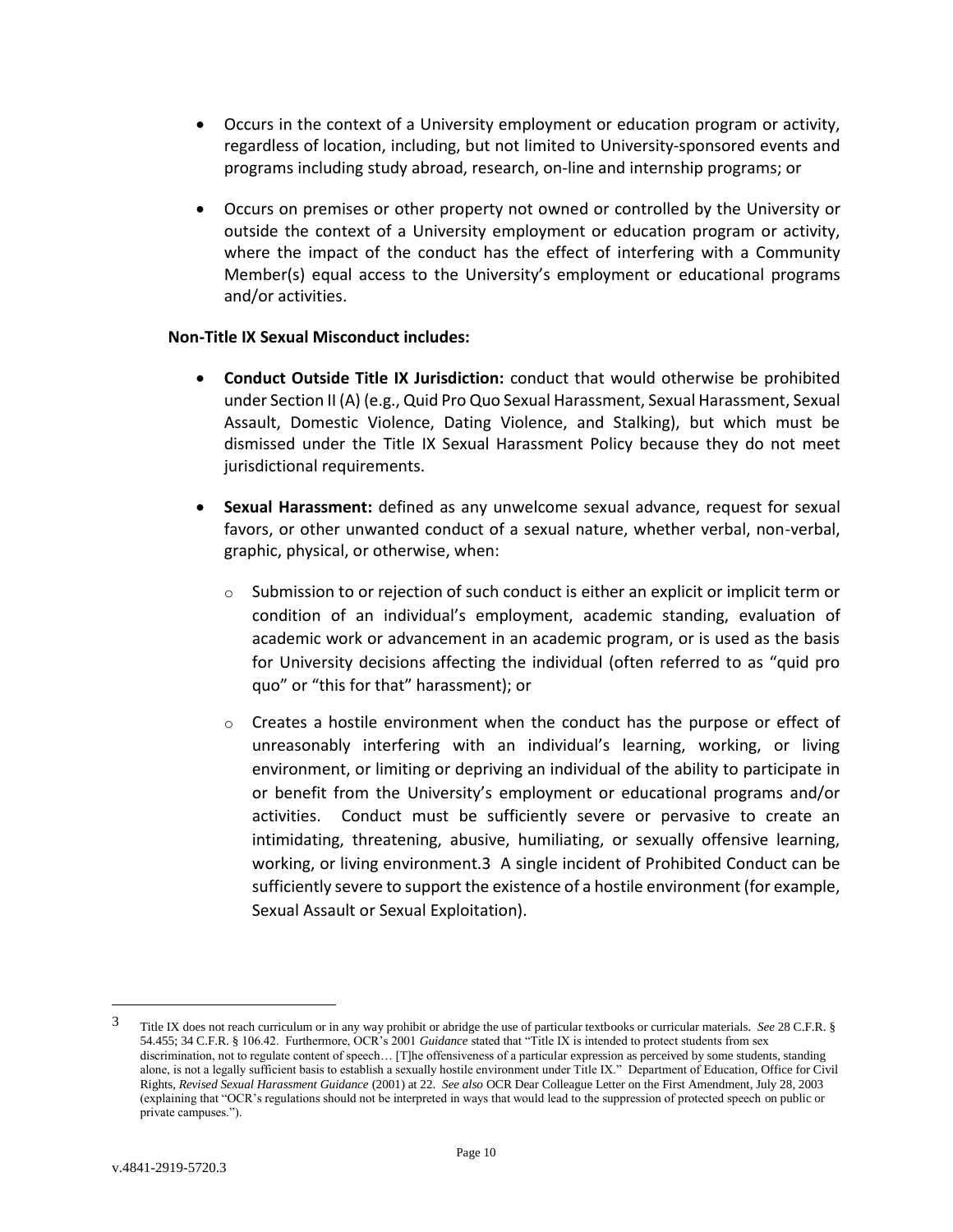- Occurs in the context of a University employment or education program or activity, regardless of location, including, but not limited to University-sponsored events and programs including study abroad, research, on-line and internship programs; or

- Occurs on premises or other property not owned or controlled by the University or outside the context of a University employment or education program or activity, where the impact of the conduct has the effect of interfering with a Community Member(s) equal access to the University's employment or educational programs and/or activities.

**Non-Title IX Sexual Misconduct includes:**

- **Conduct Outside Title IX Jurisdiction:** conduct that would otherwise be prohibited under Section II (A) (e.g., Quid Pro Quo Sexual Harassment, Sexual Harassment, Sexual Assault, Domestic Violence, Dating Violence, and Stalking), but which must be dismissed under the Title IX Sexual Harassment Policy because they do not meet jurisdictional requirements.

- **Sexual Harassment:** defined as any unwelcome sexual advance, request for sexual favors, or other unwanted conduct of a sexual nature, whether verbal, non-verbal, graphic, physical, or otherwise, when:

  - Submission to or rejection of such conduct is either an explicit or implicit term or condition of an individual's employment, academic standing, evaluation of academic work or advancement in an academic program, or is used as the basis for University decisions affecting the individual (often referred to as "quid pro quo" or "this for that" harassment); or

  - Creates a hostile environment when the conduct has the purpose or effect of unreasonably interfering with an individual's learning, working, or living environment, or limiting or depriving an individual of the ability to participate in or benefit from the University's employment or educational programs and/or activities. Conduct must be sufficiently severe or pervasive to create an intimidating, threatening, abusive, humiliating, or sexually offensive learning, working, or living environment.[3] A single incident of Prohibited Conduct can be sufficiently severe to support the existence of a hostile environment (for example, Sexual Assault or Sexual Exploitation).

---

[3] Title IX does not reach curriculum or in any way prohibit or abridge the use of particular textbooks or curricular materials. *See* 28 C.F.R. § 54.455; 34 C.F.R. § 106.42. Furthermore, OCR's 2001 *Guidance* stated that "Title IX is intended to protect students from sex discrimination, not to regulate content of speech… [T]he offensiveness of a particular expression as perceived by some students, standing alone, is not a legally sufficient basis to establish a sexually hostile environment under Title IX." Department of Education, Office for Civil Rights, *Revised Sexual Harassment Guidance* (2001) at 22. *See also* OCR Dear Colleague Letter on the First Amendment, July 28, 2003 (explaining that "OCR's regulations should not be interpreted in ways that would lead to the suppression of protected speech on public or private campuses.").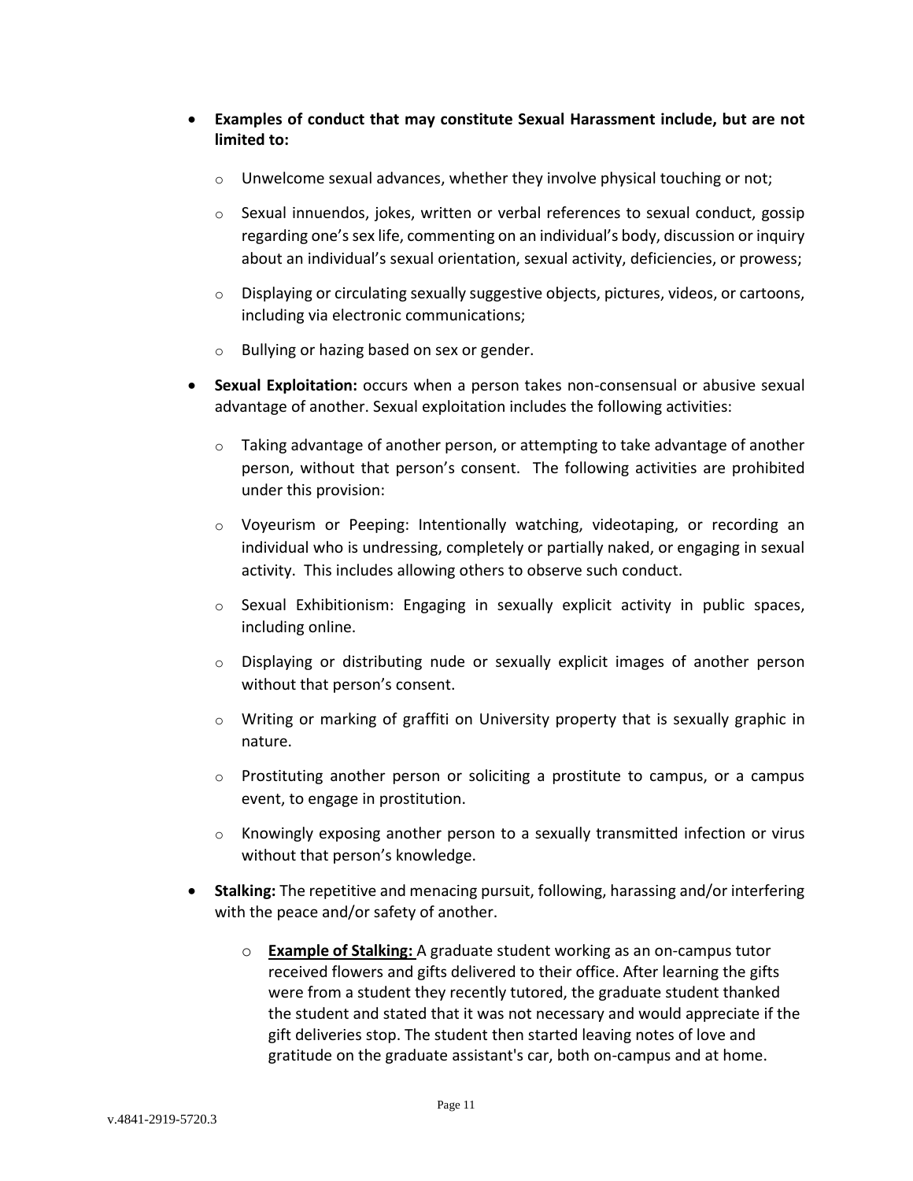- **Examples of conduct that may constitute Sexual Harassment include, but are not limited to:**
    - Unwelcome sexual advances, whether they involve physical touching or not;
    - Sexual innuendos, jokes, written or verbal references to sexual conduct, gossip regarding one's sex life, commenting on an individual's body, discussion or inquiry about an individual's sexual orientation, sexual activity, deficiencies, or prowess;
    - Displaying or circulating sexually suggestive objects, pictures, videos, or cartoons, including via electronic communications;
    - Bullying or hazing based on sex or gender.
- **Sexual Exploitation:** occurs when a person takes non-consensual or abusive sexual advantage of another. Sexual exploitation includes the following activities:
    - Taking advantage of another person, or attempting to take advantage of another person, without that person's consent. The following activities are prohibited under this provision:
    - Voyeurism or Peeping: Intentionally watching, videotaping, or recording an individual who is undressing, completely or partially naked, or engaging in sexual activity. This includes allowing others to observe such conduct.
    - Sexual Exhibitionism: Engaging in sexually explicit activity in public spaces, including online.
    - Displaying or distributing nude or sexually explicit images of another person without that person's consent.
    - Writing or marking of graffiti on University property that is sexually graphic in nature.
    - Prostituting another person or soliciting a prostitute to campus, or a campus event, to engage in prostitution.
    - Knowingly exposing another person to a sexually transmitted infection or virus without that person's knowledge.
- **Stalking:** The repetitive and menacing pursuit, following, harassing and/or interfering with the peace and/or safety of another.
    - **<u>Example of Stalking:</u>** A graduate student working as an on-campus tutor received flowers and gifts delivered to their office. After learning the gifts were from a student they recently tutored, the graduate student thanked the student and stated that it was not necessary and would appreciate if the gift deliveries stop. The student then started leaving notes of love and gratitude on the graduate assistant's car, both on-campus and at home.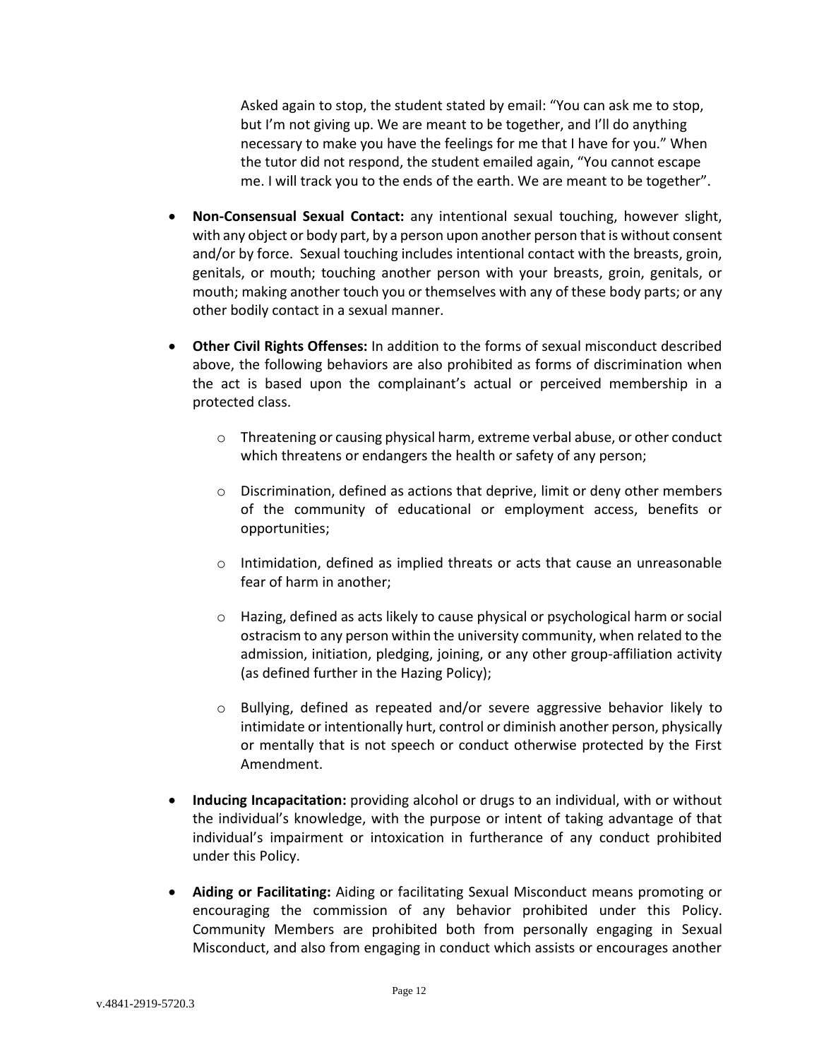Asked again to stop, the student stated by email: "You can ask me to stop, but I'm not giving up. We are meant to be together, and I'll do anything necessary to make you have the feelings for me that I have for you." When the tutor did not respond, the student emailed again, "You cannot escape me. I will track you to the ends of the earth. We are meant to be together".

- **Non-Consensual Sexual Contact:** any intentional sexual touching, however slight, with any object or body part, by a person upon another person that is without consent and/or by force. Sexual touching includes intentional contact with the breasts, groin, genitals, or mouth; touching another person with your breasts, groin, genitals, or mouth; making another touch you or themselves with any of these body parts; or any other bodily contact in a sexual manner.

- **Other Civil Rights Offenses:** In addition to the forms of sexual misconduct described above, the following behaviors are also prohibited as forms of discrimination when the act is based upon the complainant's actual or perceived membership in a protected class.

  - Threatening or causing physical harm, extreme verbal abuse, or other conduct which threatens or endangers the health or safety of any person;

  - Discrimination, defined as actions that deprive, limit or deny other members of the community of educational or employment access, benefits or opportunities;

  - Intimidation, defined as implied threats or acts that cause an unreasonable fear of harm in another;

  - Hazing, defined as acts likely to cause physical or psychological harm or social ostracism to any person within the university community, when related to the admission, initiation, pledging, joining, or any other group-affiliation activity (as defined further in the Hazing Policy);

  - Bullying, defined as repeated and/or severe aggressive behavior likely to intimidate or intentionally hurt, control or diminish another person, physically or mentally that is not speech or conduct otherwise protected by the First Amendment.

- **Inducing Incapacitation:** providing alcohol or drugs to an individual, with or without the individual's knowledge, with the purpose or intent of taking advantage of that individual's impairment or intoxication in furtherance of any conduct prohibited under this Policy.

- **Aiding or Facilitating:** Aiding or facilitating Sexual Misconduct means promoting or encouraging the commission of any behavior prohibited under this Policy. Community Members are prohibited both from personally engaging in Sexual Misconduct, and also from engaging in conduct which assists or encourages another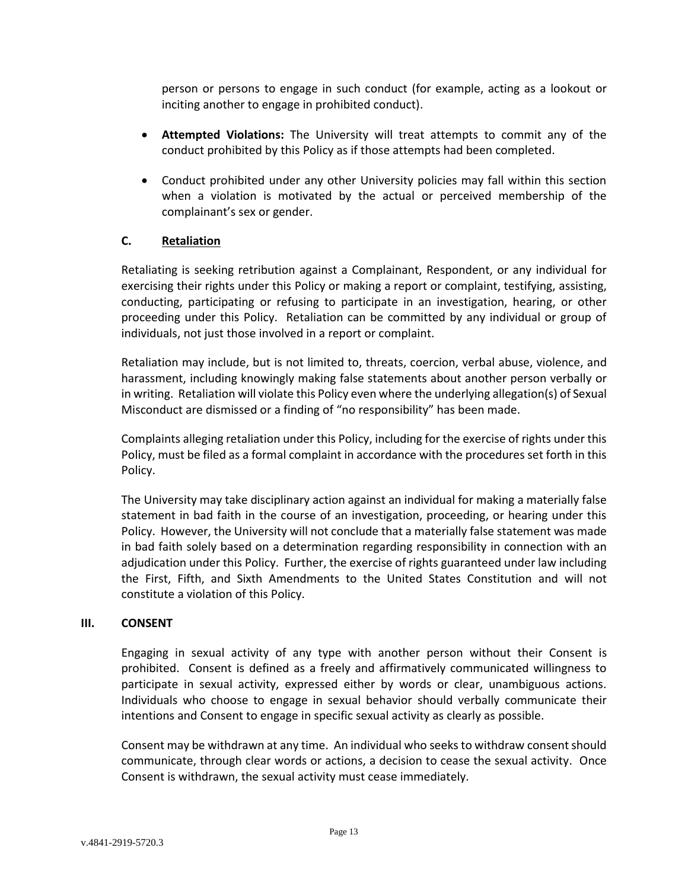person or persons to engage in such conduct (for example, acting as a lookout or inciting another to engage in prohibited conduct).

- **Attempted Violations:** The University will treat attempts to commit any of the conduct prohibited by this Policy as if those attempts had been completed.

- Conduct prohibited under any other University policies may fall within this section when a violation is motivated by the actual or perceived membership of the complainant's sex or gender.

### C. <u>Retaliation</u>

Retaliating is seeking retribution against a Complainant, Respondent, or any individual for exercising their rights under this Policy or making a report or complaint, testifying, assisting, conducting, participating or refusing to participate in an investigation, hearing, or other proceeding under this Policy. Retaliation can be committed by any individual or group of individuals, not just those involved in a report or complaint.

Retaliation may include, but is not limited to, threats, coercion, verbal abuse, violence, and harassment, including knowingly making false statements about another person verbally or in writing. Retaliation will violate this Policy even where the underlying allegation(s) of Sexual Misconduct are dismissed or a finding of "no responsibility" has been made.

Complaints alleging retaliation under this Policy, including for the exercise of rights under this Policy, must be filed as a formal complaint in accordance with the procedures set forth in this Policy.

The University may take disciplinary action against an individual for making a materially false statement in bad faith in the course of an investigation, proceeding, or hearing under this Policy. However, the University will not conclude that a materially false statement was made in bad faith solely based on a determination regarding responsibility in connection with an adjudication under this Policy. Further, the exercise of rights guaranteed under law including the First, Fifth, and Sixth Amendments to the United States Constitution and will not constitute a violation of this Policy.

## III. CONSENT

Engaging in sexual activity of any type with another person without their Consent is prohibited. Consent is defined as a freely and affirmatively communicated willingness to participate in sexual activity, expressed either by words or clear, unambiguous actions. Individuals who choose to engage in sexual behavior should verbally communicate their intentions and Consent to engage in specific sexual activity as clearly as possible.

Consent may be withdrawn at any time. An individual who seeks to withdraw consent should communicate, through clear words or actions, a decision to cease the sexual activity. Once Consent is withdrawn, the sexual activity must cease immediately.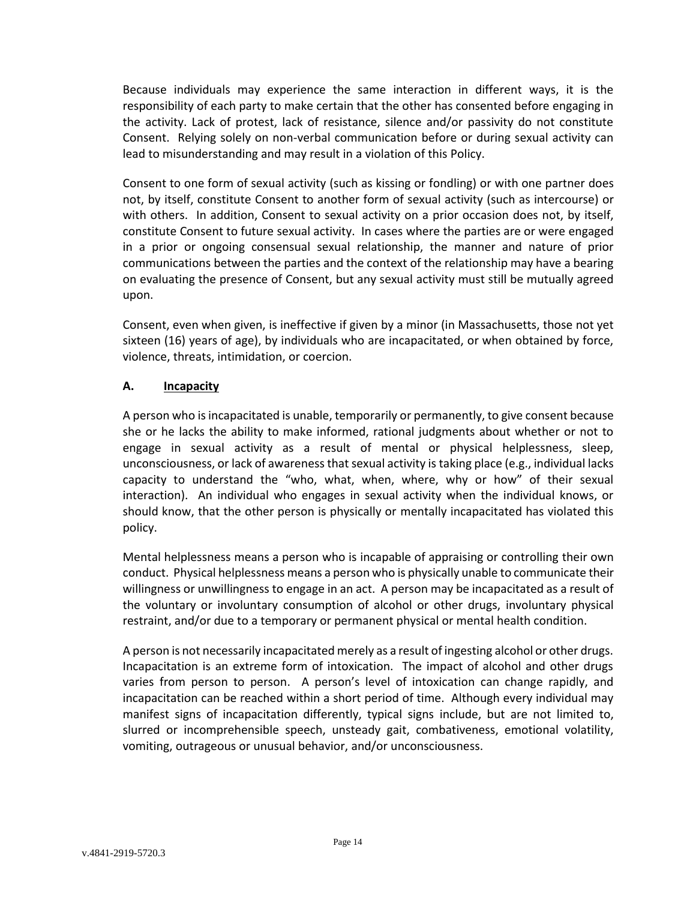Because individuals may experience the same interaction in different ways, it is the responsibility of each party to make certain that the other has consented before engaging in the activity. Lack of protest, lack of resistance, silence and/or passivity do not constitute Consent. Relying solely on non-verbal communication before or during sexual activity can lead to misunderstanding and may result in a violation of this Policy.

Consent to one form of sexual activity (such as kissing or fondling) or with one partner does not, by itself, constitute Consent to another form of sexual activity (such as intercourse) or with others. In addition, Consent to sexual activity on a prior occasion does not, by itself, constitute Consent to future sexual activity. In cases where the parties are or were engaged in a prior or ongoing consensual sexual relationship, the manner and nature of prior communications between the parties and the context of the relationship may have a bearing on evaluating the presence of Consent, but any sexual activity must still be mutually agreed upon.

Consent, even when given, is ineffective if given by a minor (in Massachusetts, those not yet sixteen (16) years of age), by individuals who are incapacitated, or when obtained by force, violence, threats, intimidation, or coercion.

### A. Incapacity

A person who is incapacitated is unable, temporarily or permanently, to give consent because she or he lacks the ability to make informed, rational judgments about whether or not to engage in sexual activity as a result of mental or physical helplessness, sleep, unconsciousness, or lack of awareness that sexual activity is taking place (e.g., individual lacks capacity to understand the "who, what, when, where, why or how" of their sexual interaction). An individual who engages in sexual activity when the individual knows, or should know, that the other person is physically or mentally incapacitated has violated this policy.

Mental helplessness means a person who is incapable of appraising or controlling their own conduct. Physical helplessness means a person who is physically unable to communicate their willingness or unwillingness to engage in an act. A person may be incapacitated as a result of the voluntary or involuntary consumption of alcohol or other drugs, involuntary physical restraint, and/or due to a temporary or permanent physical or mental health condition.

A person is not necessarily incapacitated merely as a result of ingesting alcohol or other drugs. Incapacitation is an extreme form of intoxication. The impact of alcohol and other drugs varies from person to person. A person's level of intoxication can change rapidly, and incapacitation can be reached within a short period of time. Although every individual may manifest signs of incapacitation differently, typical signs include, but are not limited to, slurred or incomprehensible speech, unsteady gait, combativeness, emotional volatility, vomiting, outrageous or unusual behavior, and/or unconsciousness.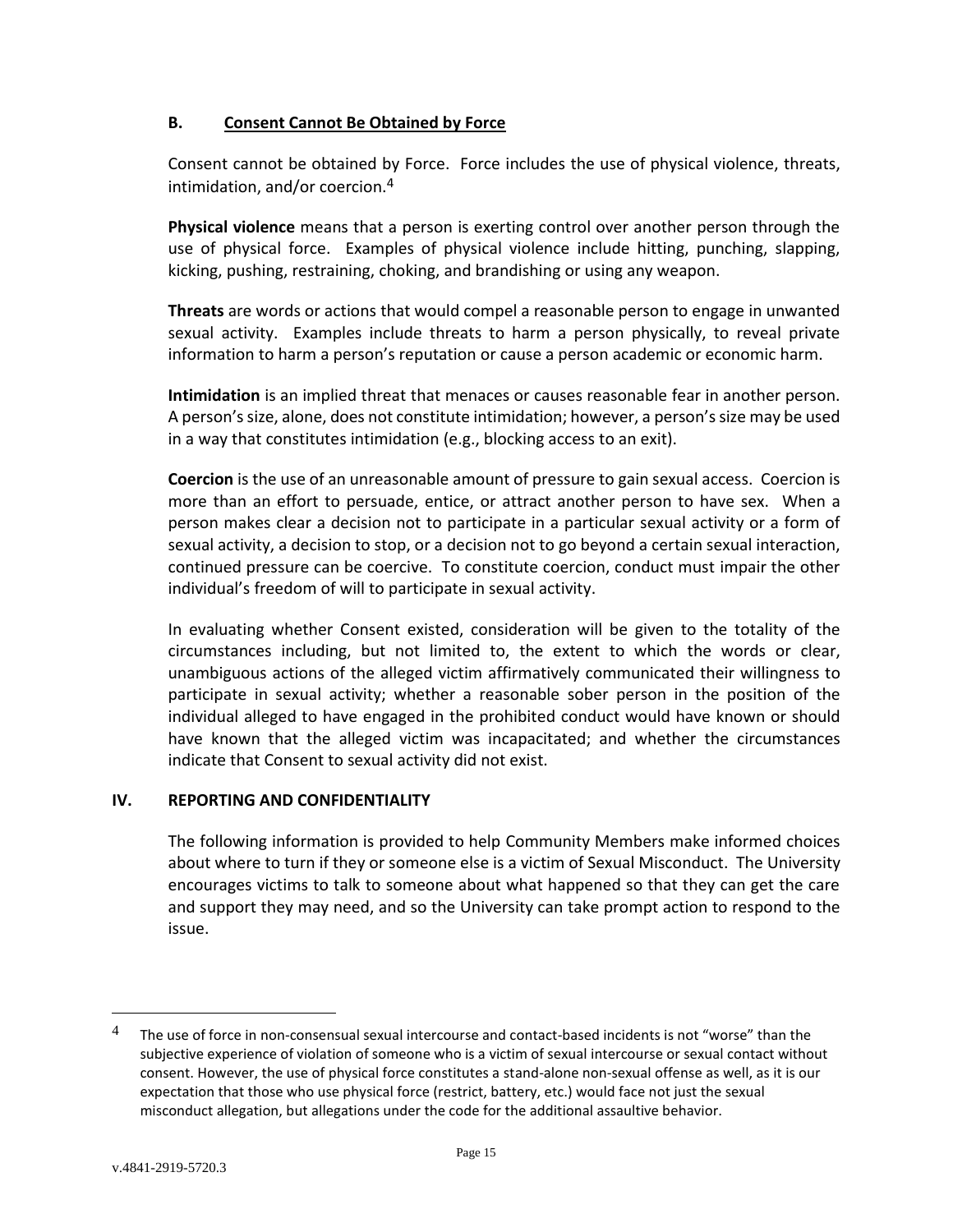### B. Consent Cannot Be Obtained by Force

Consent cannot be obtained by Force. Force includes the use of physical violence, threats, intimidation, and/or coercion.[4]

**Physical violence** means that a person is exerting control over another person through the use of physical force. Examples of physical violence include hitting, punching, slapping, kicking, pushing, restraining, choking, and brandishing or using any weapon.

**Threats** are words or actions that would compel a reasonable person to engage in unwanted sexual activity. Examples include threats to harm a person physically, to reveal private information to harm a person's reputation or cause a person academic or economic harm.

**Intimidation** is an implied threat that menaces or causes reasonable fear in another person. A person's size, alone, does not constitute intimidation; however, a person's size may be used in a way that constitutes intimidation (e.g., blocking access to an exit).

**Coercion** is the use of an unreasonable amount of pressure to gain sexual access. Coercion is more than an effort to persuade, entice, or attract another person to have sex. When a person makes clear a decision not to participate in a particular sexual activity or a form of sexual activity, a decision to stop, or a decision not to go beyond a certain sexual interaction, continued pressure can be coercive. To constitute coercion, conduct must impair the other individual's freedom of will to participate in sexual activity.

In evaluating whether Consent existed, consideration will be given to the totality of the circumstances including, but not limited to, the extent to which the words or clear, unambiguous actions of the alleged victim affirmatively communicated their willingness to participate in sexual activity; whether a reasonable sober person in the position of the individual alleged to have engaged in the prohibited conduct would have known or should have known that the alleged victim was incapacitated; and whether the circumstances indicate that Consent to sexual activity did not exist.

## IV. REPORTING AND CONFIDENTIALITY

The following information is provided to help Community Members make informed choices about where to turn if they or someone else is a victim of Sexual Misconduct. The University encourages victims to talk to someone about what happened so that they can get the care and support they may need, and so the University can take prompt action to respond to the issue.

---

[4] The use of force in non-consensual sexual intercourse and contact-based incidents is not "worse" than the subjective experience of violation of someone who is a victim of sexual intercourse or sexual contact without consent. However, the use of physical force constitutes a stand-alone non-sexual offense as well, as it is our expectation that those who use physical force (restrict, battery, etc.) would face not just the sexual misconduct allegation, but allegations under the code for the additional assaultive behavior.

v.4841-2919-5720.3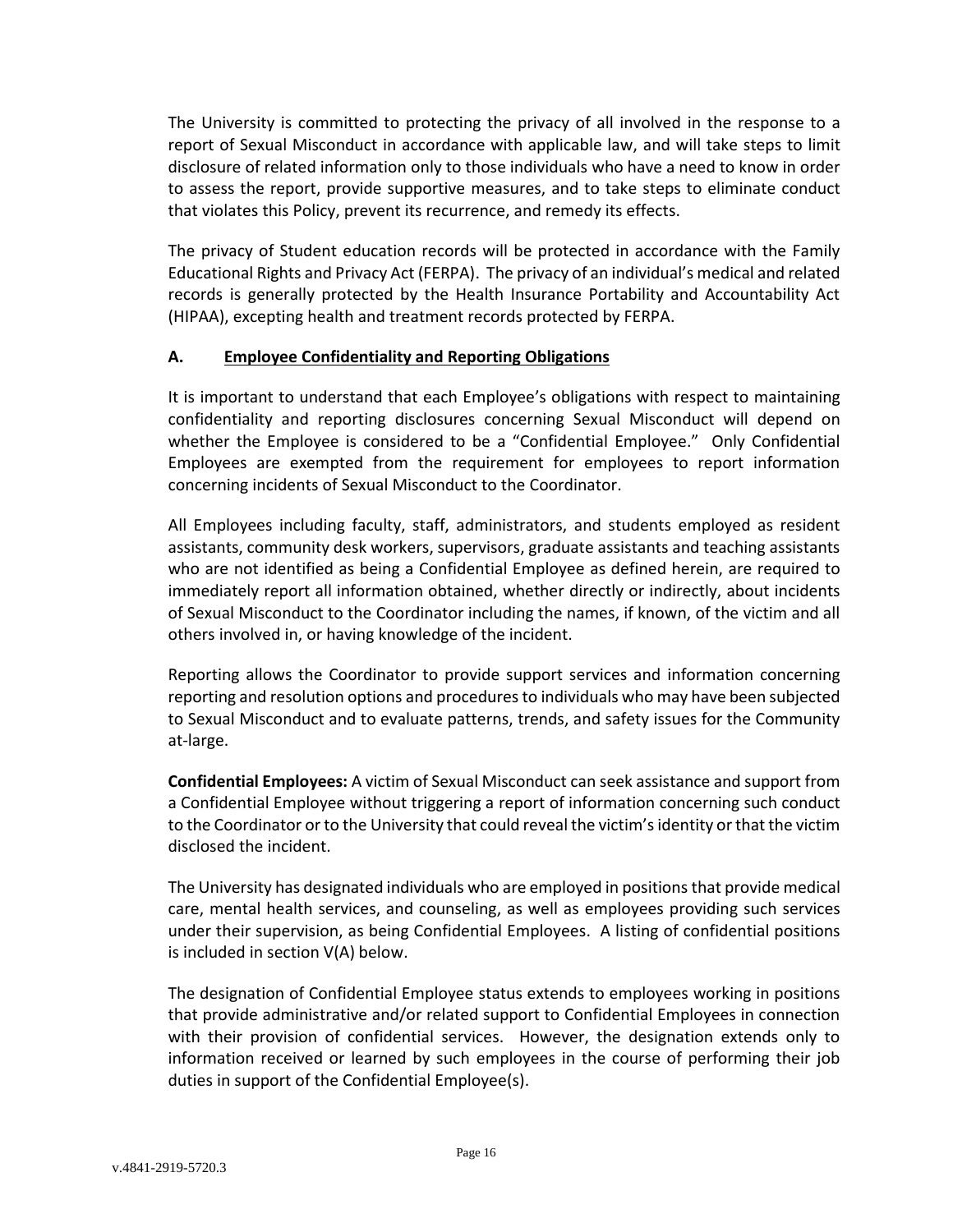The University is committed to protecting the privacy of all involved in the response to a report of Sexual Misconduct in accordance with applicable law, and will take steps to limit disclosure of related information only to those individuals who have a need to know in order to assess the report, provide supportive measures, and to take steps to eliminate conduct that violates this Policy, prevent its recurrence, and remedy its effects.

The privacy of Student education records will be protected in accordance with the Family Educational Rights and Privacy Act (FERPA). The privacy of an individual's medical and related records is generally protected by the Health Insurance Portability and Accountability Act (HIPAA), excepting health and treatment records protected by FERPA.

### A. Employee Confidentiality and Reporting Obligations

It is important to understand that each Employee's obligations with respect to maintaining confidentiality and reporting disclosures concerning Sexual Misconduct will depend on whether the Employee is considered to be a "Confidential Employee." Only Confidential Employees are exempted from the requirement for employees to report information concerning incidents of Sexual Misconduct to the Coordinator.

All Employees including faculty, staff, administrators, and students employed as resident assistants, community desk workers, supervisors, graduate assistants and teaching assistants who are not identified as being a Confidential Employee as defined herein, are required to immediately report all information obtained, whether directly or indirectly, about incidents of Sexual Misconduct to the Coordinator including the names, if known, of the victim and all others involved in, or having knowledge of the incident.

Reporting allows the Coordinator to provide support services and information concerning reporting and resolution options and procedures to individuals who may have been subjected to Sexual Misconduct and to evaluate patterns, trends, and safety issues for the Community at-large.

**Confidential Employees:** A victim of Sexual Misconduct can seek assistance and support from a Confidential Employee without triggering a report of information concerning such conduct to the Coordinator or to the University that could reveal the victim's identity or that the victim disclosed the incident.

The University has designated individuals who are employed in positions that provide medical care, mental health services, and counseling, as well as employees providing such services under their supervision, as being Confidential Employees. A listing of confidential positions is included in section V(A) below.

The designation of Confidential Employee status extends to employees working in positions that provide administrative and/or related support to Confidential Employees in connection with their provision of confidential services. However, the designation extends only to information received or learned by such employees in the course of performing their job duties in support of the Confidential Employee(s).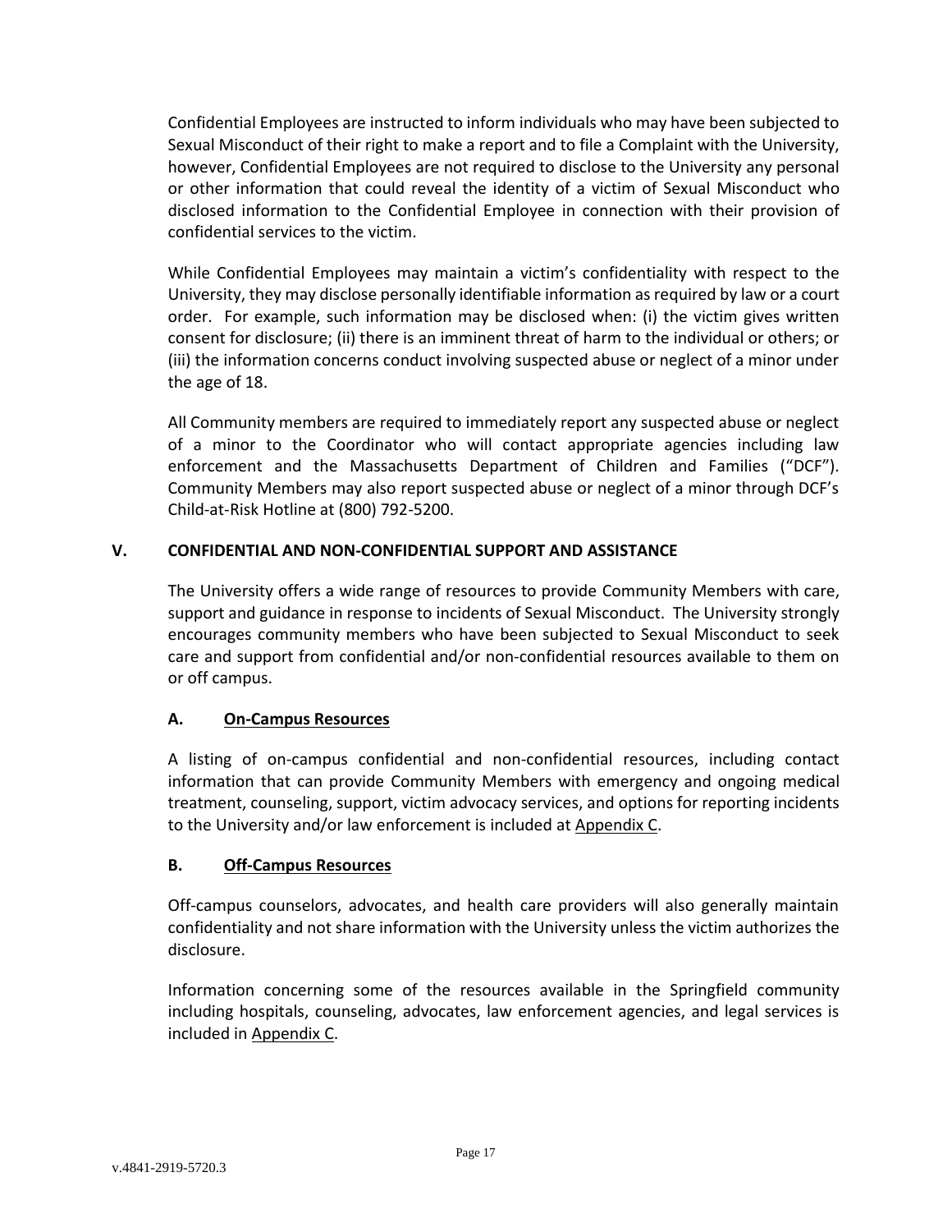Confidential Employees are instructed to inform individuals who may have been subjected to Sexual Misconduct of their right to make a report and to file a Complaint with the University, however, Confidential Employees are not required to disclose to the University any personal or other information that could reveal the identity of a victim of Sexual Misconduct who disclosed information to the Confidential Employee in connection with their provision of confidential services to the victim.

While Confidential Employees may maintain a victim's confidentiality with respect to the University, they may disclose personally identifiable information as required by law or a court order. For example, such information may be disclosed when: (i) the victim gives written consent for disclosure; (ii) there is an imminent threat of harm to the individual or others; or (iii) the information concerns conduct involving suspected abuse or neglect of a minor under the age of 18.

All Community members are required to immediately report any suspected abuse or neglect of a minor to the Coordinator who will contact appropriate agencies including law enforcement and the Massachusetts Department of Children and Families ("DCF"). Community Members may also report suspected abuse or neglect of a minor through DCF's Child-at-Risk Hotline at (800) 792-5200.

## V. CONFIDENTIAL AND NON-CONFIDENTIAL SUPPORT AND ASSISTANCE

The University offers a wide range of resources to provide Community Members with care, support and guidance in response to incidents of Sexual Misconduct. The University strongly encourages community members who have been subjected to Sexual Misconduct to seek care and support from confidential and/or non-confidential resources available to them on or off campus.

### A. On-Campus Resources

A listing of on-campus confidential and non-confidential resources, including contact information that can provide Community Members with emergency and ongoing medical treatment, counseling, support, victim advocacy services, and options for reporting incidents to the University and/or law enforcement is included at Appendix C.

### B. Off-Campus Resources

Off-campus counselors, advocates, and health care providers will also generally maintain confidentiality and not share information with the University unless the victim authorizes the disclosure.

Information concerning some of the resources available in the Springfield community including hospitals, counseling, advocates, law enforcement agencies, and legal services is included in Appendix C.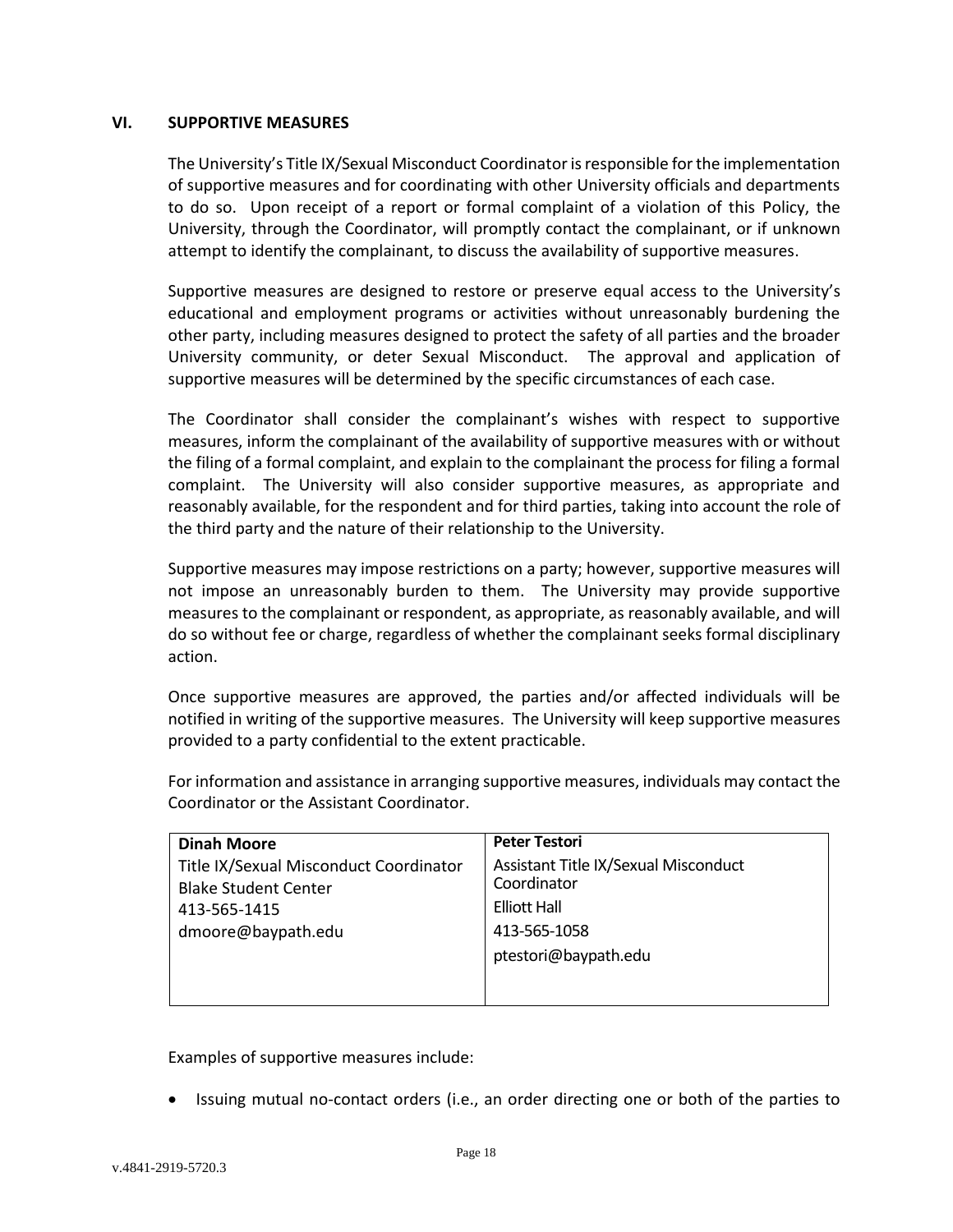## VI. SUPPORTIVE MEASURES

The University's Title IX/Sexual Misconduct Coordinator is responsible for the implementation of supportive measures and for coordinating with other University officials and departments to do so. Upon receipt of a report or formal complaint of a violation of this Policy, the University, through the Coordinator, will promptly contact the complainant, or if unknown attempt to identify the complainant, to discuss the availability of supportive measures.

Supportive measures are designed to restore or preserve equal access to the University's educational and employment programs or activities without unreasonably burdening the other party, including measures designed to protect the safety of all parties and the broader University community, or deter Sexual Misconduct. The approval and application of supportive measures will be determined by the specific circumstances of each case.

The Coordinator shall consider the complainant's wishes with respect to supportive measures, inform the complainant of the availability of supportive measures with or without the filing of a formal complaint, and explain to the complainant the process for filing a formal complaint. The University will also consider supportive measures, as appropriate and reasonably available, for the respondent and for third parties, taking into account the role of the third party and the nature of their relationship to the University.

Supportive measures may impose restrictions on a party; however, supportive measures will not impose an unreasonably burden to them. The University may provide supportive measures to the complainant or respondent, as appropriate, as reasonably available, and will do so without fee or charge, regardless of whether the complainant seeks formal disciplinary action.

Once supportive measures are approved, the parties and/or affected individuals will be notified in writing of the supportive measures. The University will keep supportive measures provided to a party confidential to the extent practicable.

For information and assistance in arranging supportive measures, individuals may contact the Coordinator or the Assistant Coordinator.

| **Dinah Moore** | **Peter Testori** |
|---|---|
| Title IX/Sexual Misconduct Coordinator<br>Blake Student Center<br>413-565-1415<br>dmoore@baypath.edu | Assistant Title IX/Sexual Misconduct Coordinator<br>Elliott Hall<br>413-565-1058<br>ptestori@baypath.edu |

Examples of supportive measures include:

- Issuing mutual no-contact orders (i.e., an order directing one or both of the parties to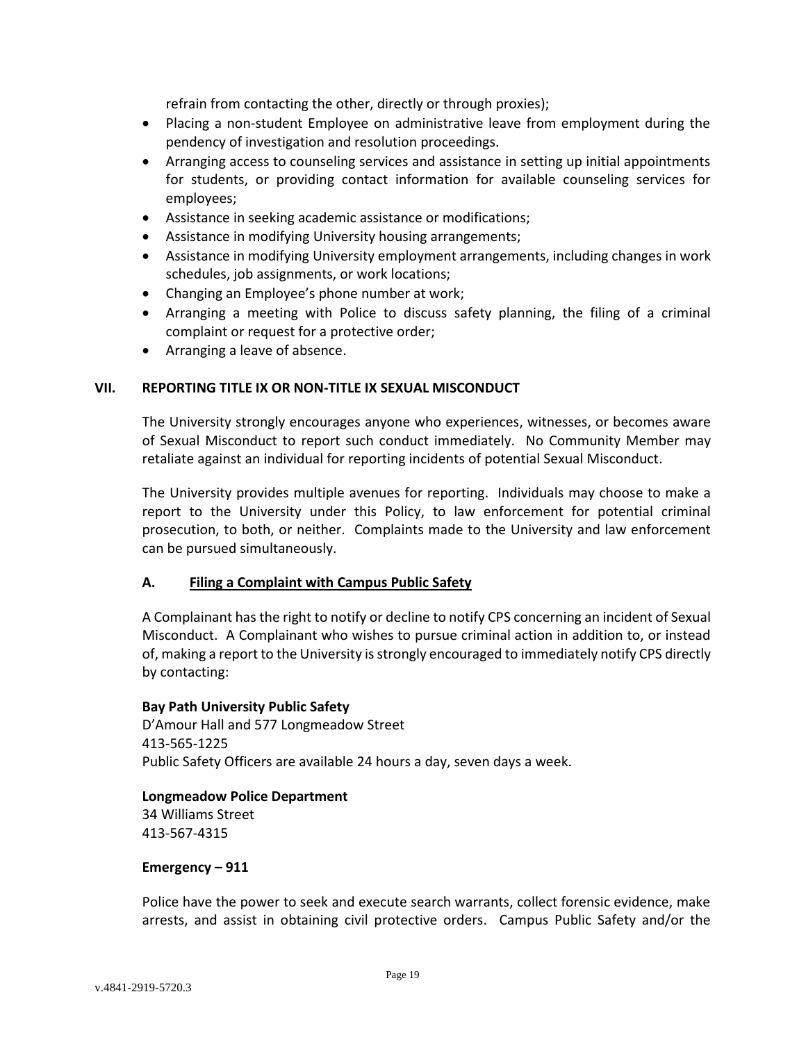refrain from contacting the other, directly or through proxies);

- Placing a non-student Employee on administrative leave from employment during the pendency of investigation and resolution proceedings.
- Arranging access to counseling services and assistance in setting up initial appointments for students, or providing contact information for available counseling services for employees;
- Assistance in seeking academic assistance or modifications;
- Assistance in modifying University housing arrangements;
- Assistance in modifying University employment arrangements, including changes in work schedules, job assignments, or work locations;
- Changing an Employee's phone number at work;
- Arranging a meeting with Police to discuss safety planning, the filing of a criminal complaint or request for a protective order;
- Arranging a leave of absence.

## VII. REPORTING TITLE IX OR NON-TITLE IX SEXUAL MISCONDUCT

The University strongly encourages anyone who experiences, witnesses, or becomes aware of Sexual Misconduct to report such conduct immediately. No Community Member may retaliate against an individual for reporting incidents of potential Sexual Misconduct.

The University provides multiple avenues for reporting. Individuals may choose to make a report to the University under this Policy, to law enforcement for potential criminal prosecution, to both, or neither. Complaints made to the University and law enforcement can be pursued simultaneously.

### A. Filing a Complaint with Campus Public Safety

A Complainant has the right to notify or decline to notify CPS concerning an incident of Sexual Misconduct. A Complainant who wishes to pursue criminal action in addition to, or instead of, making a report to the University is strongly encouraged to immediately notify CPS directly by contacting:

**Bay Path University Public Safety**
D'Amour Hall and 577 Longmeadow Street
413-565-1225
Public Safety Officers are available 24 hours a day, seven days a week.

**Longmeadow Police Department**
34 Williams Street
413-567-4315

**Emergency – 911**

Police have the power to seek and execute search warrants, collect forensic evidence, make arrests, and assist in obtaining civil protective orders. Campus Public Safety and/or the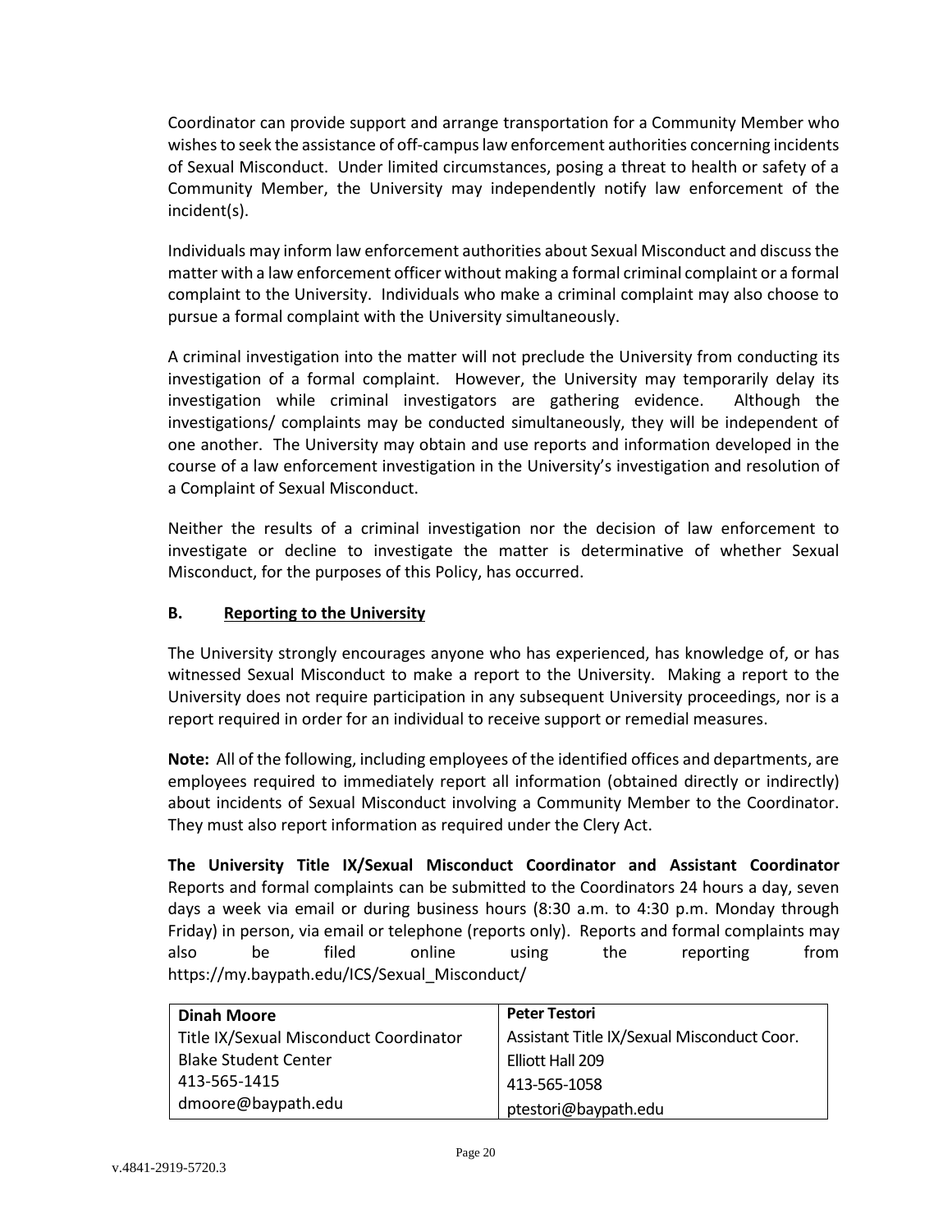Coordinator can provide support and arrange transportation for a Community Member who wishes to seek the assistance of off-campus law enforcement authorities concerning incidents of Sexual Misconduct. Under limited circumstances, posing a threat to health or safety of a Community Member, the University may independently notify law enforcement of the incident(s).

Individuals may inform law enforcement authorities about Sexual Misconduct and discuss the matter with a law enforcement officer without making a formal criminal complaint or a formal complaint to the University. Individuals who make a criminal complaint may also choose to pursue a formal complaint with the University simultaneously.

A criminal investigation into the matter will not preclude the University from conducting its investigation of a formal complaint. However, the University may temporarily delay its investigation while criminal investigators are gathering evidence. Although the investigations/ complaints may be conducted simultaneously, they will be independent of one another. The University may obtain and use reports and information developed in the course of a law enforcement investigation in the University's investigation and resolution of a Complaint of Sexual Misconduct.

Neither the results of a criminal investigation nor the decision of law enforcement to investigate or decline to investigate the matter is determinative of whether Sexual Misconduct, for the purposes of this Policy, has occurred.

**B. Reporting to the University**

The University strongly encourages anyone who has experienced, has knowledge of, or has witnessed Sexual Misconduct to make a report to the University. Making a report to the University does not require participation in any subsequent University proceedings, nor is a report required in order for an individual to receive support or remedial measures.

**Note:** All of the following, including employees of the identified offices and departments, are employees required to immediately report all information (obtained directly or indirectly) about incidents of Sexual Misconduct involving a Community Member to the Coordinator. They must also report information as required under the Clery Act.

**The University Title IX/Sexual Misconduct Coordinator and Assistant Coordinator** Reports and formal complaints can be submitted to the Coordinators 24 hours a day, seven days a week via email or during business hours (8:30 a.m. to 4:30 p.m. Monday through Friday) in person, via email or telephone (reports only). Reports and formal complaints may also be filed online using the reporting from https://my.baypath.edu/ICS/Sexual_Misconduct/

| **Dinah Moore** | **Peter Testori** |
|---|---|
| Title IX/Sexual Misconduct Coordinator | Assistant Title IX/Sexual Misconduct Coor. |
| Blake Student Center | Elliott Hall 209 |
| 413-565-1415 | 413-565-1058 |
| dmoore@baypath.edu | ptestori@baypath.edu |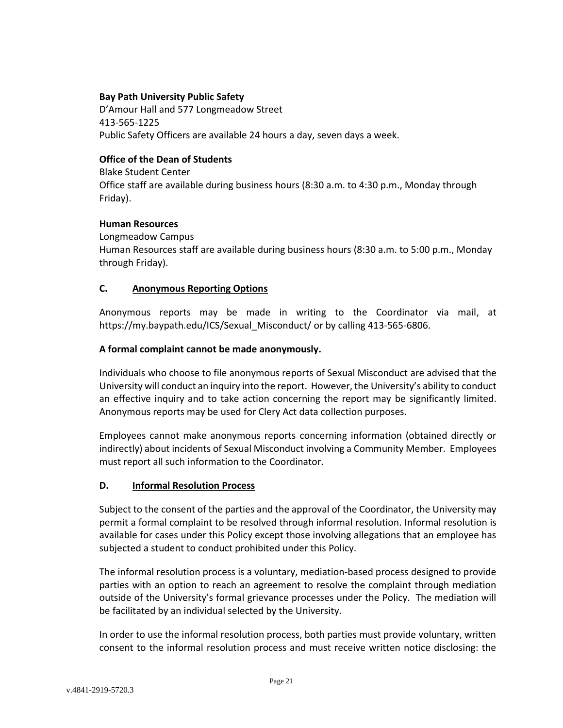**Bay Path University Public Safety**
D'Amour Hall and 577 Longmeadow Street
413-565-1225
Public Safety Officers are available 24 hours a day, seven days a week.

**Office of the Dean of Students**
Blake Student Center
Office staff are available during business hours (8:30 a.m. to 4:30 p.m., Monday through Friday).

**Human Resources**
Longmeadow Campus
Human Resources staff are available during business hours (8:30 a.m. to 5:00 p.m., Monday through Friday).

### C. Anonymous Reporting Options

Anonymous reports may be made in writing to the Coordinator via mail, at https://my.baypath.edu/ICS/Sexual_Misconduct/ or by calling 413-565-6806.

**A formal complaint cannot be made anonymously.**

Individuals who choose to file anonymous reports of Sexual Misconduct are advised that the University will conduct an inquiry into the report. However, the University's ability to conduct an effective inquiry and to take action concerning the report may be significantly limited. Anonymous reports may be used for Clery Act data collection purposes.

Employees cannot make anonymous reports concerning information (obtained directly or indirectly) about incidents of Sexual Misconduct involving a Community Member. Employees must report all such information to the Coordinator.

### D. Informal Resolution Process

Subject to the consent of the parties and the approval of the Coordinator, the University may permit a formal complaint to be resolved through informal resolution. Informal resolution is available for cases under this Policy except those involving allegations that an employee has subjected a student to conduct prohibited under this Policy.

The informal resolution process is a voluntary, mediation-based process designed to provide parties with an option to reach an agreement to resolve the complaint through mediation outside of the University's formal grievance processes under the Policy. The mediation will be facilitated by an individual selected by the University.

In order to use the informal resolution process, both parties must provide voluntary, written consent to the informal resolution process and must receive written notice disclosing: the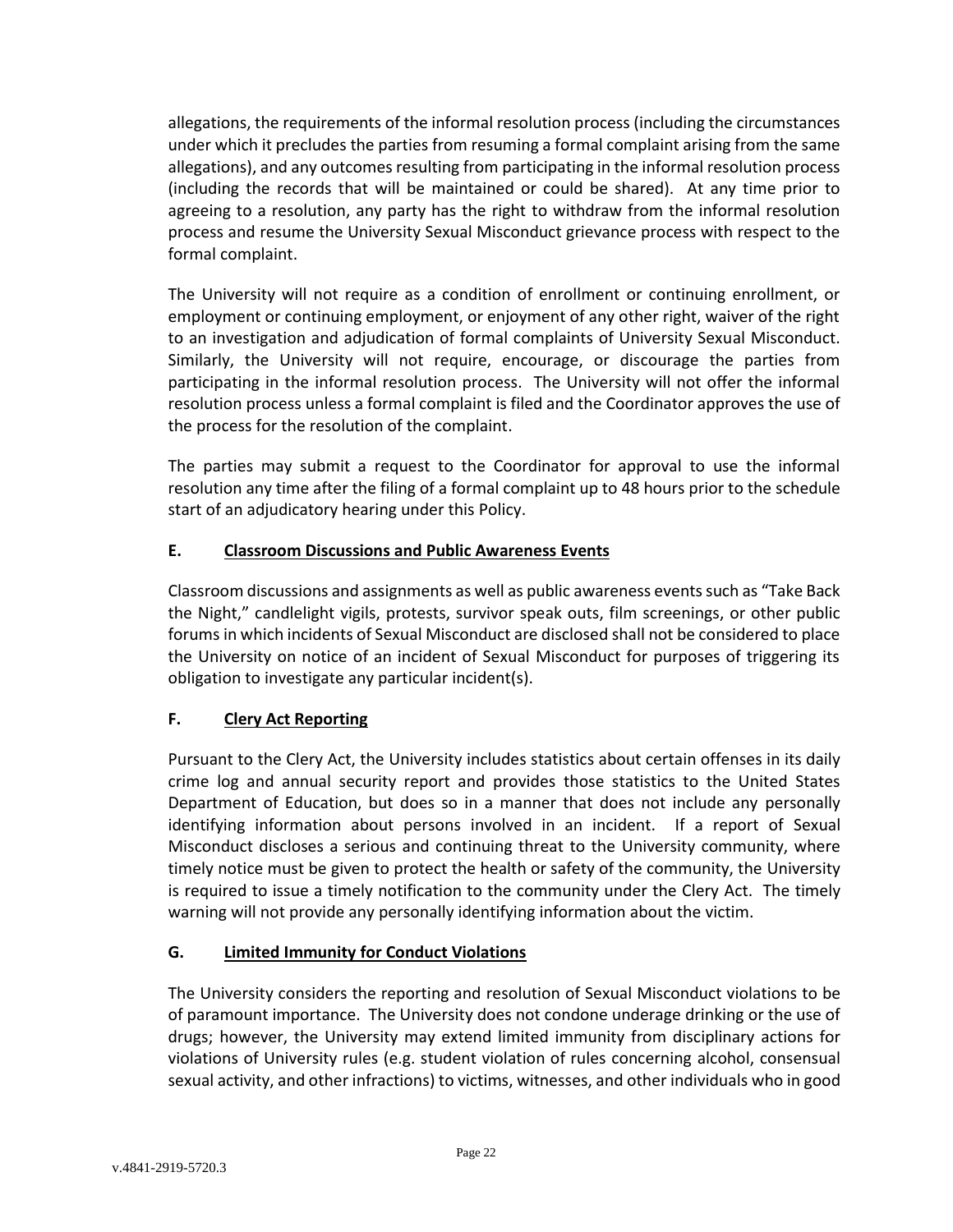allegations, the requirements of the informal resolution process (including the circumstances under which it precludes the parties from resuming a formal complaint arising from the same allegations), and any outcomes resulting from participating in the informal resolution process (including the records that will be maintained or could be shared). At any time prior to agreeing to a resolution, any party has the right to withdraw from the informal resolution process and resume the University Sexual Misconduct grievance process with respect to the formal complaint.

The University will not require as a condition of enrollment or continuing enrollment, or employment or continuing employment, or enjoyment of any other right, waiver of the right to an investigation and adjudication of formal complaints of University Sexual Misconduct. Similarly, the University will not require, encourage, or discourage the parties from participating in the informal resolution process. The University will not offer the informal resolution process unless a formal complaint is filed and the Coordinator approves the use of the process for the resolution of the complaint.

The parties may submit a request to the Coordinator for approval to use the informal resolution any time after the filing of a formal complaint up to 48 hours prior to the schedule start of an adjudicatory hearing under this Policy.

### E. <u>Classroom Discussions and Public Awareness Events</u>

Classroom discussions and assignments as well as public awareness events such as "Take Back the Night," candlelight vigils, protests, survivor speak outs, film screenings, or other public forums in which incidents of Sexual Misconduct are disclosed shall not be considered to place the University on notice of an incident of Sexual Misconduct for purposes of triggering its obligation to investigate any particular incident(s).

### F. <u>Clery Act Reporting</u>

Pursuant to the Clery Act, the University includes statistics about certain offenses in its daily crime log and annual security report and provides those statistics to the United States Department of Education, but does so in a manner that does not include any personally identifying information about persons involved in an incident. If a report of Sexual Misconduct discloses a serious and continuing threat to the University community, where timely notice must be given to protect the health or safety of the community, the University is required to issue a timely notification to the community under the Clery Act. The timely warning will not provide any personally identifying information about the victim.

### G. <u>Limited Immunity for Conduct Violations</u>

The University considers the reporting and resolution of Sexual Misconduct violations to be of paramount importance. The University does not condone underage drinking or the use of drugs; however, the University may extend limited immunity from disciplinary actions for violations of University rules (e.g. student violation of rules concerning alcohol, consensual sexual activity, and other infractions) to victims, witnesses, and other individuals who in good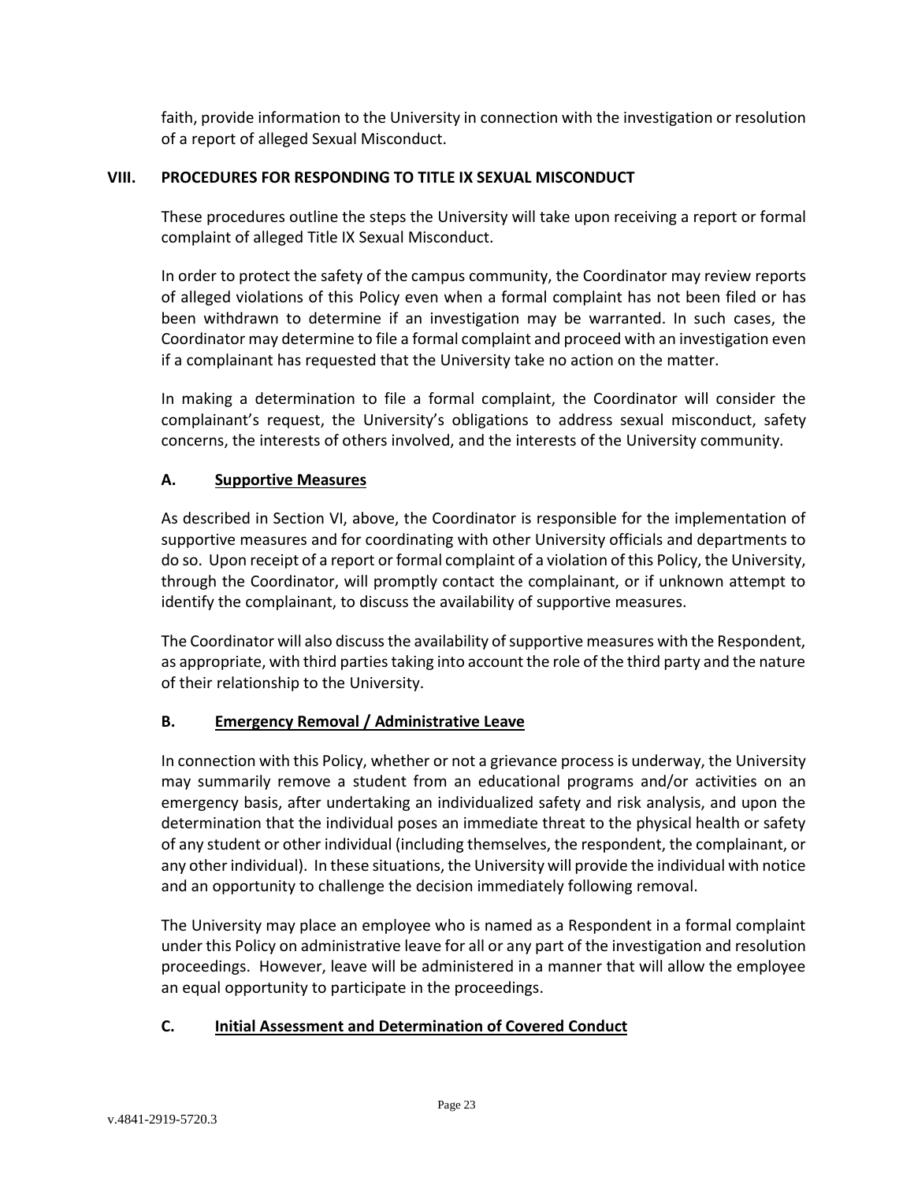faith, provide information to the University in connection with the investigation or resolution of a report of alleged Sexual Misconduct.

## VIII. PROCEDURES FOR RESPONDING TO TITLE IX SEXUAL MISCONDUCT

These procedures outline the steps the University will take upon receiving a report or formal complaint of alleged Title IX Sexual Misconduct.

In order to protect the safety of the campus community, the Coordinator may review reports of alleged violations of this Policy even when a formal complaint has not been filed or has been withdrawn to determine if an investigation may be warranted. In such cases, the Coordinator may determine to file a formal complaint and proceed with an investigation even if a complainant has requested that the University take no action on the matter.

In making a determination to file a formal complaint, the Coordinator will consider the complainant's request, the University's obligations to address sexual misconduct, safety concerns, the interests of others involved, and the interests of the University community.

### A. <u>Supportive Measures</u>

As described in Section VI, above, the Coordinator is responsible for the implementation of supportive measures and for coordinating with other University officials and departments to do so. Upon receipt of a report or formal complaint of a violation of this Policy, the University, through the Coordinator, will promptly contact the complainant, or if unknown attempt to identify the complainant, to discuss the availability of supportive measures.

The Coordinator will also discuss the availability of supportive measures with the Respondent, as appropriate, with third parties taking into account the role of the third party and the nature of their relationship to the University.

### B. <u>Emergency Removal / Administrative Leave</u>

In connection with this Policy, whether or not a grievance process is underway, the University may summarily remove a student from an educational programs and/or activities on an emergency basis, after undertaking an individualized safety and risk analysis, and upon the determination that the individual poses an immediate threat to the physical health or safety of any student or other individual (including themselves, the respondent, the complainant, or any other individual). In these situations, the University will provide the individual with notice and an opportunity to challenge the decision immediately following removal.

The University may place an employee who is named as a Respondent in a formal complaint under this Policy on administrative leave for all or any part of the investigation and resolution proceedings. However, leave will be administered in a manner that will allow the employee an equal opportunity to participate in the proceedings.

### C. <u>Initial Assessment and Determination of Covered Conduct</u>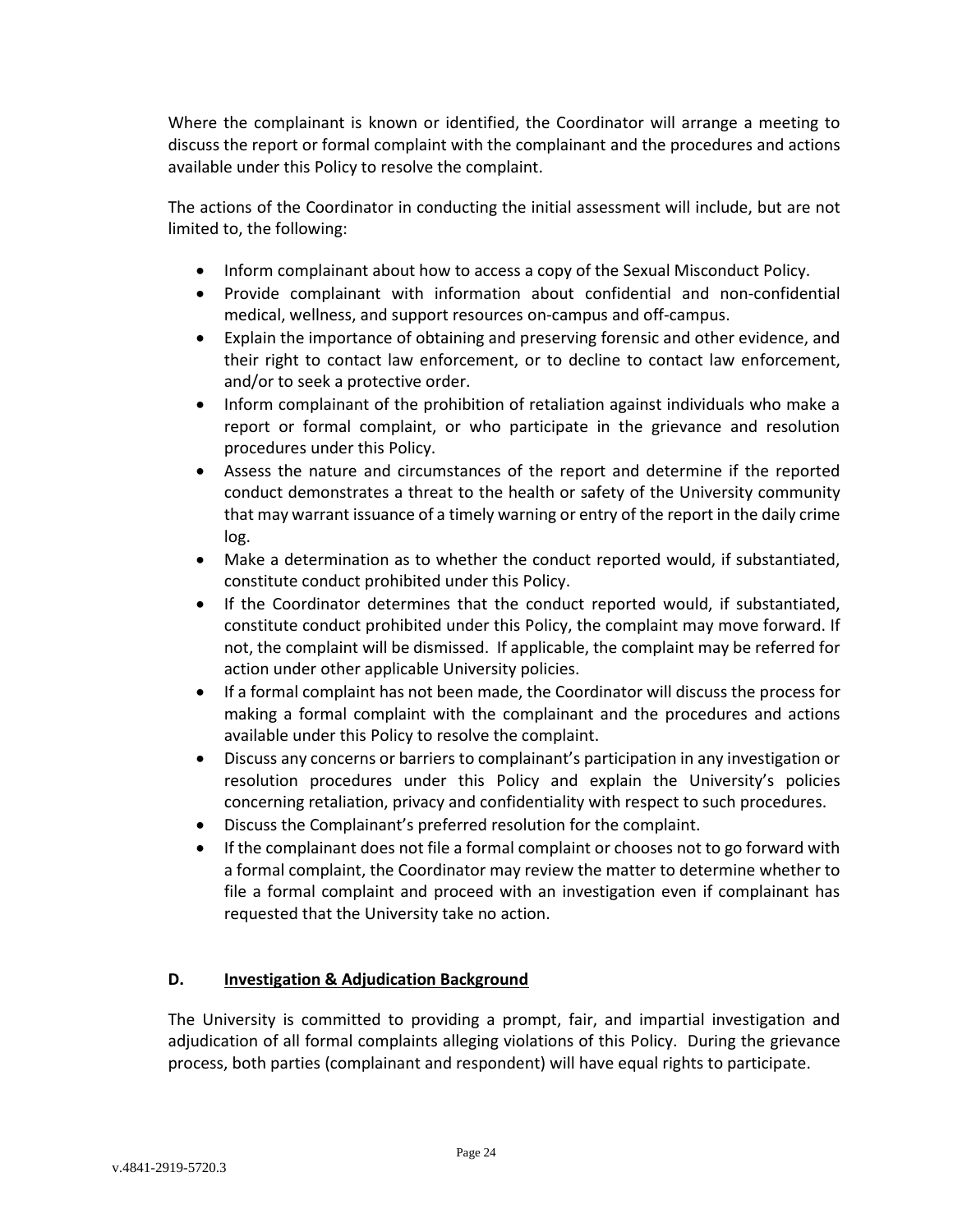Where the complainant is known or identified, the Coordinator will arrange a meeting to discuss the report or formal complaint with the complainant and the procedures and actions available under this Policy to resolve the complaint.

The actions of the Coordinator in conducting the initial assessment will include, but are not limited to, the following:

- Inform complainant about how to access a copy of the Sexual Misconduct Policy.
- Provide complainant with information about confidential and non-confidential medical, wellness, and support resources on-campus and off-campus.
- Explain the importance of obtaining and preserving forensic and other evidence, and their right to contact law enforcement, or to decline to contact law enforcement, and/or to seek a protective order.
- Inform complainant of the prohibition of retaliation against individuals who make a report or formal complaint, or who participate in the grievance and resolution procedures under this Policy.
- Assess the nature and circumstances of the report and determine if the reported conduct demonstrates a threat to the health or safety of the University community that may warrant issuance of a timely warning or entry of the report in the daily crime log.
- Make a determination as to whether the conduct reported would, if substantiated, constitute conduct prohibited under this Policy.
- If the Coordinator determines that the conduct reported would, if substantiated, constitute conduct prohibited under this Policy, the complaint may move forward. If not, the complaint will be dismissed. If applicable, the complaint may be referred for action under other applicable University policies.
- If a formal complaint has not been made, the Coordinator will discuss the process for making a formal complaint with the complainant and the procedures and actions available under this Policy to resolve the complaint.
- Discuss any concerns or barriers to complainant's participation in any investigation or resolution procedures under this Policy and explain the University's policies concerning retaliation, privacy and confidentiality with respect to such procedures.
- Discuss the Complainant's preferred resolution for the complaint.
- If the complainant does not file a formal complaint or chooses not to go forward with a formal complaint, the Coordinator may review the matter to determine whether to file a formal complaint and proceed with an investigation even if complainant has requested that the University take no action.

### D. Investigation & Adjudication Background

The University is committed to providing a prompt, fair, and impartial investigation and adjudication of all formal complaints alleging violations of this Policy. During the grievance process, both parties (complainant and respondent) will have equal rights to participate.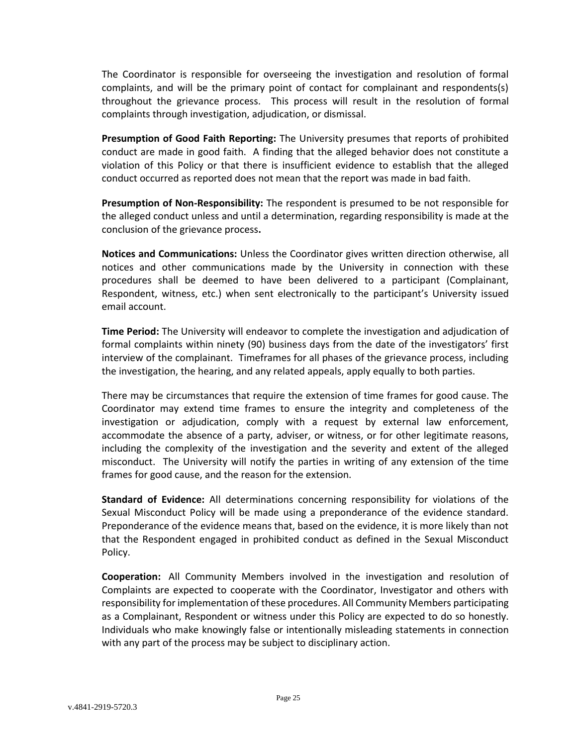The Coordinator is responsible for overseeing the investigation and resolution of formal complaints, and will be the primary point of contact for complainant and respondents(s) throughout the grievance process. This process will result in the resolution of formal complaints through investigation, adjudication, or dismissal.

**Presumption of Good Faith Reporting:** The University presumes that reports of prohibited conduct are made in good faith. A finding that the alleged behavior does not constitute a violation of this Policy or that there is insufficient evidence to establish that the alleged conduct occurred as reported does not mean that the report was made in bad faith.

**Presumption of Non-Responsibility:** The respondent is presumed to be not responsible for the alleged conduct unless and until a determination, regarding responsibility is made at the conclusion of the grievance process**.**

**Notices and Communications:** Unless the Coordinator gives written direction otherwise, all notices and other communications made by the University in connection with these procedures shall be deemed to have been delivered to a participant (Complainant, Respondent, witness, etc.) when sent electronically to the participant's University issued email account.

**Time Period:** The University will endeavor to complete the investigation and adjudication of formal complaints within ninety (90) business days from the date of the investigators' first interview of the complainant. Timeframes for all phases of the grievance process, including the investigation, the hearing, and any related appeals, apply equally to both parties.

There may be circumstances that require the extension of time frames for good cause. The Coordinator may extend time frames to ensure the integrity and completeness of the investigation or adjudication, comply with a request by external law enforcement, accommodate the absence of a party, adviser, or witness, or for other legitimate reasons, including the complexity of the investigation and the severity and extent of the alleged misconduct. The University will notify the parties in writing of any extension of the time frames for good cause, and the reason for the extension.

**Standard of Evidence:** All determinations concerning responsibility for violations of the Sexual Misconduct Policy will be made using a preponderance of the evidence standard. Preponderance of the evidence means that, based on the evidence, it is more likely than not that the Respondent engaged in prohibited conduct as defined in the Sexual Misconduct Policy.

**Cooperation:** All Community Members involved in the investigation and resolution of Complaints are expected to cooperate with the Coordinator, Investigator and others with responsibility for implementation of these procedures. All Community Members participating as a Complainant, Respondent or witness under this Policy are expected to do so honestly. Individuals who make knowingly false or intentionally misleading statements in connection with any part of the process may be subject to disciplinary action.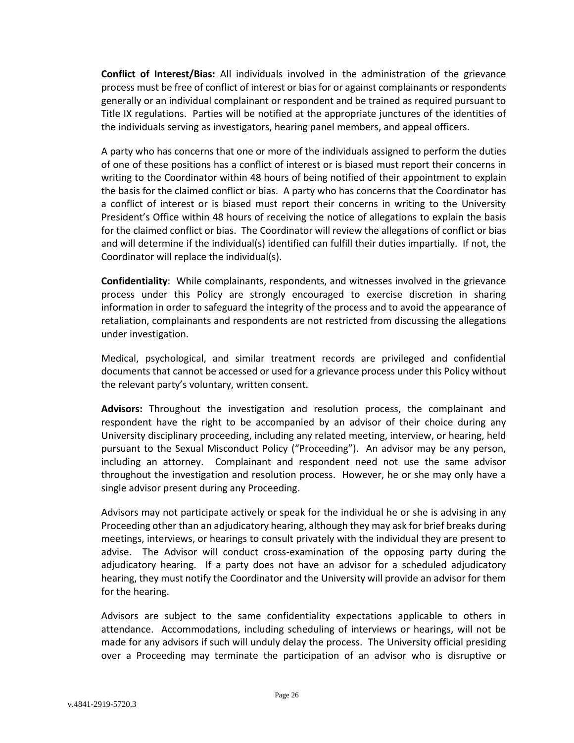**Conflict of Interest/Bias:** All individuals involved in the administration of the grievance process must be free of conflict of interest or bias for or against complainants or respondents generally or an individual complainant or respondent and be trained as required pursuant to Title IX regulations. Parties will be notified at the appropriate junctures of the identities of the individuals serving as investigators, hearing panel members, and appeal officers.

A party who has concerns that one or more of the individuals assigned to perform the duties of one of these positions has a conflict of interest or is biased must report their concerns in writing to the Coordinator within 48 hours of being notified of their appointment to explain the basis for the claimed conflict or bias. A party who has concerns that the Coordinator has a conflict of interest or is biased must report their concerns in writing to the University President's Office within 48 hours of receiving the notice of allegations to explain the basis for the claimed conflict or bias. The Coordinator will review the allegations of conflict or bias and will determine if the individual(s) identified can fulfill their duties impartially. If not, the Coordinator will replace the individual(s).

**Confidentiality**: While complainants, respondents, and witnesses involved in the grievance process under this Policy are strongly encouraged to exercise discretion in sharing information in order to safeguard the integrity of the process and to avoid the appearance of retaliation, complainants and respondents are not restricted from discussing the allegations under investigation.

Medical, psychological, and similar treatment records are privileged and confidential documents that cannot be accessed or used for a grievance process under this Policy without the relevant party's voluntary, written consent.

**Advisors:** Throughout the investigation and resolution process, the complainant and respondent have the right to be accompanied by an advisor of their choice during any University disciplinary proceeding, including any related meeting, interview, or hearing, held pursuant to the Sexual Misconduct Policy ("Proceeding"). An advisor may be any person, including an attorney. Complainant and respondent need not use the same advisor throughout the investigation and resolution process. However, he or she may only have a single advisor present during any Proceeding.

Advisors may not participate actively or speak for the individual he or she is advising in any Proceeding other than an adjudicatory hearing, although they may ask for brief breaks during meetings, interviews, or hearings to consult privately with the individual they are present to advise. The Advisor will conduct cross-examination of the opposing party during the adjudicatory hearing. If a party does not have an advisor for a scheduled adjudicatory hearing, they must notify the Coordinator and the University will provide an advisor for them for the hearing.

Advisors are subject to the same confidentiality expectations applicable to others in attendance. Accommodations, including scheduling of interviews or hearings, will not be made for any advisors if such will unduly delay the process. The University official presiding over a Proceeding may terminate the participation of an advisor who is disruptive or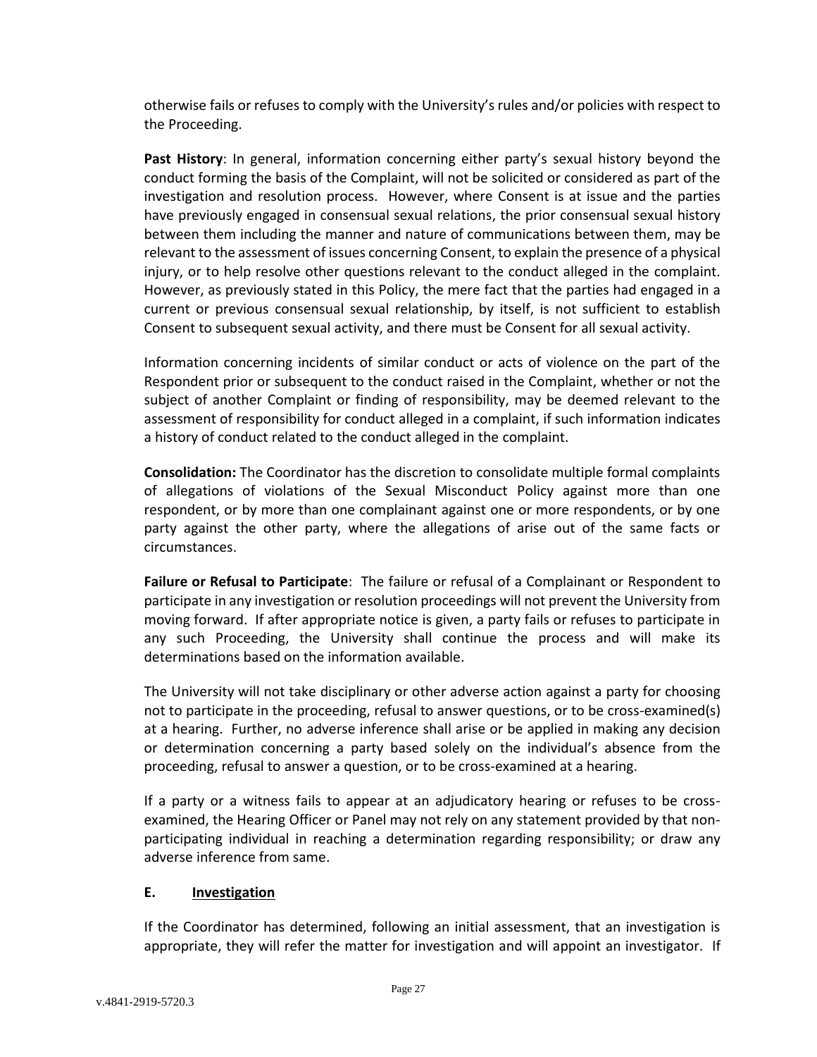otherwise fails or refuses to comply with the University's rules and/or policies with respect to the Proceeding.

**Past History**: In general, information concerning either party's sexual history beyond the conduct forming the basis of the Complaint, will not be solicited or considered as part of the investigation and resolution process. However, where Consent is at issue and the parties have previously engaged in consensual sexual relations, the prior consensual sexual history between them including the manner and nature of communications between them, may be relevant to the assessment of issues concerning Consent, to explain the presence of a physical injury, or to help resolve other questions relevant to the conduct alleged in the complaint. However, as previously stated in this Policy, the mere fact that the parties had engaged in a current or previous consensual sexual relationship, by itself, is not sufficient to establish Consent to subsequent sexual activity, and there must be Consent for all sexual activity.

Information concerning incidents of similar conduct or acts of violence on the part of the Respondent prior or subsequent to the conduct raised in the Complaint, whether or not the subject of another Complaint or finding of responsibility, may be deemed relevant to the assessment of responsibility for conduct alleged in a complaint, if such information indicates a history of conduct related to the conduct alleged in the complaint.

**Consolidation:** The Coordinator has the discretion to consolidate multiple formal complaints of allegations of violations of the Sexual Misconduct Policy against more than one respondent, or by more than one complainant against one or more respondents, or by one party against the other party, where the allegations of arise out of the same facts or circumstances.

**Failure or Refusal to Participate**: The failure or refusal of a Complainant or Respondent to participate in any investigation or resolution proceedings will not prevent the University from moving forward. If after appropriate notice is given, a party fails or refuses to participate in any such Proceeding, the University shall continue the process and will make its determinations based on the information available.

The University will not take disciplinary or other adverse action against a party for choosing not to participate in the proceeding, refusal to answer questions, or to be cross-examined(s) at a hearing. Further, no adverse inference shall arise or be applied in making any decision or determination concerning a party based solely on the individual's absence from the proceeding, refusal to answer a question, or to be cross-examined at a hearing.

If a party or a witness fails to appear at an adjudicatory hearing or refuses to be cross-examined, the Hearing Officer or Panel may not rely on any statement provided by that non-participating individual in reaching a determination regarding responsibility; or draw any adverse inference from same.

## E. Investigation

If the Coordinator has determined, following an initial assessment, that an investigation is appropriate, they will refer the matter for investigation and will appoint an investigator. If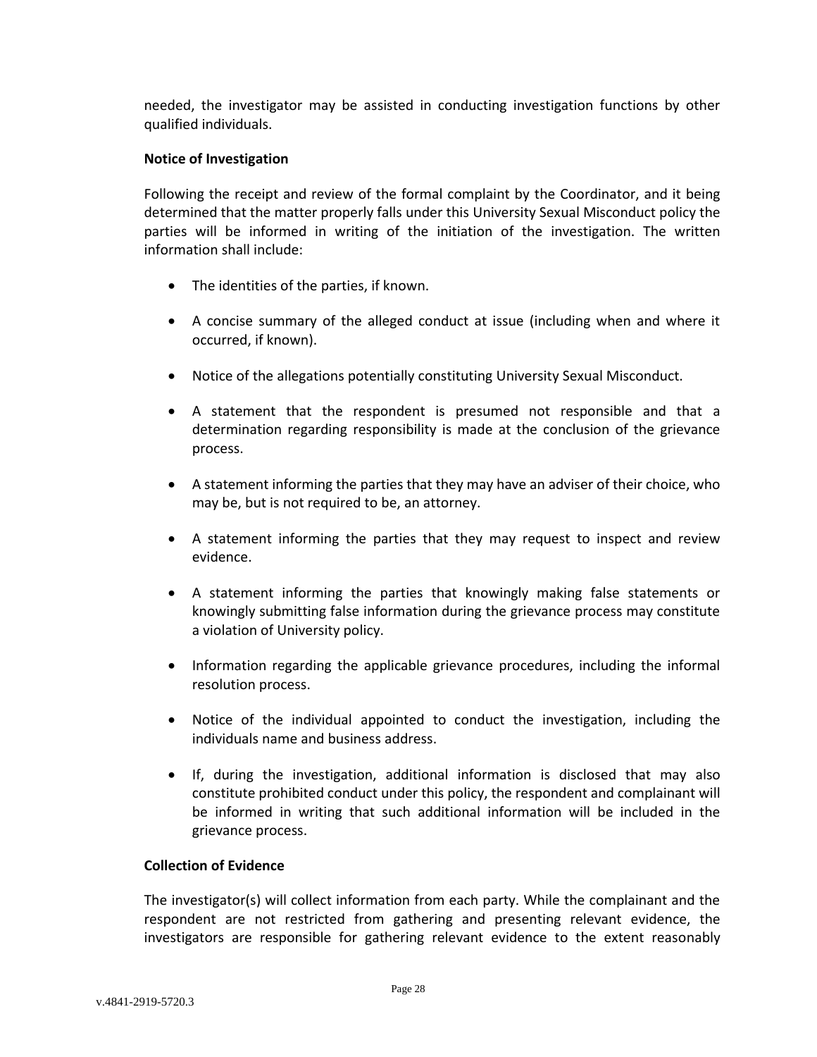needed, the investigator may be assisted in conducting investigation functions by other qualified individuals.

**Notice of Investigation**

Following the receipt and review of the formal complaint by the Coordinator, and it being determined that the matter properly falls under this University Sexual Misconduct policy the parties will be informed in writing of the initiation of the investigation. The written information shall include:

- The identities of the parties, if known.
- A concise summary of the alleged conduct at issue (including when and where it occurred, if known).
- Notice of the allegations potentially constituting University Sexual Misconduct.
- A statement that the respondent is presumed not responsible and that a determination regarding responsibility is made at the conclusion of the grievance process.
- A statement informing the parties that they may have an adviser of their choice, who may be, but is not required to be, an attorney.
- A statement informing the parties that they may request to inspect and review evidence.
- A statement informing the parties that knowingly making false statements or knowingly submitting false information during the grievance process may constitute a violation of University policy.
- Information regarding the applicable grievance procedures, including the informal resolution process.
- Notice of the individual appointed to conduct the investigation, including the individuals name and business address.
- If, during the investigation, additional information is disclosed that may also constitute prohibited conduct under this policy, the respondent and complainant will be informed in writing that such additional information will be included in the grievance process.

**Collection of Evidence**

The investigator(s) will collect information from each party. While the complainant and the respondent are not restricted from gathering and presenting relevant evidence, the investigators are responsible for gathering relevant evidence to the extent reasonably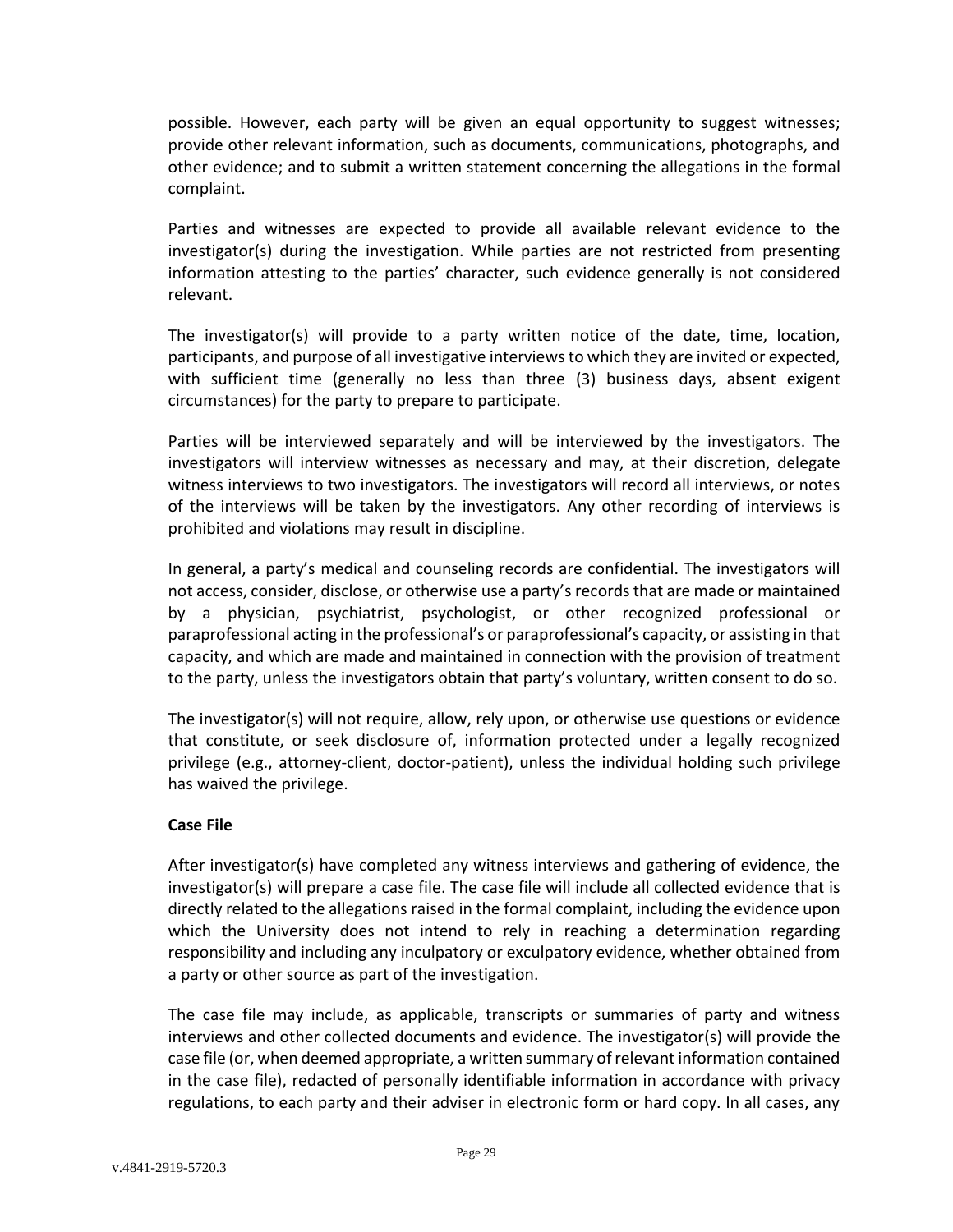possible. However, each party will be given an equal opportunity to suggest witnesses; provide other relevant information, such as documents, communications, photographs, and other evidence; and to submit a written statement concerning the allegations in the formal complaint.

Parties and witnesses are expected to provide all available relevant evidence to the investigator(s) during the investigation. While parties are not restricted from presenting information attesting to the parties' character, such evidence generally is not considered relevant.

The investigator(s) will provide to a party written notice of the date, time, location, participants, and purpose of all investigative interviews to which they are invited or expected, with sufficient time (generally no less than three (3) business days, absent exigent circumstances) for the party to prepare to participate.

Parties will be interviewed separately and will be interviewed by the investigators. The investigators will interview witnesses as necessary and may, at their discretion, delegate witness interviews to two investigators. The investigators will record all interviews, or notes of the interviews will be taken by the investigators. Any other recording of interviews is prohibited and violations may result in discipline.

In general, a party's medical and counseling records are confidential. The investigators will not access, consider, disclose, or otherwise use a party's records that are made or maintained by a physician, psychiatrist, psychologist, or other recognized professional or paraprofessional acting in the professional's or paraprofessional's capacity, or assisting in that capacity, and which are made and maintained in connection with the provision of treatment to the party, unless the investigators obtain that party's voluntary, written consent to do so.

The investigator(s) will not require, allow, rely upon, or otherwise use questions or evidence that constitute, or seek disclosure of, information protected under a legally recognized privilege (e.g., attorney-client, doctor-patient), unless the individual holding such privilege has waived the privilege.

**Case File**

After investigator(s) have completed any witness interviews and gathering of evidence, the investigator(s) will prepare a case file. The case file will include all collected evidence that is directly related to the allegations raised in the formal complaint, including the evidence upon which the University does not intend to rely in reaching a determination regarding responsibility and including any inculpatory or exculpatory evidence, whether obtained from a party or other source as part of the investigation.

The case file may include, as applicable, transcripts or summaries of party and witness interviews and other collected documents and evidence. The investigator(s) will provide the case file (or, when deemed appropriate, a written summary of relevant information contained in the case file), redacted of personally identifiable information in accordance with privacy regulations, to each party and their adviser in electronic form or hard copy. In all cases, any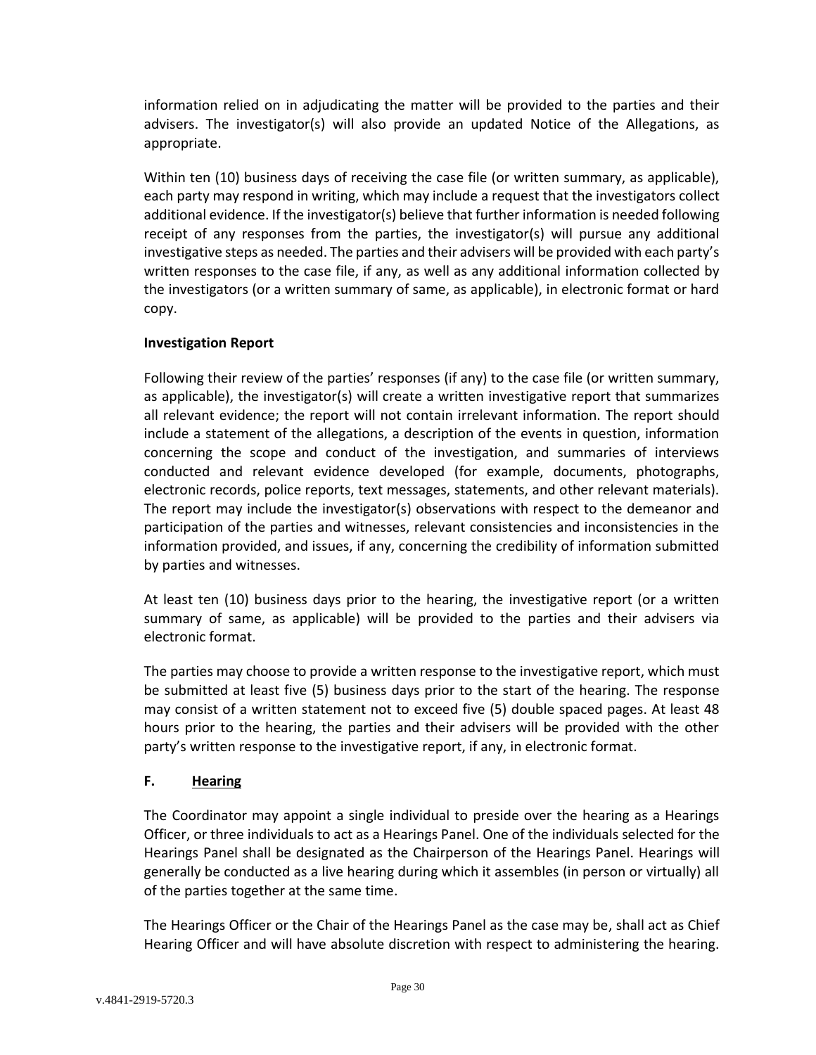information relied on in adjudicating the matter will be provided to the parties and their advisers. The investigator(s) will also provide an updated Notice of the Allegations, as appropriate.

Within ten (10) business days of receiving the case file (or written summary, as applicable), each party may respond in writing, which may include a request that the investigators collect additional evidence. If the investigator(s) believe that further information is needed following receipt of any responses from the parties, the investigator(s) will pursue any additional investigative steps as needed. The parties and their advisers will be provided with each party's written responses to the case file, if any, as well as any additional information collected by the investigators (or a written summary of same, as applicable), in electronic format or hard copy.

**Investigation Report**

Following their review of the parties' responses (if any) to the case file (or written summary, as applicable), the investigator(s) will create a written investigative report that summarizes all relevant evidence; the report will not contain irrelevant information. The report should include a statement of the allegations, a description of the events in question, information concerning the scope and conduct of the investigation, and summaries of interviews conducted and relevant evidence developed (for example, documents, photographs, electronic records, police reports, text messages, statements, and other relevant materials). The report may include the investigator(s) observations with respect to the demeanor and participation of the parties and witnesses, relevant consistencies and inconsistencies in the information provided, and issues, if any, concerning the credibility of information submitted by parties and witnesses.

At least ten (10) business days prior to the hearing, the investigative report (or a written summary of same, as applicable) will be provided to the parties and their advisers via electronic format.

The parties may choose to provide a written response to the investigative report, which must be submitted at least five (5) business days prior to the start of the hearing. The response may consist of a written statement not to exceed five (5) double spaced pages. At least 48 hours prior to the hearing, the parties and their advisers will be provided with the other party's written response to the investigative report, if any, in electronic format.

## F. Hearing

The Coordinator may appoint a single individual to preside over the hearing as a Hearings Officer, or three individuals to act as a Hearings Panel. One of the individuals selected for the Hearings Panel shall be designated as the Chairperson of the Hearings Panel. Hearings will generally be conducted as a live hearing during which it assembles (in person or virtually) all of the parties together at the same time.

The Hearings Officer or the Chair of the Hearings Panel as the case may be, shall act as Chief Hearing Officer and will have absolute discretion with respect to administering the hearing.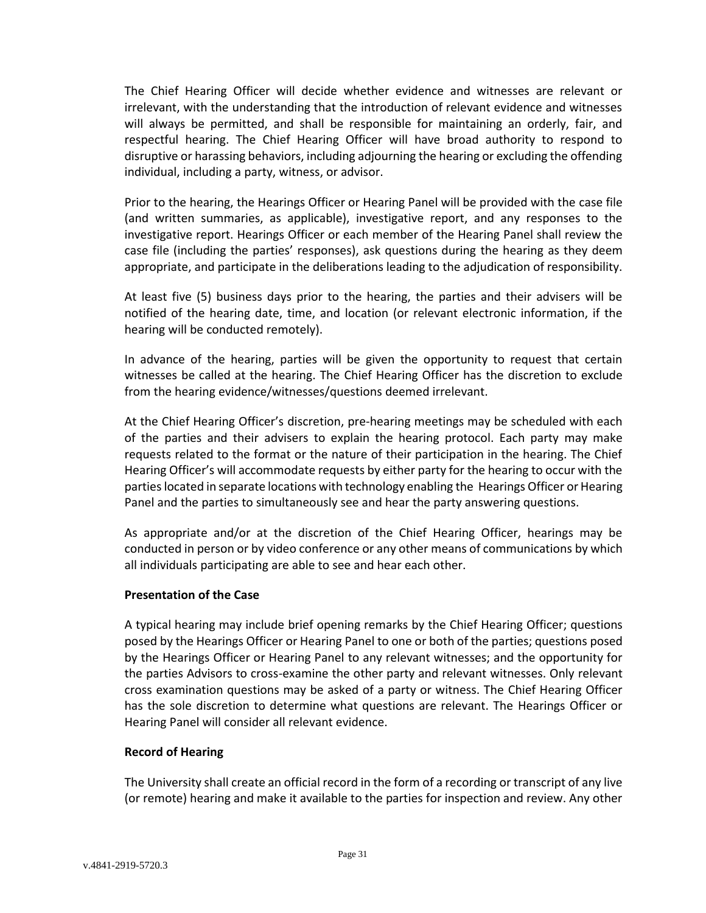The Chief Hearing Officer will decide whether evidence and witnesses are relevant or irrelevant, with the understanding that the introduction of relevant evidence and witnesses will always be permitted, and shall be responsible for maintaining an orderly, fair, and respectful hearing. The Chief Hearing Officer will have broad authority to respond to disruptive or harassing behaviors, including adjourning the hearing or excluding the offending individual, including a party, witness, or advisor.

Prior to the hearing, the Hearings Officer or Hearing Panel will be provided with the case file (and written summaries, as applicable), investigative report, and any responses to the investigative report. Hearings Officer or each member of the Hearing Panel shall review the case file (including the parties' responses), ask questions during the hearing as they deem appropriate, and participate in the deliberations leading to the adjudication of responsibility.

At least five (5) business days prior to the hearing, the parties and their advisers will be notified of the hearing date, time, and location (or relevant electronic information, if the hearing will be conducted remotely).

In advance of the hearing, parties will be given the opportunity to request that certain witnesses be called at the hearing. The Chief Hearing Officer has the discretion to exclude from the hearing evidence/witnesses/questions deemed irrelevant.

At the Chief Hearing Officer's discretion, pre-hearing meetings may be scheduled with each of the parties and their advisers to explain the hearing protocol. Each party may make requests related to the format or the nature of their participation in the hearing. The Chief Hearing Officer's will accommodate requests by either party for the hearing to occur with the parties located in separate locations with technology enabling the Hearings Officer or Hearing Panel and the parties to simultaneously see and hear the party answering questions.

As appropriate and/or at the discretion of the Chief Hearing Officer, hearings may be conducted in person or by video conference or any other means of communications by which all individuals participating are able to see and hear each other.

**Presentation of the Case**

A typical hearing may include brief opening remarks by the Chief Hearing Officer; questions posed by the Hearings Officer or Hearing Panel to one or both of the parties; questions posed by the Hearings Officer or Hearing Panel to any relevant witnesses; and the opportunity for the parties Advisors to cross-examine the other party and relevant witnesses. Only relevant cross examination questions may be asked of a party or witness. The Chief Hearing Officer has the sole discretion to determine what questions are relevant. The Hearings Officer or Hearing Panel will consider all relevant evidence.

**Record of Hearing**

The University shall create an official record in the form of a recording or transcript of any live (or remote) hearing and make it available to the parties for inspection and review. Any other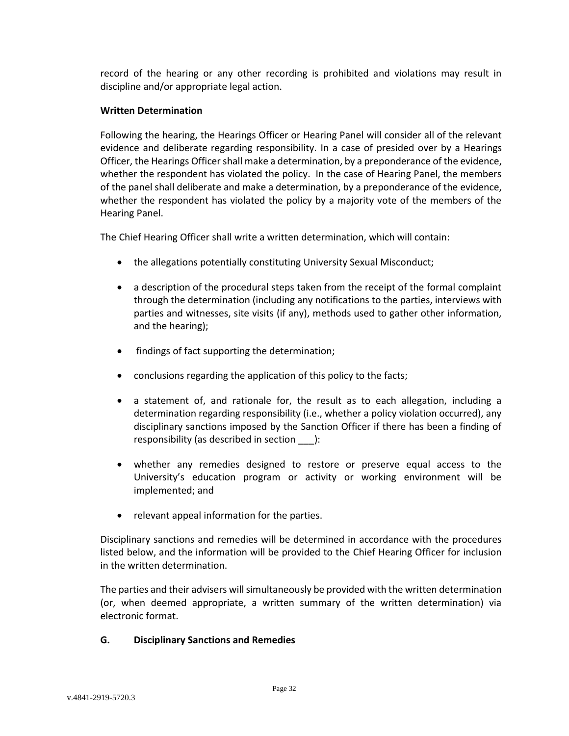record of the hearing or any other recording is prohibited and violations may result in discipline and/or appropriate legal action.

**Written Determination**

Following the hearing, the Hearings Officer or Hearing Panel will consider all of the relevant evidence and deliberate regarding responsibility. In a case of presided over by a Hearings Officer, the Hearings Officer shall make a determination, by a preponderance of the evidence, whether the respondent has violated the policy. In the case of Hearing Panel, the members of the panel shall deliberate and make a determination, by a preponderance of the evidence, whether the respondent has violated the policy by a majority vote of the members of the Hearing Panel.

The Chief Hearing Officer shall write a written determination, which will contain:

- the allegations potentially constituting University Sexual Misconduct;
- a description of the procedural steps taken from the receipt of the formal complaint through the determination (including any notifications to the parties, interviews with parties and witnesses, site visits (if any), methods used to gather other information, and the hearing);
- findings of fact supporting the determination;
- conclusions regarding the application of this policy to the facts;
- a statement of, and rationale for, the result as to each allegation, including a determination regarding responsibility (i.e., whether a policy violation occurred), any disciplinary sanctions imposed by the Sanction Officer if there has been a finding of responsibility (as described in section ___):
- whether any remedies designed to restore or preserve equal access to the University's education program or activity or working environment will be implemented; and
- relevant appeal information for the parties.

Disciplinary sanctions and remedies will be determined in accordance with the procedures listed below, and the information will be provided to the Chief Hearing Officer for inclusion in the written determination.

The parties and their advisers will simultaneously be provided with the written determination (or, when deemed appropriate, a written summary of the written determination) via electronic format.

## G. <u>Disciplinary Sanctions and Remedies</u>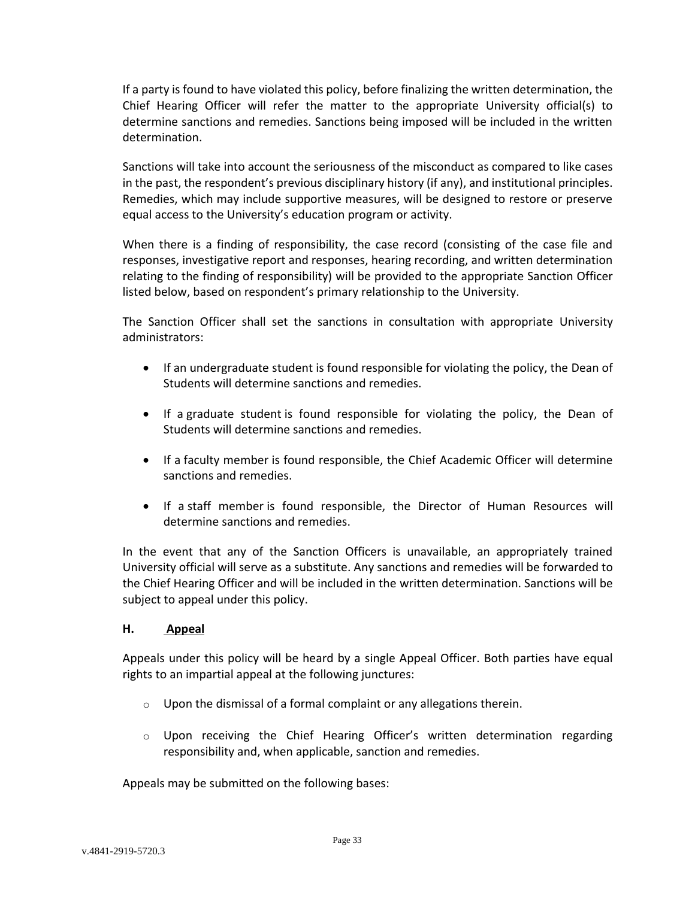If a party is found to have violated this policy, before finalizing the written determination, the Chief Hearing Officer will refer the matter to the appropriate University official(s) to determine sanctions and remedies. Sanctions being imposed will be included in the written determination.

Sanctions will take into account the seriousness of the misconduct as compared to like cases in the past, the respondent's previous disciplinary history (if any), and institutional principles. Remedies, which may include supportive measures, will be designed to restore or preserve equal access to the University's education program or activity.

When there is a finding of responsibility, the case record (consisting of the case file and responses, investigative report and responses, hearing recording, and written determination relating to the finding of responsibility) will be provided to the appropriate Sanction Officer listed below, based on respondent's primary relationship to the University.

The Sanction Officer shall set the sanctions in consultation with appropriate University administrators:

- If an undergraduate student is found responsible for violating the policy, the Dean of Students will determine sanctions and remedies.
- If a graduate student is found responsible for violating the policy, the Dean of Students will determine sanctions and remedies.
- If a faculty member is found responsible, the Chief Academic Officer will determine sanctions and remedies.
- If a staff member is found responsible, the Director of Human Resources will determine sanctions and remedies.

In the event that any of the Sanction Officers is unavailable, an appropriately trained University official will serve as a substitute. Any sanctions and remedies will be forwarded to the Chief Hearing Officer and will be included in the written determination. Sanctions will be subject to appeal under this policy.

### H. Appeal

Appeals under this policy will be heard by a single Appeal Officer. Both parties have equal rights to an impartial appeal at the following junctures:

- Upon the dismissal of a formal complaint or any allegations therein.
- Upon receiving the Chief Hearing Officer's written determination regarding responsibility and, when applicable, sanction and remedies.

Appeals may be submitted on the following bases: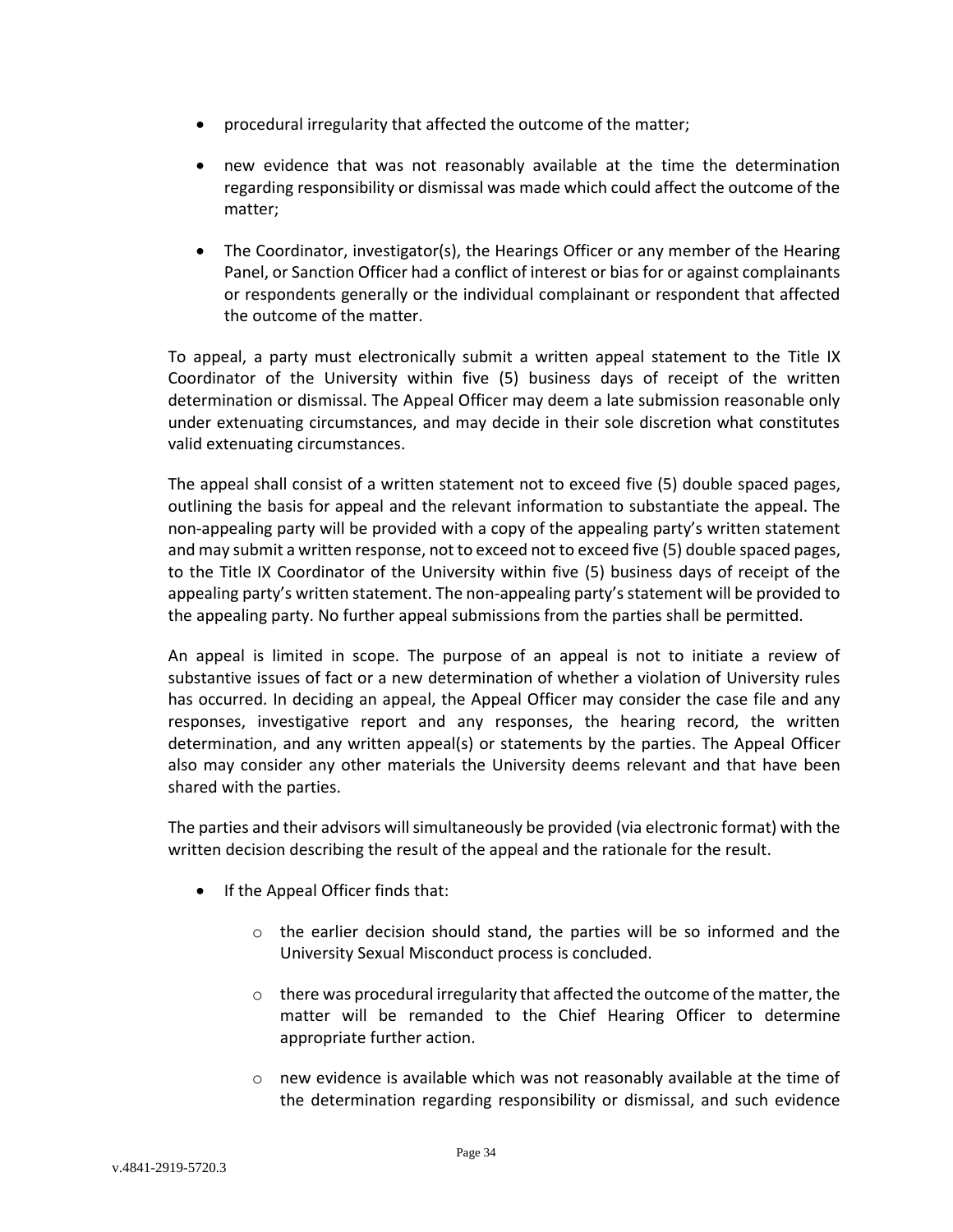- procedural irregularity that affected the outcome of the matter;

- new evidence that was not reasonably available at the time the determination regarding responsibility or dismissal was made which could affect the outcome of the matter;

- The Coordinator, investigator(s), the Hearings Officer or any member of the Hearing Panel, or Sanction Officer had a conflict of interest or bias for or against complainants or respondents generally or the individual complainant or respondent that affected the outcome of the matter.

To appeal, a party must electronically submit a written appeal statement to the Title IX Coordinator of the University within five (5) business days of receipt of the written determination or dismissal. The Appeal Officer may deem a late submission reasonable only under extenuating circumstances, and may decide in their sole discretion what constitutes valid extenuating circumstances.

The appeal shall consist of a written statement not to exceed five (5) double spaced pages, outlining the basis for appeal and the relevant information to substantiate the appeal. The non-appealing party will be provided with a copy of the appealing party's written statement and may submit a written response, not to exceed not to exceed five (5) double spaced pages, to the Title IX Coordinator of the University within five (5) business days of receipt of the appealing party's written statement. The non-appealing party's statement will be provided to the appealing party. No further appeal submissions from the parties shall be permitted.

An appeal is limited in scope. The purpose of an appeal is not to initiate a review of substantive issues of fact or a new determination of whether a violation of University rules has occurred. In deciding an appeal, the Appeal Officer may consider the case file and any responses, investigative report and any responses, the hearing record, the written determination, and any written appeal(s) or statements by the parties. The Appeal Officer also may consider any other materials the University deems relevant and that have been shared with the parties.

The parties and their advisors will simultaneously be provided (via electronic format) with the written decision describing the result of the appeal and the rationale for the result.

- If the Appeal Officer finds that:
  - the earlier decision should stand, the parties will be so informed and the University Sexual Misconduct process is concluded.
  - there was procedural irregularity that affected the outcome of the matter, the matter will be remanded to the Chief Hearing Officer to determine appropriate further action.
  - new evidence is available which was not reasonably available at the time of the determination regarding responsibility or dismissal, and such evidence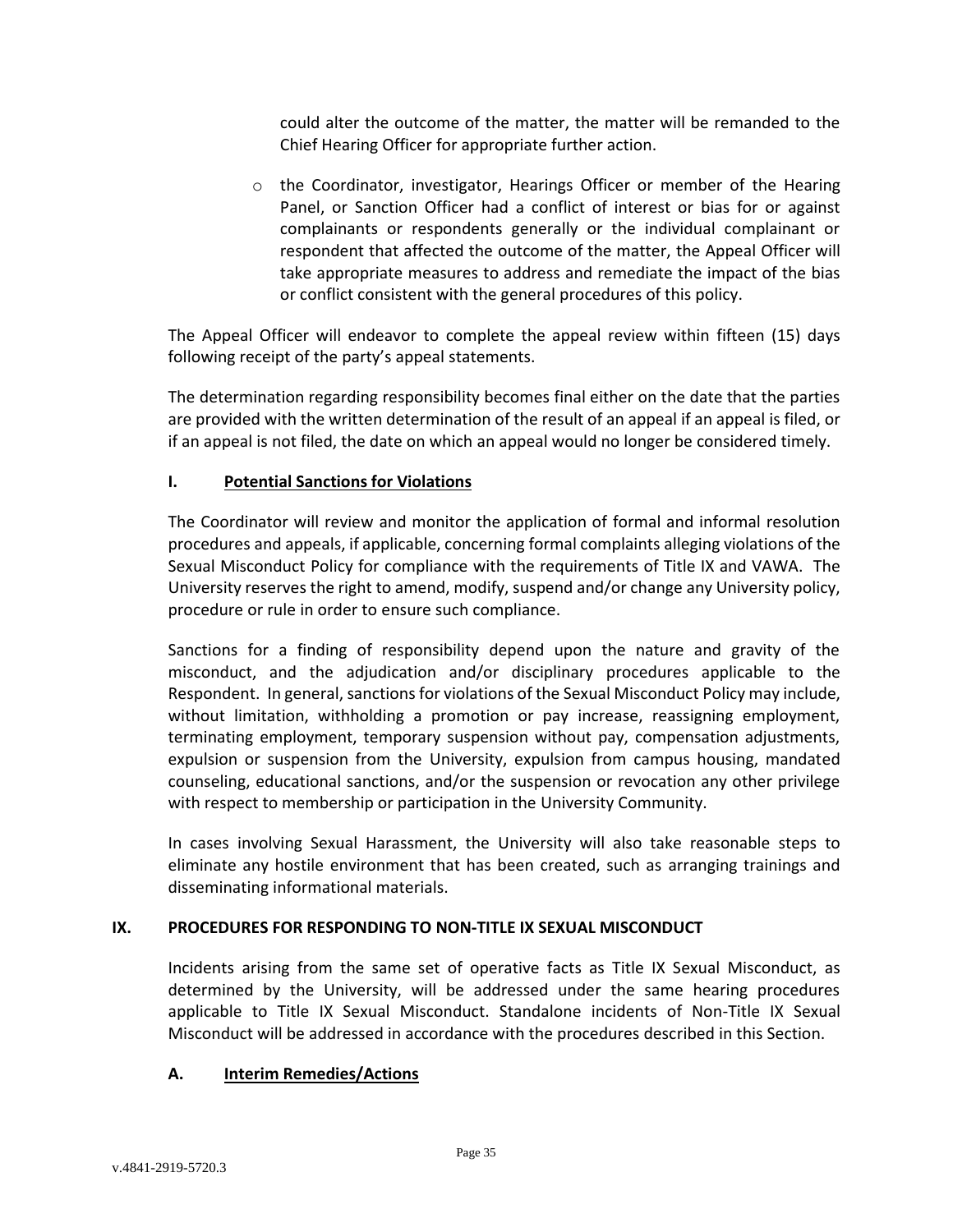could alter the outcome of the matter, the matter will be remanded to the Chief Hearing Officer for appropriate further action.

- the Coordinator, investigator, Hearings Officer or member of the Hearing Panel, or Sanction Officer had a conflict of interest or bias for or against complainants or respondents generally or the individual complainant or respondent that affected the outcome of the matter, the Appeal Officer will take appropriate measures to address and remediate the impact of the bias or conflict consistent with the general procedures of this policy.

The Appeal Officer will endeavor to complete the appeal review within fifteen (15) days following receipt of the party's appeal statements.

The determination regarding responsibility becomes final either on the date that the parties are provided with the written determination of the result of an appeal if an appeal is filed, or if an appeal is not filed, the date on which an appeal would no longer be considered timely.

### I. Potential Sanctions for Violations

The Coordinator will review and monitor the application of formal and informal resolution procedures and appeals, if applicable, concerning formal complaints alleging violations of the Sexual Misconduct Policy for compliance with the requirements of Title IX and VAWA. The University reserves the right to amend, modify, suspend and/or change any University policy, procedure or rule in order to ensure such compliance.

Sanctions for a finding of responsibility depend upon the nature and gravity of the misconduct, and the adjudication and/or disciplinary procedures applicable to the Respondent. In general, sanctions for violations of the Sexual Misconduct Policy may include, without limitation, withholding a promotion or pay increase, reassigning employment, terminating employment, temporary suspension without pay, compensation adjustments, expulsion or suspension from the University, expulsion from campus housing, mandated counseling, educational sanctions, and/or the suspension or revocation any other privilege with respect to membership or participation in the University Community.

In cases involving Sexual Harassment, the University will also take reasonable steps to eliminate any hostile environment that has been created, such as arranging trainings and disseminating informational materials.

## IX. PROCEDURES FOR RESPONDING TO NON-TITLE IX SEXUAL MISCONDUCT

Incidents arising from the same set of operative facts as Title IX Sexual Misconduct, as determined by the University, will be addressed under the same hearing procedures applicable to Title IX Sexual Misconduct. Standalone incidents of Non-Title IX Sexual Misconduct will be addressed in accordance with the procedures described in this Section.

### A. Interim Remedies/Actions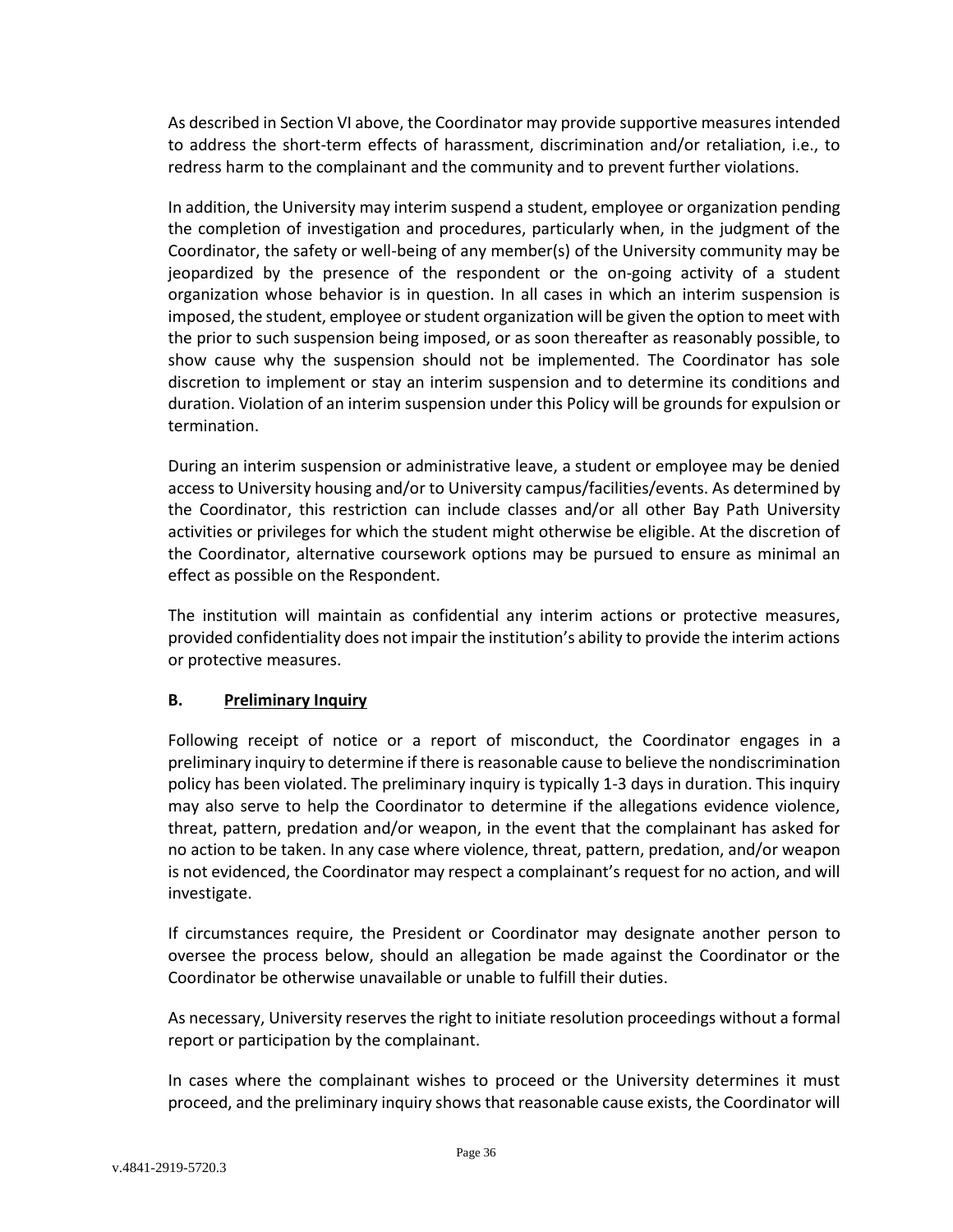As described in Section VI above, the Coordinator may provide supportive measures intended to address the short-term effects of harassment, discrimination and/or retaliation, i.e., to redress harm to the complainant and the community and to prevent further violations.

In addition, the University may interim suspend a student, employee or organization pending the completion of investigation and procedures, particularly when, in the judgment of the Coordinator, the safety or well-being of any member(s) of the University community may be jeopardized by the presence of the respondent or the on-going activity of a student organization whose behavior is in question. In all cases in which an interim suspension is imposed, the student, employee or student organization will be given the option to meet with the prior to such suspension being imposed, or as soon thereafter as reasonably possible, to show cause why the suspension should not be implemented. The Coordinator has sole discretion to implement or stay an interim suspension and to determine its conditions and duration. Violation of an interim suspension under this Policy will be grounds for expulsion or termination.

During an interim suspension or administrative leave, a student or employee may be denied access to University housing and/or to University campus/facilities/events. As determined by the Coordinator, this restriction can include classes and/or all other Bay Path University activities or privileges for which the student might otherwise be eligible. At the discretion of the Coordinator, alternative coursework options may be pursued to ensure as minimal an effect as possible on the Respondent.

The institution will maintain as confidential any interim actions or protective measures, provided confidentiality does not impair the institution's ability to provide the interim actions or protective measures.

### B. Preliminary Inquiry

Following receipt of notice or a report of misconduct, the Coordinator engages in a preliminary inquiry to determine if there is reasonable cause to believe the nondiscrimination policy has been violated. The preliminary inquiry is typically 1-3 days in duration. This inquiry may also serve to help the Coordinator to determine if the allegations evidence violence, threat, pattern, predation and/or weapon, in the event that the complainant has asked for no action to be taken. In any case where violence, threat, pattern, predation, and/or weapon is not evidenced, the Coordinator may respect a complainant's request for no action, and will investigate.

If circumstances require, the President or Coordinator may designate another person to oversee the process below, should an allegation be made against the Coordinator or the Coordinator be otherwise unavailable or unable to fulfill their duties.

As necessary, University reserves the right to initiate resolution proceedings without a formal report or participation by the complainant.

In cases where the complainant wishes to proceed or the University determines it must proceed, and the preliminary inquiry shows that reasonable cause exists, the Coordinator will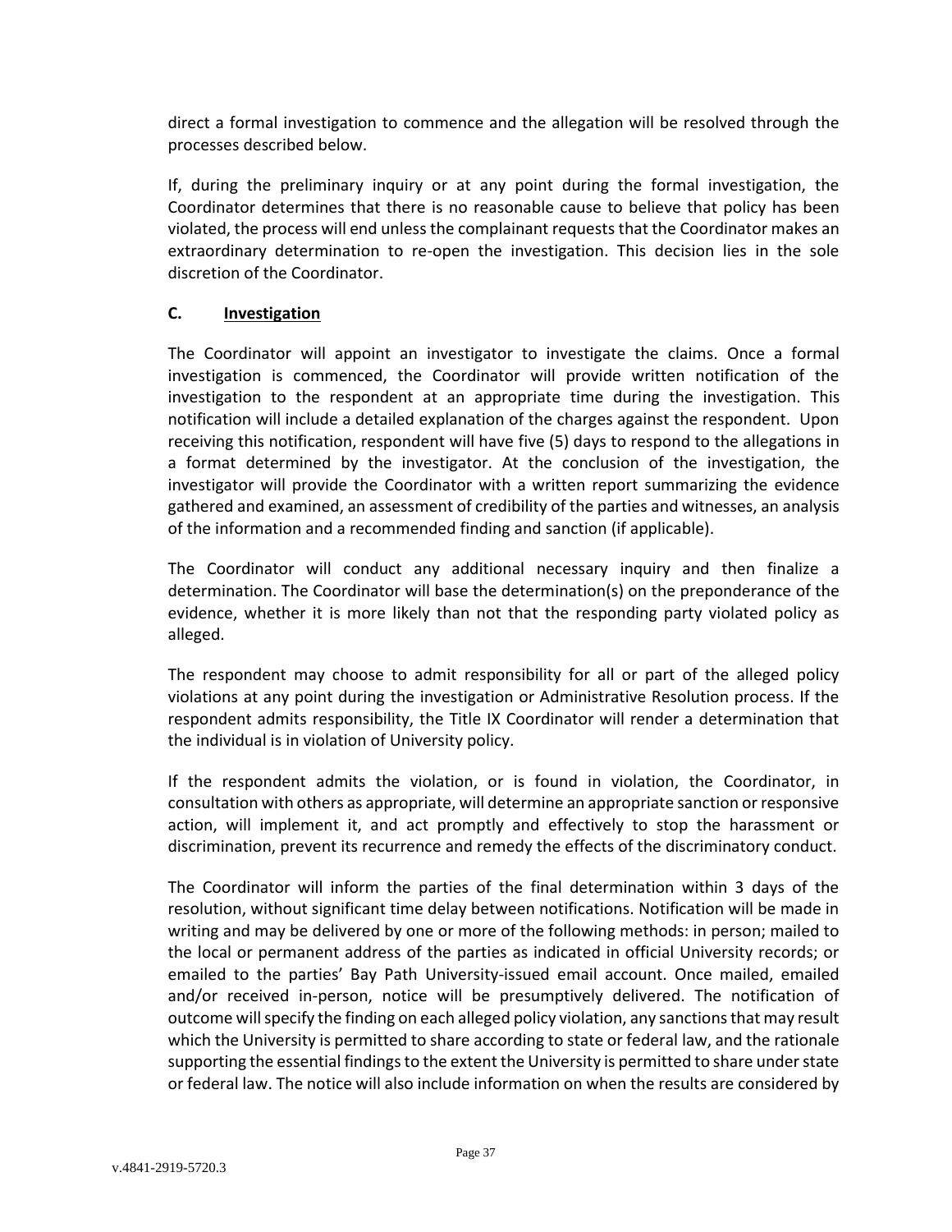direct a formal investigation to commence and the allegation will be resolved through the processes described below.

If, during the preliminary inquiry or at any point during the formal investigation, the Coordinator determines that there is no reasonable cause to believe that policy has been violated, the process will end unless the complainant requests that the Coordinator makes an extraordinary determination to re-open the investigation. This decision lies in the sole discretion of the Coordinator.

### C. <u>Investigation</u>

The Coordinator will appoint an investigator to investigate the claims. Once a formal investigation is commenced, the Coordinator will provide written notification of the investigation to the respondent at an appropriate time during the investigation. This notification will include a detailed explanation of the charges against the respondent. Upon receiving this notification, respondent will have five (5) days to respond to the allegations in a format determined by the investigator. At the conclusion of the investigation, the investigator will provide the Coordinator with a written report summarizing the evidence gathered and examined, an assessment of credibility of the parties and witnesses, an analysis of the information and a recommended finding and sanction (if applicable).

The Coordinator will conduct any additional necessary inquiry and then finalize a determination. The Coordinator will base the determination(s) on the preponderance of the evidence, whether it is more likely than not that the responding party violated policy as alleged.

The respondent may choose to admit responsibility for all or part of the alleged policy violations at any point during the investigation or Administrative Resolution process. If the respondent admits responsibility, the Title IX Coordinator will render a determination that the individual is in violation of University policy.

If the respondent admits the violation, or is found in violation, the Coordinator, in consultation with others as appropriate, will determine an appropriate sanction or responsive action, will implement it, and act promptly and effectively to stop the harassment or discrimination, prevent its recurrence and remedy the effects of the discriminatory conduct.

The Coordinator will inform the parties of the final determination within 3 days of the resolution, without significant time delay between notifications. Notification will be made in writing and may be delivered by one or more of the following methods: in person; mailed to the local or permanent address of the parties as indicated in official University records; or emailed to the parties' Bay Path University-issued email account. Once mailed, emailed and/or received in-person, notice will be presumptively delivered. The notification of outcome will specify the finding on each alleged policy violation, any sanctions that may result which the University is permitted to share according to state or federal law, and the rationale supporting the essential findings to the extent the University is permitted to share under state or federal law. The notice will also include information on when the results are considered by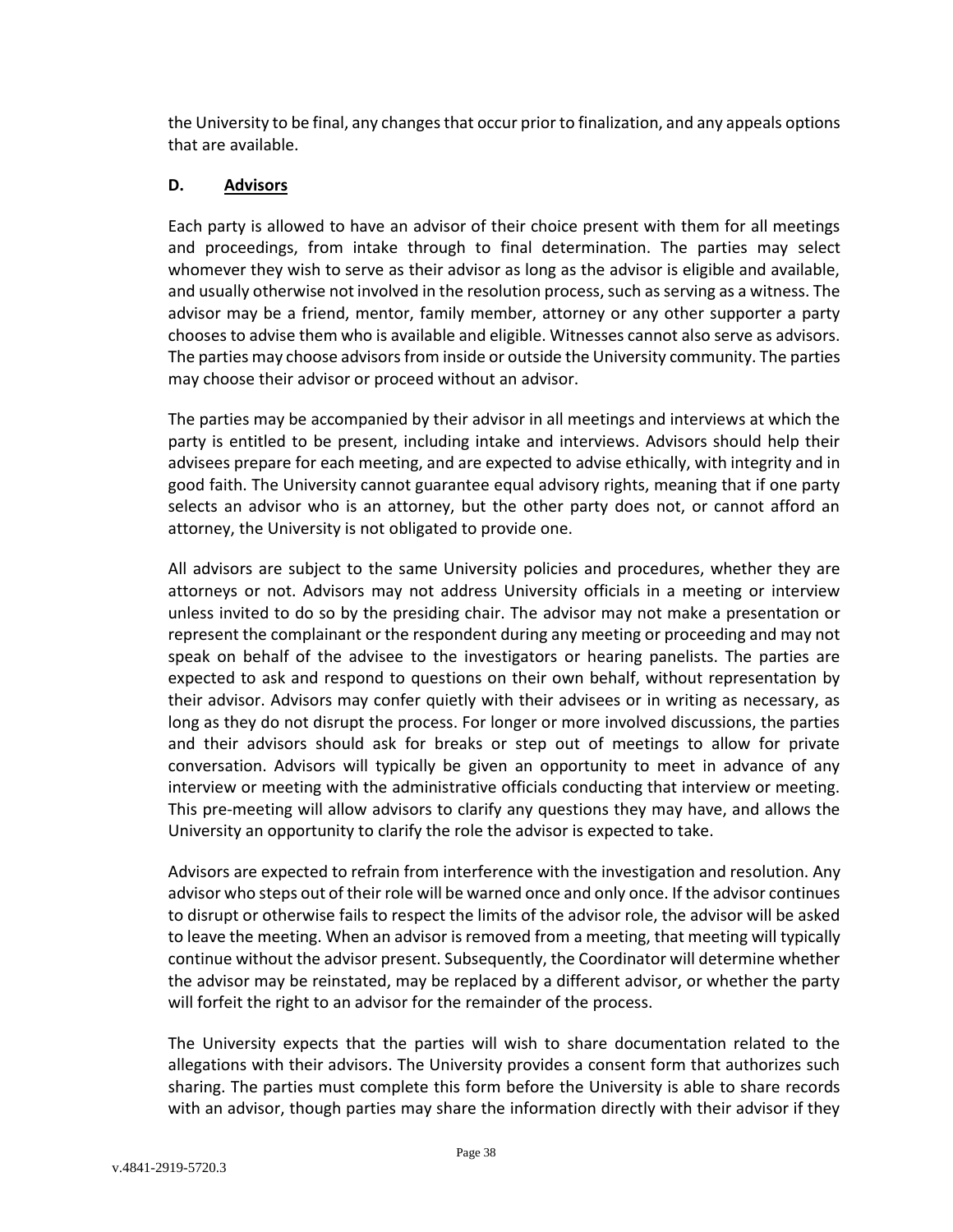the University to be final, any changes that occur prior to finalization, and any appeals options that are available.

### D. <u>Advisors</u>

Each party is allowed to have an advisor of their choice present with them for all meetings and proceedings, from intake through to final determination. The parties may select whomever they wish to serve as their advisor as long as the advisor is eligible and available, and usually otherwise not involved in the resolution process, such as serving as a witness. The advisor may be a friend, mentor, family member, attorney or any other supporter a party chooses to advise them who is available and eligible. Witnesses cannot also serve as advisors. The parties may choose advisors from inside or outside the University community. The parties may choose their advisor or proceed without an advisor.

The parties may be accompanied by their advisor in all meetings and interviews at which the party is entitled to be present, including intake and interviews. Advisors should help their advisees prepare for each meeting, and are expected to advise ethically, with integrity and in good faith. The University cannot guarantee equal advisory rights, meaning that if one party selects an advisor who is an attorney, but the other party does not, or cannot afford an attorney, the University is not obligated to provide one.

All advisors are subject to the same University policies and procedures, whether they are attorneys or not. Advisors may not address University officials in a meeting or interview unless invited to do so by the presiding chair. The advisor may not make a presentation or represent the complainant or the respondent during any meeting or proceeding and may not speak on behalf of the advisee to the investigators or hearing panelists. The parties are expected to ask and respond to questions on their own behalf, without representation by their advisor. Advisors may confer quietly with their advisees or in writing as necessary, as long as they do not disrupt the process. For longer or more involved discussions, the parties and their advisors should ask for breaks or step out of meetings to allow for private conversation. Advisors will typically be given an opportunity to meet in advance of any interview or meeting with the administrative officials conducting that interview or meeting. This pre-meeting will allow advisors to clarify any questions they may have, and allows the University an opportunity to clarify the role the advisor is expected to take.

Advisors are expected to refrain from interference with the investigation and resolution. Any advisor who steps out of their role will be warned once and only once. If the advisor continues to disrupt or otherwise fails to respect the limits of the advisor role, the advisor will be asked to leave the meeting. When an advisor is removed from a meeting, that meeting will typically continue without the advisor present. Subsequently, the Coordinator will determine whether the advisor may be reinstated, may be replaced by a different advisor, or whether the party will forfeit the right to an advisor for the remainder of the process.

The University expects that the parties will wish to share documentation related to the allegations with their advisors. The University provides a consent form that authorizes such sharing. The parties must complete this form before the University is able to share records with an advisor, though parties may share the information directly with their advisor if they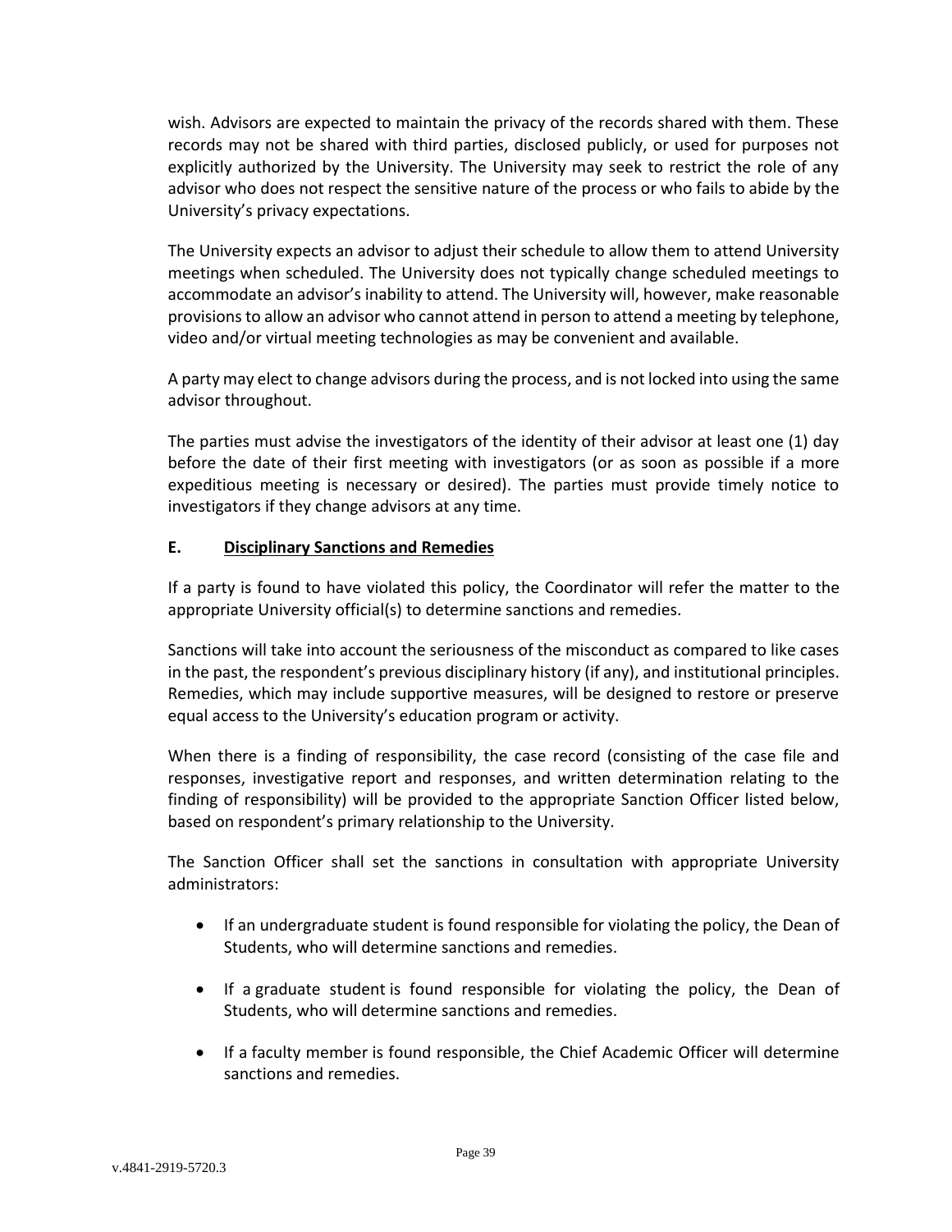wish. Advisors are expected to maintain the privacy of the records shared with them. These records may not be shared with third parties, disclosed publicly, or used for purposes not explicitly authorized by the University. The University may seek to restrict the role of any advisor who does not respect the sensitive nature of the process or who fails to abide by the University's privacy expectations.

The University expects an advisor to adjust their schedule to allow them to attend University meetings when scheduled. The University does not typically change scheduled meetings to accommodate an advisor's inability to attend. The University will, however, make reasonable provisions to allow an advisor who cannot attend in person to attend a meeting by telephone, video and/or virtual meeting technologies as may be convenient and available.

A party may elect to change advisors during the process, and is not locked into using the same advisor throughout.

The parties must advise the investigators of the identity of their advisor at least one (1) day before the date of their first meeting with investigators (or as soon as possible if a more expeditious meeting is necessary or desired). The parties must provide timely notice to investigators if they change advisors at any time.

### E. Disciplinary Sanctions and Remedies

If a party is found to have violated this policy, the Coordinator will refer the matter to the appropriate University official(s) to determine sanctions and remedies.

Sanctions will take into account the seriousness of the misconduct as compared to like cases in the past, the respondent's previous disciplinary history (if any), and institutional principles. Remedies, which may include supportive measures, will be designed to restore or preserve equal access to the University's education program or activity.

When there is a finding of responsibility, the case record (consisting of the case file and responses, investigative report and responses, and written determination relating to the finding of responsibility) will be provided to the appropriate Sanction Officer listed below, based on respondent's primary relationship to the University.

The Sanction Officer shall set the sanctions in consultation with appropriate University administrators:

- If an undergraduate student is found responsible for violating the policy, the Dean of Students, who will determine sanctions and remedies.
- If a graduate student is found responsible for violating the policy, the Dean of Students, who will determine sanctions and remedies.
- If a faculty member is found responsible, the Chief Academic Officer will determine sanctions and remedies.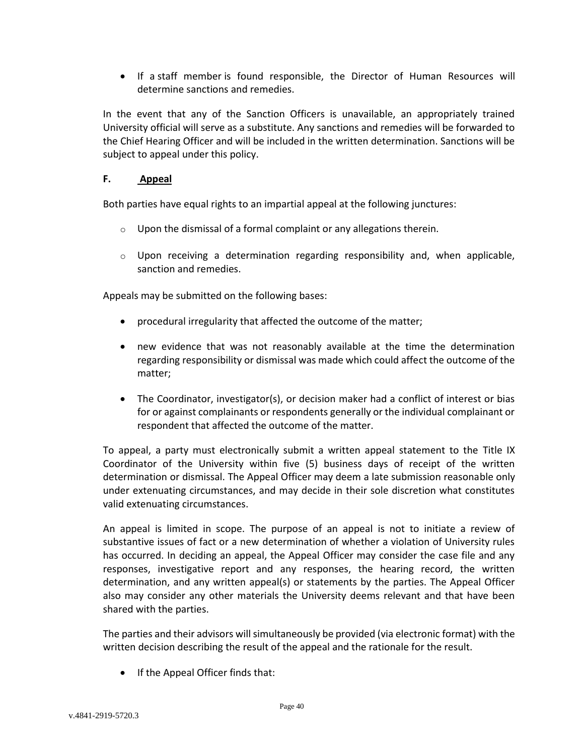- If a staff member is found responsible, the Director of Human Resources will determine sanctions and remedies.

In the event that any of the Sanction Officers is unavailable, an appropriately trained University official will serve as a substitute. Any sanctions and remedies will be forwarded to the Chief Hearing Officer and will be included in the written determination. Sanctions will be subject to appeal under this policy.

### F. Appeal

Both parties have equal rights to an impartial appeal at the following junctures:

- Upon the dismissal of a formal complaint or any allegations therein.
- Upon receiving a determination regarding responsibility and, when applicable, sanction and remedies.

Appeals may be submitted on the following bases:

- procedural irregularity that affected the outcome of the matter;
- new evidence that was not reasonably available at the time the determination regarding responsibility or dismissal was made which could affect the outcome of the matter;
- The Coordinator, investigator(s), or decision maker had a conflict of interest or bias for or against complainants or respondents generally or the individual complainant or respondent that affected the outcome of the matter.

To appeal, a party must electronically submit a written appeal statement to the Title IX Coordinator of the University within five (5) business days of receipt of the written determination or dismissal. The Appeal Officer may deem a late submission reasonable only under extenuating circumstances, and may decide in their sole discretion what constitutes valid extenuating circumstances.

An appeal is limited in scope. The purpose of an appeal is not to initiate a review of substantive issues of fact or a new determination of whether a violation of University rules has occurred. In deciding an appeal, the Appeal Officer may consider the case file and any responses, investigative report and any responses, the hearing record, the written determination, and any written appeal(s) or statements by the parties. The Appeal Officer also may consider any other materials the University deems relevant and that have been shared with the parties.

The parties and their advisors will simultaneously be provided (via electronic format) with the written decision describing the result of the appeal and the rationale for the result.

- If the Appeal Officer finds that: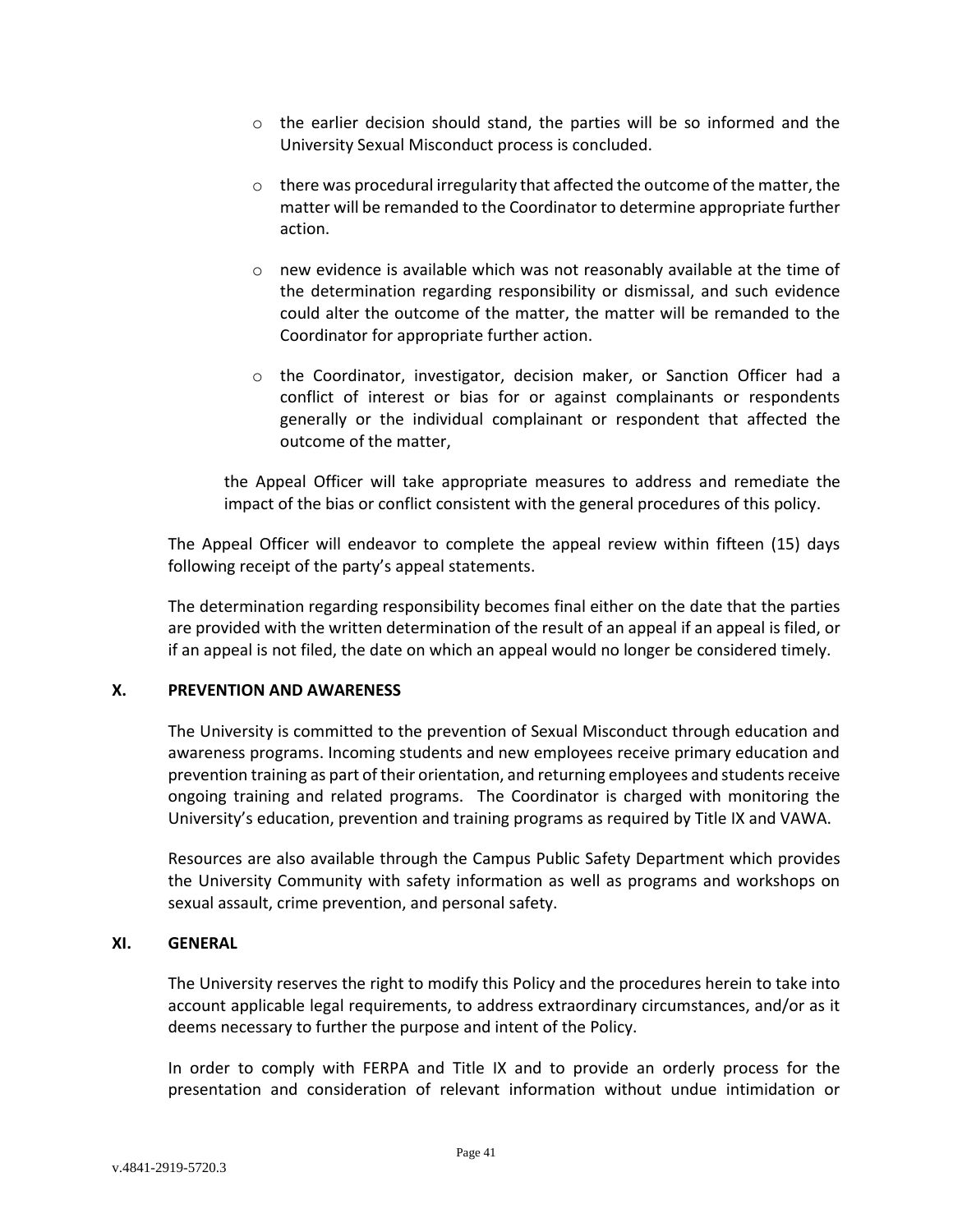- the earlier decision should stand, the parties will be so informed and the University Sexual Misconduct process is concluded.
- there was procedural irregularity that affected the outcome of the matter, the matter will be remanded to the Coordinator to determine appropriate further action.
- new evidence is available which was not reasonably available at the time of the determination regarding responsibility or dismissal, and such evidence could alter the outcome of the matter, the matter will be remanded to the Coordinator for appropriate further action.
- the Coordinator, investigator, decision maker, or Sanction Officer had a conflict of interest or bias for or against complainants or respondents generally or the individual complainant or respondent that affected the outcome of the matter,

the Appeal Officer will take appropriate measures to address and remediate the impact of the bias or conflict consistent with the general procedures of this policy.

The Appeal Officer will endeavor to complete the appeal review within fifteen (15) days following receipt of the party's appeal statements.

The determination regarding responsibility becomes final either on the date that the parties are provided with the written determination of the result of an appeal if an appeal is filed, or if an appeal is not filed, the date on which an appeal would no longer be considered timely.

## X. PREVENTION AND AWARENESS

The University is committed to the prevention of Sexual Misconduct through education and awareness programs. Incoming students and new employees receive primary education and prevention training as part of their orientation, and returning employees and students receive ongoing training and related programs. The Coordinator is charged with monitoring the University's education, prevention and training programs as required by Title IX and VAWA.

Resources are also available through the Campus Public Safety Department which provides the University Community with safety information as well as programs and workshops on sexual assault, crime prevention, and personal safety.

## XI. GENERAL

The University reserves the right to modify this Policy and the procedures herein to take into account applicable legal requirements, to address extraordinary circumstances, and/or as it deems necessary to further the purpose and intent of the Policy.

In order to comply with FERPA and Title IX and to provide an orderly process for the presentation and consideration of relevant information without undue intimidation or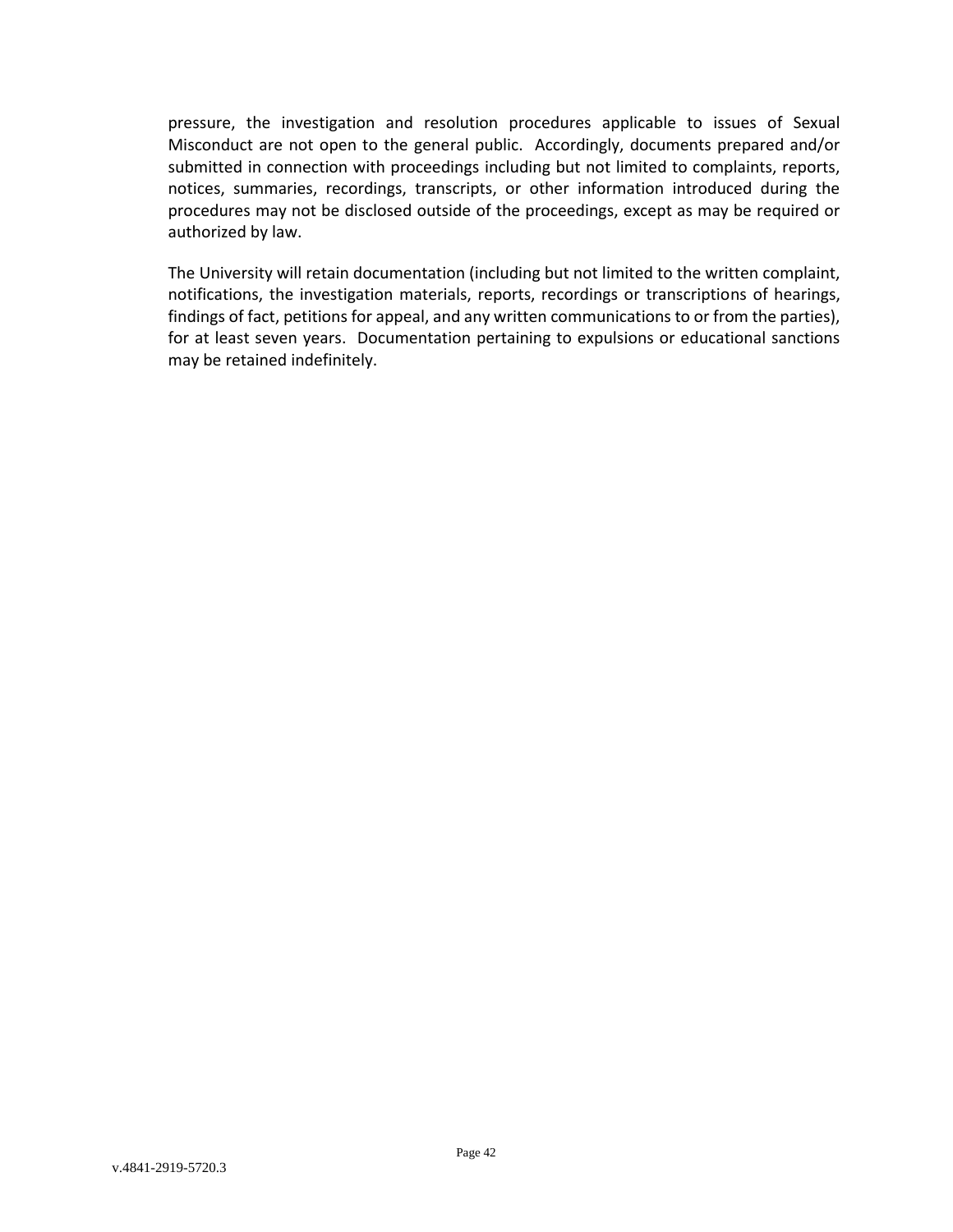pressure, the investigation and resolution procedures applicable to issues of Sexual Misconduct are not open to the general public. Accordingly, documents prepared and/or submitted in connection with proceedings including but not limited to complaints, reports, notices, summaries, recordings, transcripts, or other information introduced during the procedures may not be disclosed outside of the proceedings, except as may be required or authorized by law.

The University will retain documentation (including but not limited to the written complaint, notifications, the investigation materials, reports, recordings or transcriptions of hearings, findings of fact, petitions for appeal, and any written communications to or from the parties), for at least seven years. Documentation pertaining to expulsions or educational sanctions may be retained indefinitely.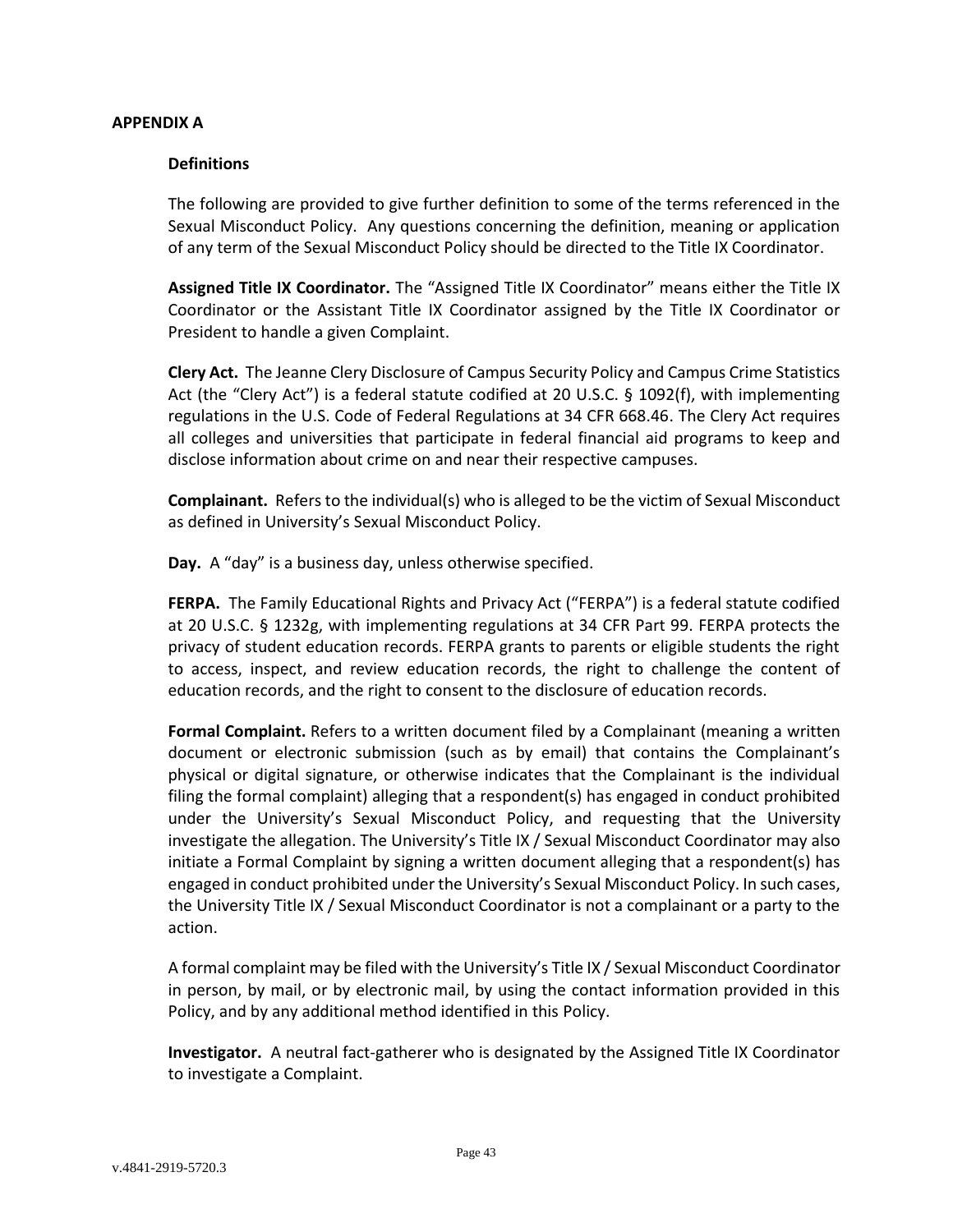## APPENDIX A

### Definitions

The following are provided to give further definition to some of the terms referenced in the Sexual Misconduct Policy. Any questions concerning the definition, meaning or application of any term of the Sexual Misconduct Policy should be directed to the Title IX Coordinator.

**Assigned Title IX Coordinator.** The "Assigned Title IX Coordinator" means either the Title IX Coordinator or the Assistant Title IX Coordinator assigned by the Title IX Coordinator or President to handle a given Complaint.

**Clery Act.** The Jeanne Clery Disclosure of Campus Security Policy and Campus Crime Statistics Act (the "Clery Act") is a federal statute codified at 20 U.S.C. § 1092(f), with implementing regulations in the U.S. Code of Federal Regulations at 34 CFR 668.46. The Clery Act requires all colleges and universities that participate in federal financial aid programs to keep and disclose information about crime on and near their respective campuses.

**Complainant.** Refers to the individual(s) who is alleged to be the victim of Sexual Misconduct as defined in University's Sexual Misconduct Policy.

**Day.** A "day" is a business day, unless otherwise specified.

**FERPA.** The Family Educational Rights and Privacy Act ("FERPA") is a federal statute codified at 20 U.S.C. § 1232g, with implementing regulations at 34 CFR Part 99. FERPA protects the privacy of student education records. FERPA grants to parents or eligible students the right to access, inspect, and review education records, the right to challenge the content of education records, and the right to consent to the disclosure of education records.

**Formal Complaint.** Refers to a written document filed by a Complainant (meaning a written document or electronic submission (such as by email) that contains the Complainant's physical or digital signature, or otherwise indicates that the Complainant is the individual filing the formal complaint) alleging that a respondent(s) has engaged in conduct prohibited under the University's Sexual Misconduct Policy, and requesting that the University investigate the allegation. The University's Title IX / Sexual Misconduct Coordinator may also initiate a Formal Complaint by signing a written document alleging that a respondent(s) has engaged in conduct prohibited under the University's Sexual Misconduct Policy. In such cases, the University Title IX / Sexual Misconduct Coordinator is not a complainant or a party to the action.

A formal complaint may be filed with the University's Title IX / Sexual Misconduct Coordinator in person, by mail, or by electronic mail, by using the contact information provided in this Policy, and by any additional method identified in this Policy.

**Investigator.** A neutral fact-gatherer who is designated by the Assigned Title IX Coordinator to investigate a Complaint.

v.4841-2919-5720.3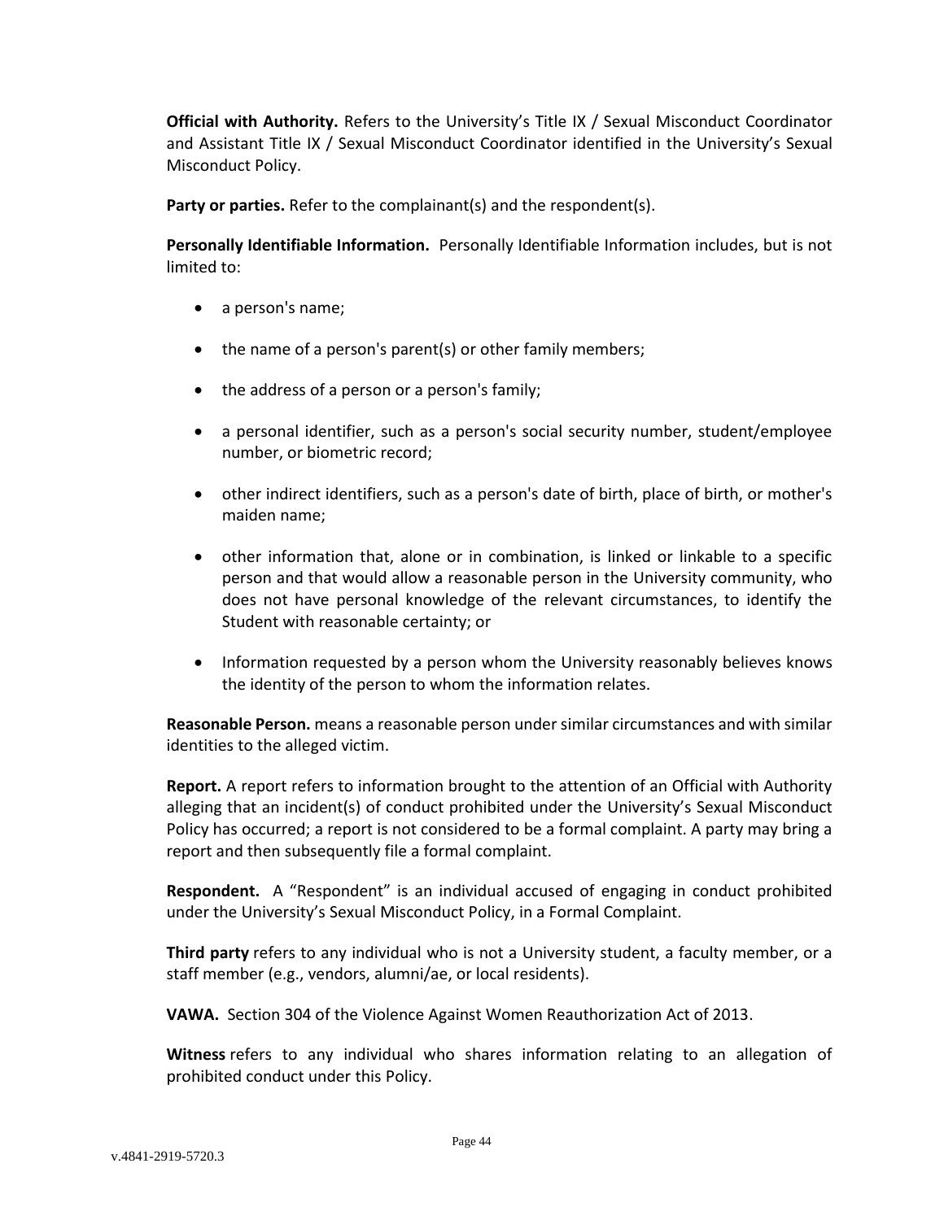**Official with Authority.** Refers to the University's Title IX / Sexual Misconduct Coordinator and Assistant Title IX / Sexual Misconduct Coordinator identified in the University's Sexual Misconduct Policy.

**Party or parties.** Refer to the complainant(s) and the respondent(s).

**Personally Identifiable Information.** Personally Identifiable Information includes, but is not limited to:

- a person's name;
- the name of a person's parent(s) or other family members;
- the address of a person or a person's family;
- a personal identifier, such as a person's social security number, student/employee number, or biometric record;
- other indirect identifiers, such as a person's date of birth, place of birth, or mother's maiden name;
- other information that, alone or in combination, is linked or linkable to a specific person and that would allow a reasonable person in the University community, who does not have personal knowledge of the relevant circumstances, to identify the Student with reasonable certainty; or
- Information requested by a person whom the University reasonably believes knows the identity of the person to whom the information relates.

**Reasonable Person.** means a reasonable person under similar circumstances and with similar identities to the alleged victim.

**Report.** A report refers to information brought to the attention of an Official with Authority alleging that an incident(s) of conduct prohibited under the University's Sexual Misconduct Policy has occurred; a report is not considered to be a formal complaint. A party may bring a report and then subsequently file a formal complaint.

**Respondent.** A "Respondent" is an individual accused of engaging in conduct prohibited under the University's Sexual Misconduct Policy, in a Formal Complaint.

**Third party** refers to any individual who is not a University student, a faculty member, or a staff member (e.g., vendors, alumni/ae, or local residents).

**VAWA.** Section 304 of the Violence Against Women Reauthorization Act of 2013.

**Witness** refers to any individual who shares information relating to an allegation of prohibited conduct under this Policy.

v.4841-2919-5720.3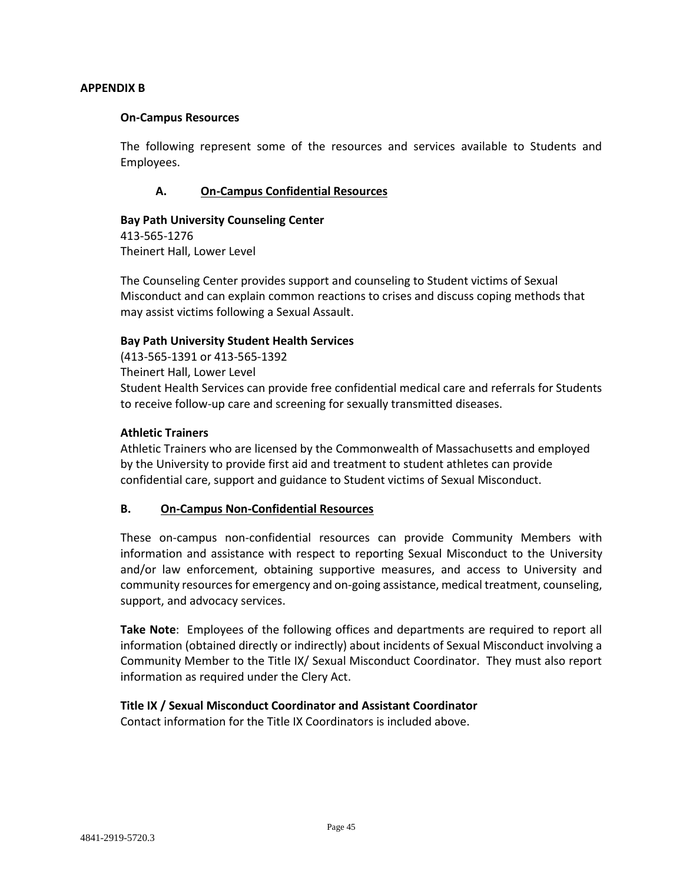## APPENDIX B

### On-Campus Resources

The following represent some of the resources and services available to Students and Employees.

#### A. <u>On-Campus Confidential Resources</u>

**Bay Path University Counseling Center**
413-565-1276
Theinert Hall, Lower Level

The Counseling Center provides support and counseling to Student victims of Sexual Misconduct and can explain common reactions to crises and discuss coping methods that may assist victims following a Sexual Assault.

**Bay Path University Student Health Services**
(413-565-1391 or 413-565-1392
Theinert Hall, Lower Level
Student Health Services can provide free confidential medical care and referrals for Students to receive follow-up care and screening for sexually transmitted diseases.

**Athletic Trainers**
Athletic Trainers who are licensed by the Commonwealth of Massachusetts and employed by the University to provide first aid and treatment to student athletes can provide confidential care, support and guidance to Student victims of Sexual Misconduct.

#### B. <u>On-Campus Non-Confidential Resources</u>

These on-campus non-confidential resources can provide Community Members with information and assistance with respect to reporting Sexual Misconduct to the University and/or law enforcement, obtaining supportive measures, and access to University and community resources for emergency and on-going assistance, medical treatment, counseling, support, and advocacy services.

**Take Note**: Employees of the following offices and departments are required to report all information (obtained directly or indirectly) about incidents of Sexual Misconduct involving a Community Member to the Title IX/ Sexual Misconduct Coordinator. They must also report information as required under the Clery Act.

**Title IX / Sexual Misconduct Coordinator and Assistant Coordinator**
Contact information for the Title IX Coordinators is included above.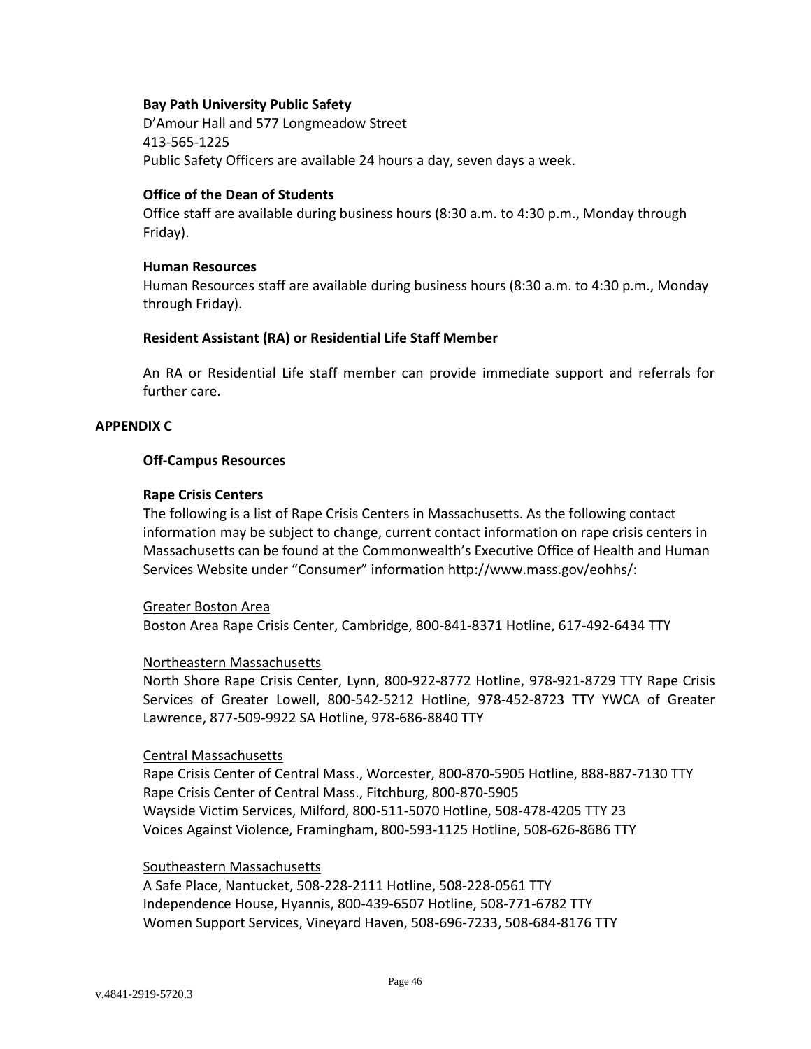**Bay Path University Public Safety**
D'Amour Hall and 577 Longmeadow Street
413-565-1225
Public Safety Officers are available 24 hours a day, seven days a week.

**Office of the Dean of Students**
Office staff are available during business hours (8:30 a.m. to 4:30 p.m., Monday through Friday).

**Human Resources**
Human Resources staff are available during business hours (8:30 a.m. to 4:30 p.m., Monday through Friday).

**Resident Assistant (RA) or Residential Life Staff Member**

An RA or Residential Life staff member can provide immediate support and referrals for further care.

## APPENDIX C

### Off-Campus Resources

**Rape Crisis Centers**
The following is a list of Rape Crisis Centers in Massachusetts. As the following contact information may be subject to change, current contact information on rape crisis centers in Massachusetts can be found at the Commonwealth's Executive Office of Health and Human Services Website under "Consumer" information http://www.mass.gov/eohhs/:

<u>Greater Boston Area</u>
Boston Area Rape Crisis Center, Cambridge, 800-841-8371 Hotline, 617-492-6434 TTY

<u>Northeastern Massachusetts</u>
North Shore Rape Crisis Center, Lynn, 800-922-8772 Hotline, 978-921-8729 TTY Rape Crisis Services of Greater Lowell, 800-542-5212 Hotline, 978-452-8723 TTY YWCA of Greater Lawrence, 877-509-9922 SA Hotline, 978-686-8840 TTY

<u>Central Massachusetts</u>
Rape Crisis Center of Central Mass., Worcester, 800-870-5905 Hotline, 888-887-7130 TTY
Rape Crisis Center of Central Mass., Fitchburg, 800-870-5905
Wayside Victim Services, Milford, 800-511-5070 Hotline, 508-478-4205 TTY 23
Voices Against Violence, Framingham, 800-593-1125 Hotline, 508-626-8686 TTY

<u>Southeastern Massachusetts</u>
A Safe Place, Nantucket, 508-228-2111 Hotline, 508-228-0561 TTY
Independence House, Hyannis, 800-439-6507 Hotline, 508-771-6782 TTY
Women Support Services, Vineyard Haven, 508-696-7233, 508-684-8176 TTY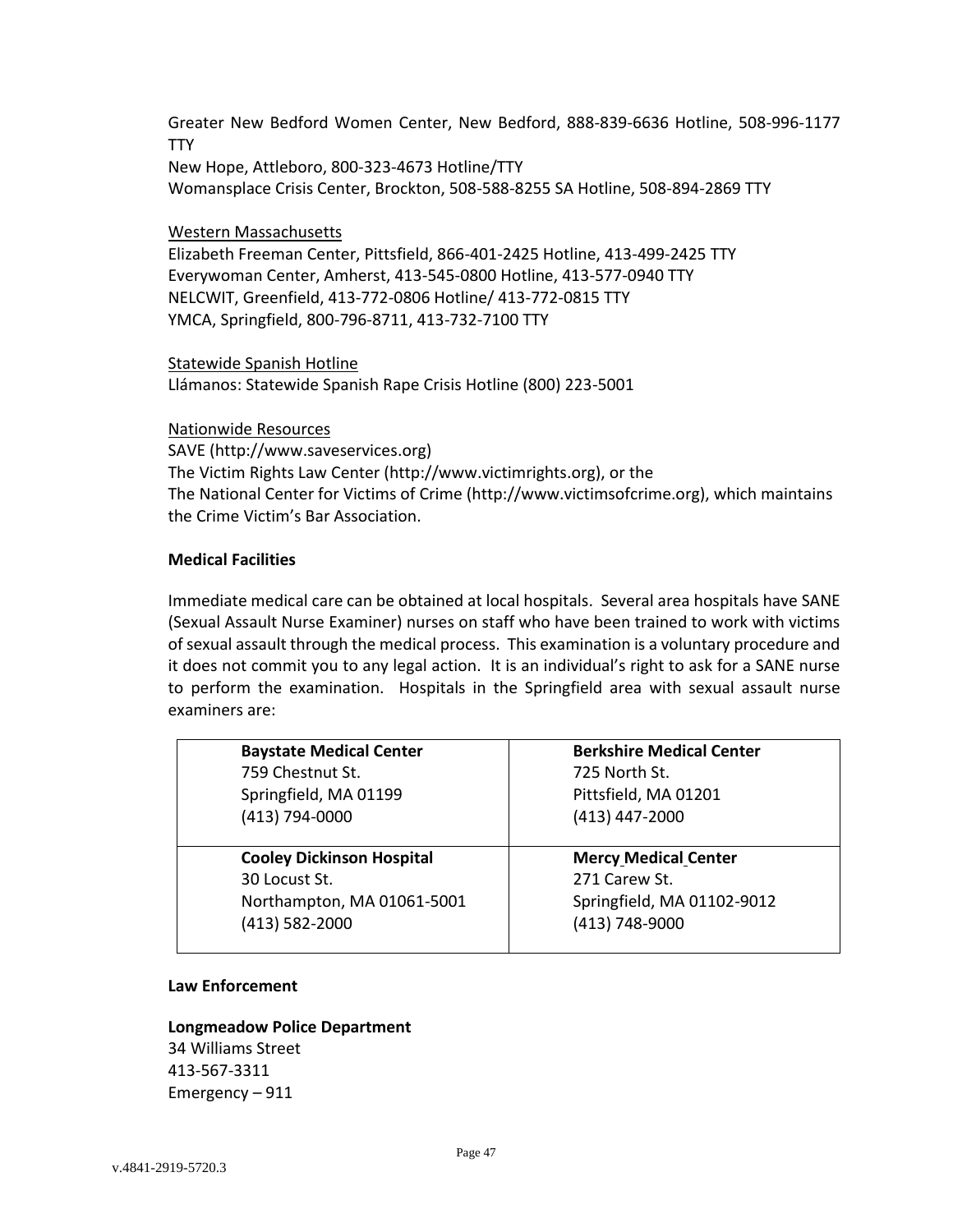Greater New Bedford Women Center, New Bedford, 888-839-6636 Hotline, 508-996-1177 TTY
New Hope, Attleboro, 800-323-4673 Hotline/TTY
Womansplace Crisis Center, Brockton, 508-588-8255 SA Hotline, 508-894-2869 TTY

Western Massachusetts
Elizabeth Freeman Center, Pittsfield, 866-401-2425 Hotline, 413-499-2425 TTY
Everywoman Center, Amherst, 413-545-0800 Hotline, 413-577-0940 TTY
NELCWIT, Greenfield, 413-772-0806 Hotline/ 413-772-0815 TTY
YMCA, Springfield, 800-796-8711, 413-732-7100 TTY

Statewide Spanish Hotline
Llámanos: Statewide Spanish Rape Crisis Hotline (800) 223-5001

Nationwide Resources
SAVE (http://www.saveservices.org)
The Victim Rights Law Center (http://www.victimrights.org), or the
The National Center for Victims of Crime (http://www.victimsofcrime.org), which maintains the Crime Victim's Bar Association.

**Medical Facilities**

Immediate medical care can be obtained at local hospitals. Several area hospitals have SANE (Sexual Assault Nurse Examiner) nurses on staff who have been trained to work with victims of sexual assault through the medical process. This examination is a voluntary procedure and it does not commit you to any legal action. It is an individual's right to ask for a SANE nurse to perform the examination. Hospitals in the Springfield area with sexual assault nurse examiners are:

| | |
|---|---|
| **Baystate Medical Center**<br>759 Chestnut St.<br>Springfield, MA 01199<br>(413) 794-0000 | **Berkshire Medical Center**<br>725 North St.<br>Pittsfield, MA 01201<br>(413) 447-2000 |
| **Cooley Dickinson Hospital**<br>30 Locust St.<br>Northampton, MA 01061-5001<br>(413) 582-2000 | **Mercy Medical Center**<br>271 Carew St.<br>Springfield, MA 01102-9012<br>(413) 748-9000 |

**Law Enforcement**

**Longmeadow Police Department**
34 Williams Street
413-567-3311
Emergency – 911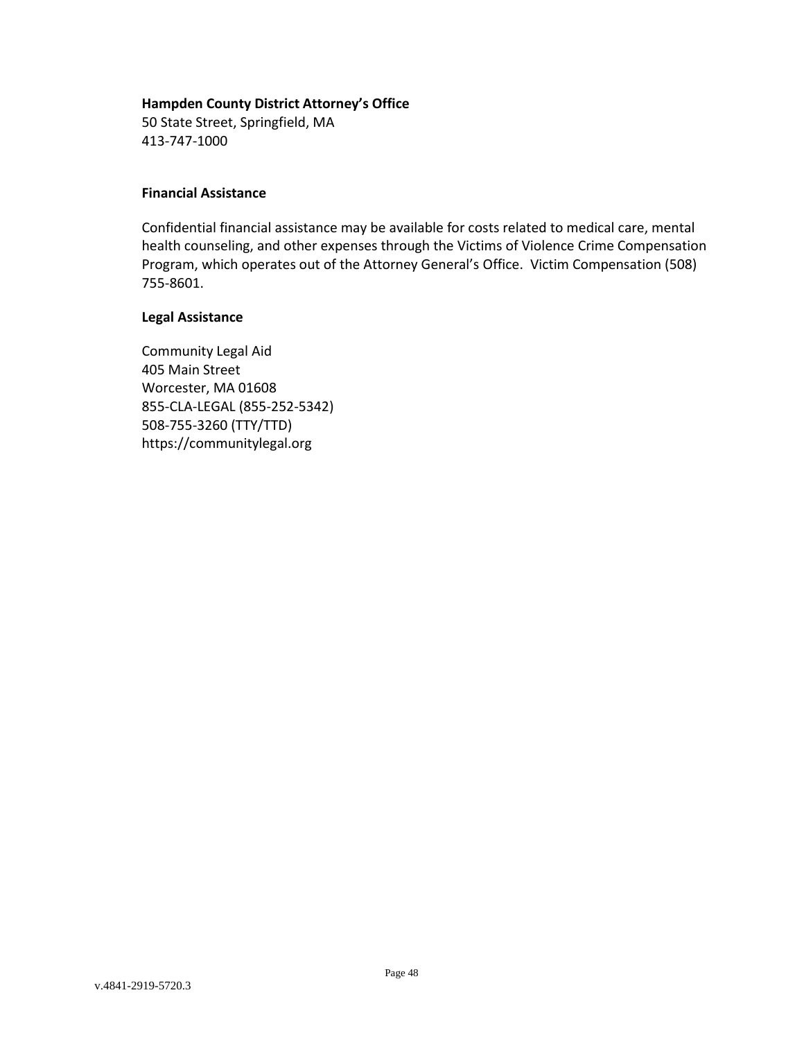**Hampden County District Attorney's Office**
50 State Street, Springfield, MA
413-747-1000

**Financial Assistance**

Confidential financial assistance may be available for costs related to medical care, mental health counseling, and other expenses through the Victims of Violence Crime Compensation Program, which operates out of the Attorney General's Office. Victim Compensation (508) 755-8601.

**Legal Assistance**

Community Legal Aid
405 Main Street
Worcester, MA 01608
855-CLA-LEGAL (855-252-5342)
508-755-3260 (TTY/TTD)
https://communitylegal.org

v.4841-2919-5720.3